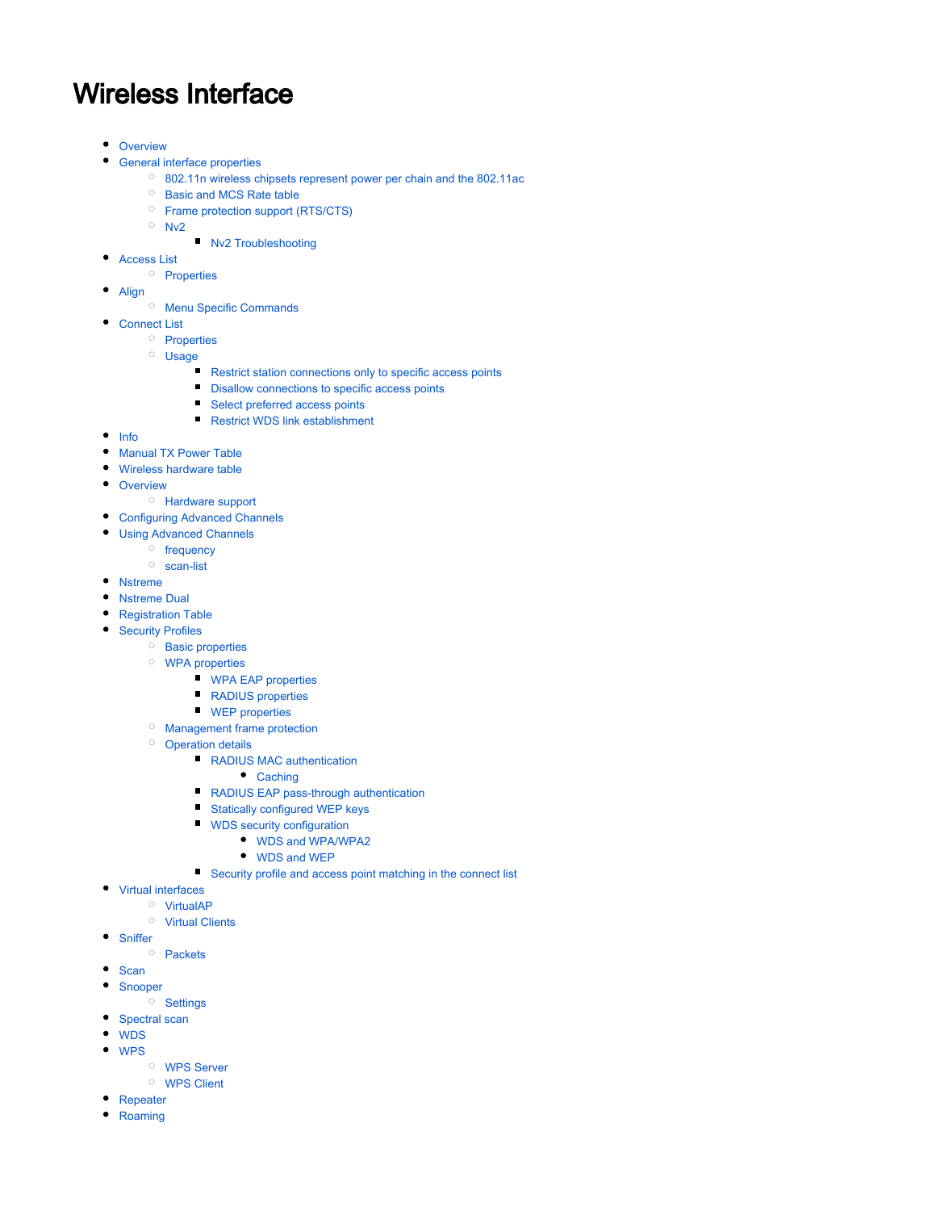# Wireless Interface

- Overview
- General interface properties
    - 802.11n wireless chipsets represent power per chain and the 802.11ac
    - Basic and MCS Rate table
    - Frame protection support (RTS/CTS)
    - Nv2
        - Nv2 Troubleshooting
- Access List
    - Properties
- Align
    - Menu Specific Commands
- Connect List
    - Properties
    - Usage
        - Restrict station connections only to specific access points
        - Disallow connections to specific access points
        - Select preferred access points
        - Restrict WDS link establishment
- Info
- Manual TX Power Table
- Wireless hardware table
- Overview
    - Hardware support
- Configuring Advanced Channels
- Using Advanced Channels
    - frequency
    - scan-list
- Nstreme
- Nstreme Dual
- Registration Table
- Security Profiles
    - Basic properties
    - WPA properties
        - WPA EAP properties
        - RADIUS properties
        - WEP properties
    - Management frame protection
    - Operation details
        - RADIUS MAC authentication
            - Caching
        - RADIUS EAP pass-through authentication
        - Statically configured WEP keys
        - WDS security configuration
            - WDS and WPA/WPA2
            - WDS and WEP
        - Security profile and access point matching in the connect list
- Virtual interfaces
    - VirtualAP
    - Virtual Clients
- Sniffer
    - Packets
- Scan
- Snooper
    - Settings
- Spectral scan
- WDS
- WPS
    - WPS Server
    - WPS Client
- Repeater
- Roaming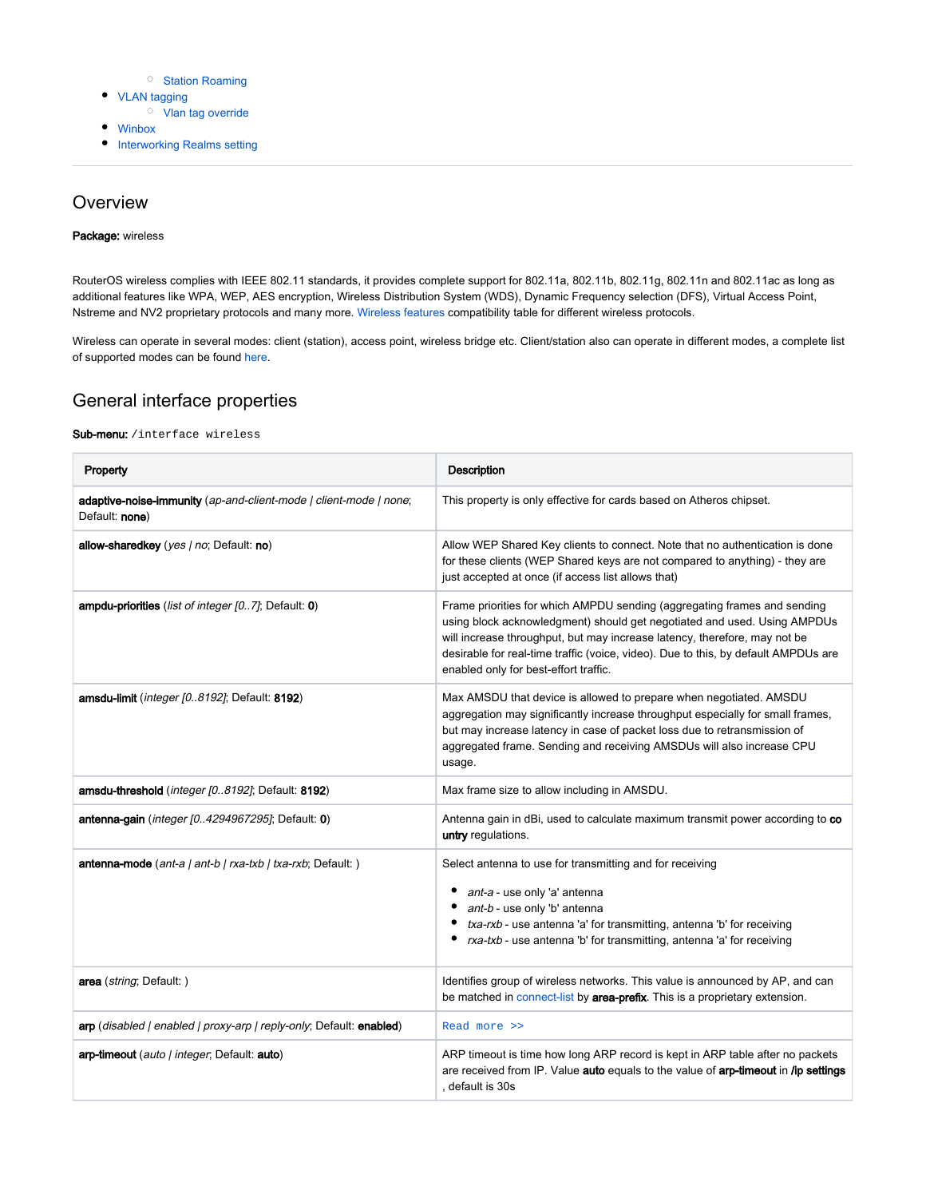- Station Roaming
- VLAN tagging
  - Vlan tag override
- Winbox
- Interworking Realms setting

---

## Overview

**Package:** wireless

RouterOS wireless complies with IEEE 802.11 standards, it provides complete support for 802.11a, 802.11b, 802.11g, 802.11n and 802.11ac as long as additional features like WPA, WEP, AES encryption, Wireless Distribution System (WDS), Dynamic Frequency selection (DFS), Virtual Access Point, Nstreme and NV2 proprietary protocols and many more. Wireless features compatibility table for different wireless protocols.

Wireless can operate in several modes: client (station), access point, wireless bridge etc. Client/station also can operate in different modes, a complete list of supported modes can be found here.

## General interface properties

**Sub-menu:** `/interface wireless`

| Property | Description |
|---|---|
| **adaptive-noise-immunity** (*ap-and-client-mode \| client-mode \| none*; Default: **none**) | This property is only effective for cards based on Atheros chipset. |
| **allow-sharedkey** (*yes \| no*; Default: **no**) | Allow WEP Shared Key clients to connect. Note that no authentication is done for these clients (WEP Shared keys are not compared to anything) - they are just accepted at once (if access list allows that) |
| **ampdu-priorities** (*list of integer [0..7]*; Default: **0**) | Frame priorities for which AMPDU sending (aggregating frames and sending using block acknowledgment) should get negotiated and used. Using AMPDUs will increase throughput, but may increase latency, therefore, may not be desirable for real-time traffic (voice, video). Due to this, by default AMPDUs are enabled only for best-effort traffic. |
| **amsdu-limit** (*integer [0..8192]*; Default: **8192**) | Max AMSDU that device is allowed to prepare when negotiated. AMSDU aggregation may significantly increase throughput especially for small frames, but may increase latency in case of packet loss due to retransmission of aggregated frame. Sending and receiving AMSDUs will also increase CPU usage. |
| **amsdu-threshold** (*integer [0..8192]*; Default: **8192**) | Max frame size to allow including in AMSDU. |
| **antenna-gain** (*integer [0..4294967295]*; Default: **0**) | Antenna gain in dBi, used to calculate maximum transmit power according to **country** regulations. |
| **antenna-mode** (*ant-a \| ant-b \| rxa-txb \| txa-rxb*; Default: ) | Select antenna to use for transmitting and for receiving<br>- *ant-a* - use only 'a' antenna<br>- *ant-b* - use only 'b' antenna<br>- *txa-rxb* - use antenna 'a' for transmitting, antenna 'b' for receiving<br>- *rxa-txb* - use antenna 'b' for transmitting, antenna 'a' for receiving |
| **area** (*string*; Default: ) | Identifies group of wireless networks. This value is announced by AP, and can be matched in connect-list by **area-prefix**. This is a proprietary extension. |
| **arp** (*disabled \| enabled \| proxy-arp \| reply-only*; Default: **enabled**) | `Read more >>` |
| **arp-timeout** (*auto \| integer*; Default: **auto**) | ARP timeout is time how long ARP record is kept in ARP table after no packets are received from IP. Value **auto** equals to the value of **arp-timeout** in **/ip settings**, default is 30s |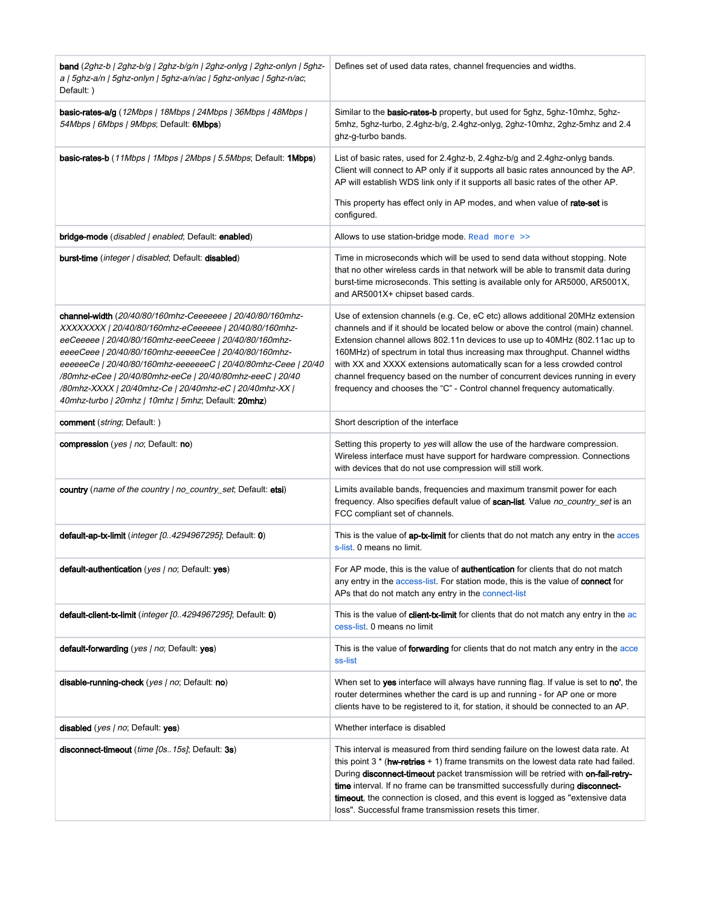| | |
|---|---|
| **band** (*2ghz-b \| 2ghz-b/g \| 2ghz-b/g/n \| 2ghz-onlyg \| 2ghz-onlyn \| 5ghz-a \| 5ghz-a/n \| 5ghz-onlyn \| 5ghz-a/n/ac \| 5ghz-onlyac \| 5ghz-n/ac*; Default: ) | Defines set of used data rates, channel frequencies and widths. |
| **basic-rates-a/g** (*12Mbps \| 18Mbps \| 24Mbps \| 36Mbps \| 48Mbps \| 54Mbps \| 6Mbps \| 9Mbps*; Default: **6Mbps**) | Similar to the **basic-rates-b** property, but used for 5ghz, 5ghz-10mhz, 5ghz-5mhz, 5ghz-turbo, 2.4ghz-b/g, 2.4ghz-onlyg, 2ghz-10mhz, 2ghz-5mhz and 2.4 ghz-g-turbo bands. |
| **basic-rates-b** (*11Mbps \| 1Mbps \| 2Mbps \| 5.5Mbps*; Default: **1Mbps**) | List of basic rates, used for 2.4ghz-b, 2.4ghz-b/g and 2.4ghz-onlyg bands. Client will connect to AP only if it supports all basic rates announced by the AP. AP will establish WDS link only if it supports all basic rates of the other AP.<br><br>This property has effect only in AP modes, and when value of **rate-set** is configured. |
| **bridge-mode** (*disabled \| enabled*; Default: **enabled**) | Allows to use station-bridge mode. `Read more >>` |
| **burst-time** (*integer \| disabled*; Default: **disabled**) | Time in microseconds which will be used to send data without stopping. Note that no other wireless cards in that network will be able to transmit data during burst-time microseconds. This setting is available only for AR5000, AR5001X, and AR5001X+ chipset based cards. |
| **channel-width** (*20/40/80/160mhz-Ceeeeeee \| 20/40/80/160mhz-XXXXXXXX \| 20/40/80/160mhz-eCeeeeee \| 20/40/80/160mhz-eeCeeeee \| 20/40/80/160mhz-eeeCeeee \| 20/40/80/160mhz-eeeeCeee \| 20/40/80/160mhz-eeeeeCee \| 20/40/80/160mhz-eeeeeeCe \| 20/40/80/160mhz-eeeeeeeC \| 20/40/80mhz-Ceee \| 20/40/80mhz-eCee \| 20/40/80mhz-eeCe \| 20/40/80mhz-eeeC \| 20/40/80mhz-XXXX \| 20/40mhz-Ce \| 20/40mhz-eC \| 20/40mhz-XX \| 40mhz-turbo \| 20mhz \| 10mhz \| 5mhz*; Default: **20mhz**) | Use of extension channels (e.g. Ce, eC etc) allows additional 20MHz extension channels and if it should be located below or above the control (main) channel. Extension channel allows 802.11n devices to use up to 40MHz (802.11ac up to 160MHz) of spectrum in total thus increasing max throughput. Channel widths with XX and XXXX extensions automatically scan for a less crowded control channel frequency based on the number of concurrent devices running in every frequency and chooses the "C" - Control channel frequency automatically. |
| **comment** (*string*; Default: ) | Short description of the interface |
| **compression** (*yes \| no*; Default: **no**) | Setting this property to *yes* will allow the use of the hardware compression. Wireless interface must have support for hardware compression. Connections with devices that do not use compression will still work. |
| **country** (*name of the country \| no_country_set*; Default: **etsi**) | Limits available bands, frequencies and maximum transmit power for each frequency. Also specifies default value of **scan-list**. Value *no_country_set* is an FCC compliant set of channels. |
| **default-ap-tx-limit** (*integer [0..4294967295]*; Default: **0**) | This is the value of **ap-tx-limit** for clients that do not match any entry in the access-list. 0 means no limit. |
| **default-authentication** (*yes \| no*; Default: **yes**) | For AP mode, this is the value of **authentication** for clients that do not match any entry in the access-list. For station mode, this is the value of **connect** for APs that do not match any entry in the connect-list |
| **default-client-tx-limit** (*integer [0..4294967295]*; Default: **0**) | This is the value of **client-tx-limit** for clients that do not match any entry in the access-list. 0 means no limit |
| **default-forwarding** (*yes \| no*; Default: **yes**) | This is the value of **forwarding** for clients that do not match any entry in the access-list |
| **disable-running-check** (*yes \| no*; Default: **no**) | When set to **yes** interface will always have running flag. If value is set to **no'**, the router determines whether the card is up and running - for AP one or more clients have to be registered to it, for station, it should be connected to an AP. |
| **disabled** (*yes \| no*; Default: **yes**) | Whether interface is disabled |
| **disconnect-timeout** (*time [0s..15s]*; Default: **3s**) | This interval is measured from third sending failure on the lowest data rate. At this point 3 * (**hw-retries** + 1) frame transmits on the lowest data rate had failed. During **disconnect-timeout** packet transmission will be retried with **on-fail-retry-time** interval. If no frame can be transmitted successfully during **disconnect-timeout**, the connection is closed, and this event is logged as "extensive data loss". Successful frame transmission resets this timer. |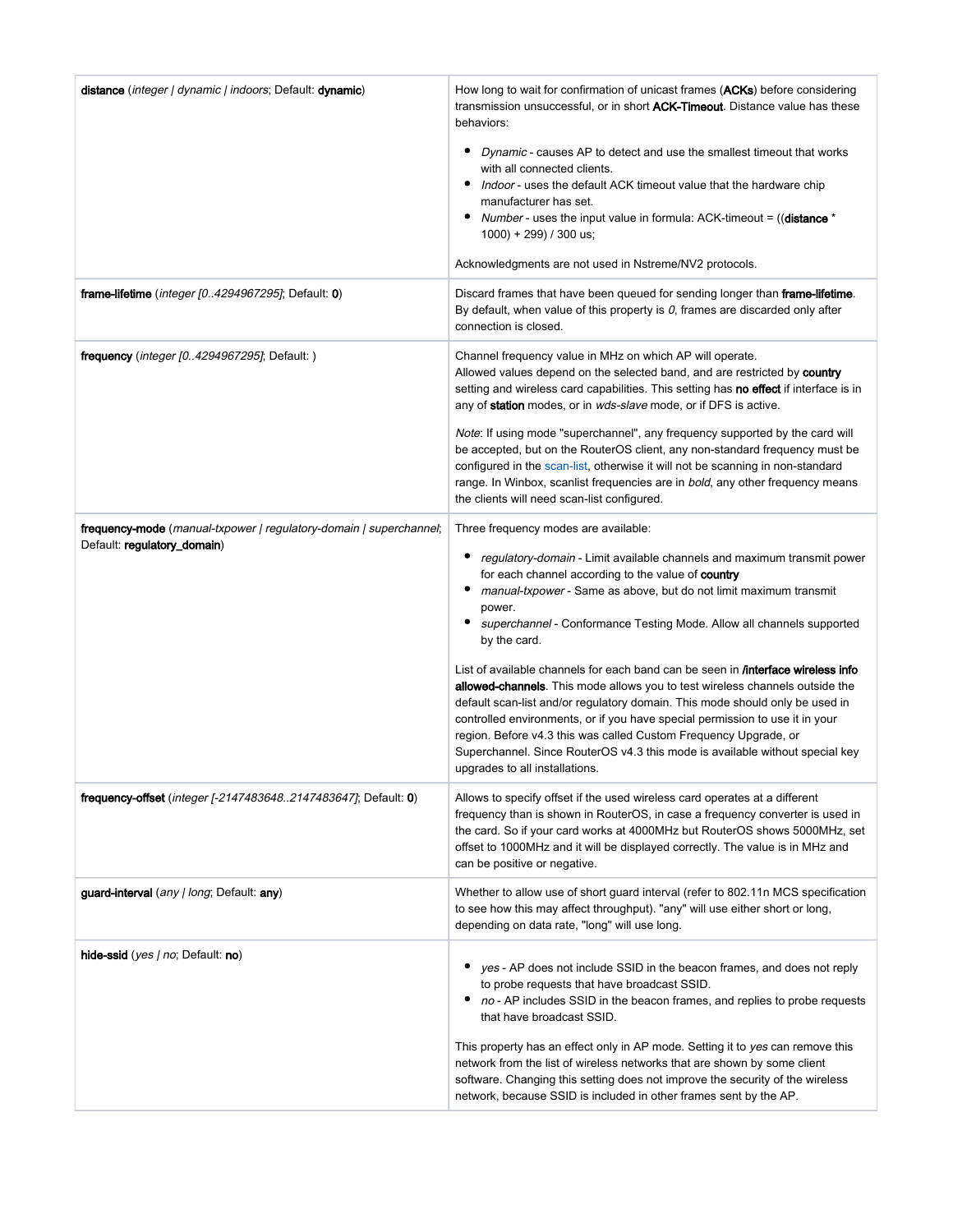| | |
|---|---|
| **distance** (*integer \| dynamic \| indoors*; Default: **dynamic**) | How long to wait for confirmation of unicast frames (**ACKs**) before considering transmission unsuccessful, or in short **ACK-Timeout**. Distance value has these behaviors:<br><br>• *Dynamic* - causes AP to detect and use the smallest timeout that works with all connected clients.<br>• *Indoor* - uses the default ACK timeout value that the hardware chip manufacturer has set.<br>• *Number* - uses the input value in formula: ACK-timeout = ((**distance** * 1000) + 299) / 300 us;<br><br>Acknowledgments are not used in Nstreme/NV2 protocols. |
| **frame-lifetime** (*integer [0..4294967295]*; Default: **0**) | Discard frames that have been queued for sending longer than **frame-lifetime**. By default, when value of this property is *0*, frames are discarded only after connection is closed. |
| **frequency** (*integer [0..4294967295]*; Default: ) | Channel frequency value in MHz on which AP will operate.<br>Allowed values depend on the selected band, and are restricted by **country** setting and wireless card capabilities. This setting has **no effect** if interface is in any of **station** modes, or in *wds-slave* mode, or if DFS is active.<br><br>*Note*: If using mode "superchannel", any frequency supported by the card will be accepted, but on the RouterOS client, any non-standard frequency must be configured in the scan-list, otherwise it will not be scanning in non-standard range. In Winbox, scanlist frequencies are in *bold*, any other frequency means the clients will need scan-list configured. |
| **frequency-mode** (*manual-txpower \| regulatory-domain \| superchannel*; Default: **regulatory_domain**) | Three frequency modes are available:<br><br>• *regulatory-domain* - Limit available channels and maximum transmit power for each channel according to the value of **country**<br>• *manual-txpower* - Same as above, but do not limit maximum transmit power.<br>• *superchannel* - Conformance Testing Mode. Allow all channels supported by the card.<br><br>List of available channels for each band can be seen in **/interface wireless info allowed-channels**. This mode allows you to test wireless channels outside the default scan-list and/or regulatory domain. This mode should only be used in controlled environments, or if you have special permission to use it in your region. Before v4.3 this was called Custom Frequency Upgrade, or Superchannel. Since RouterOS v4.3 this mode is available without special key upgrades to all installations. |
| **frequency-offset** (*integer [-2147483648..2147483647]*; Default: **0**) | Allows to specify offset if the used wireless card operates at a different frequency than is shown in RouterOS, in case a frequency converter is used in the card. So if your card works at 4000MHz but RouterOS shows 5000MHz, set offset to 1000MHz and it will be displayed correctly. The value is in MHz and can be positive or negative. |
| **guard-interval** (*any \| long*; Default: **any**) | Whether to allow use of short guard interval (refer to 802.11n MCS specification to see how this may affect throughput). "any" will use either short or long, depending on data rate, "long" will use long. |
| **hide-ssid** (*yes \| no*; Default: **no**) | • *yes* - AP does not include SSID in the beacon frames, and does not reply to probe requests that have broadcast SSID.<br>• *no* - AP includes SSID in the beacon frames, and replies to probe requests that have broadcast SSID.<br><br>This property has an effect only in AP mode. Setting it to *yes* can remove this network from the list of wireless networks that are shown by some client software. Changing this setting does not improve the security of the wireless network, because SSID is included in other frames sent by the AP. |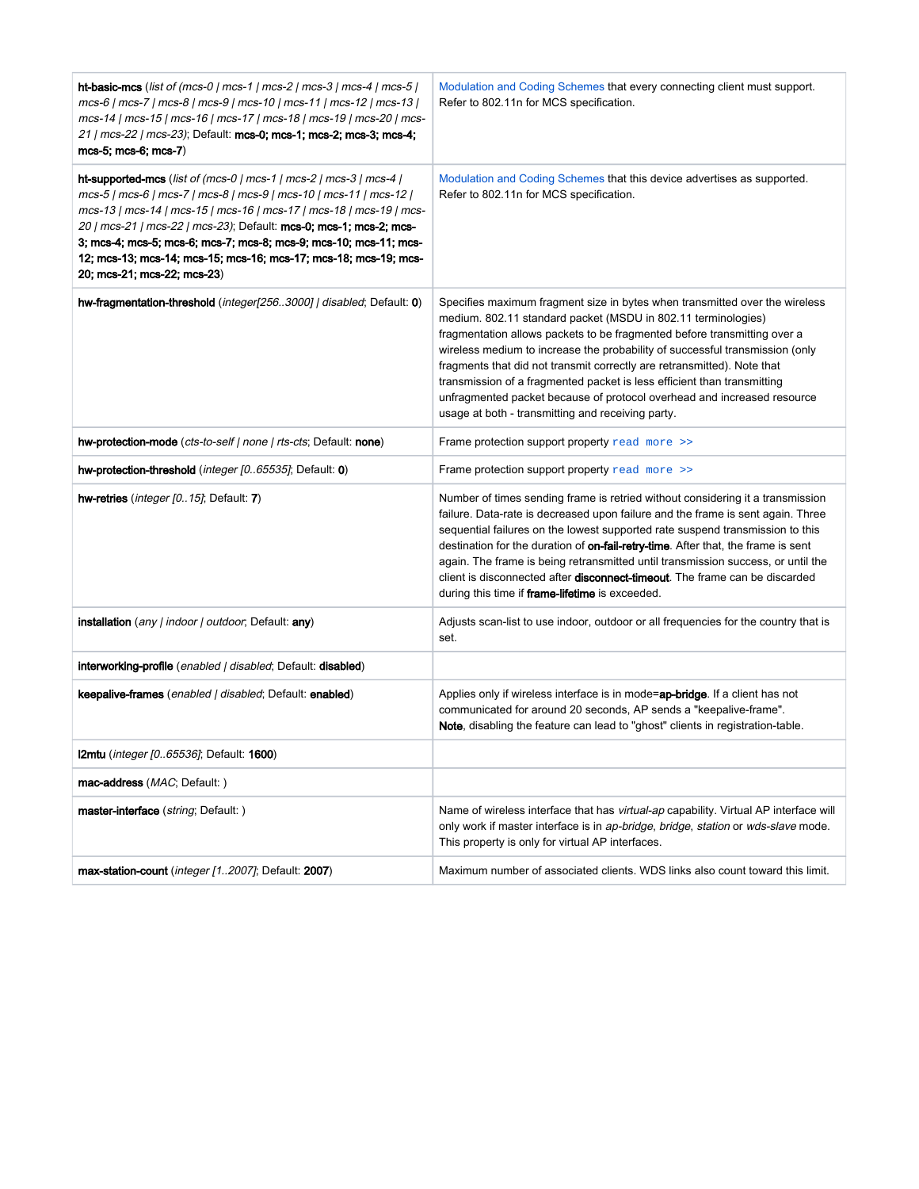| | |
|---|---|
| **ht-basic-mcs** (*list of (mcs-0 \| mcs-1 \| mcs-2 \| mcs-3 \| mcs-4 \| mcs-5 \| mcs-6 \| mcs-7 \| mcs-8 \| mcs-9 \| mcs-10 \| mcs-11 \| mcs-12 \| mcs-13 \| mcs-14 \| mcs-15 \| mcs-16 \| mcs-17 \| mcs-18 \| mcs-19 \| mcs-20 \| mcs-21 \| mcs-22 \| mcs-23)*; Default: **mcs-0; mcs-1; mcs-2; mcs-3; mcs-4; mcs-5; mcs-6; mcs-7**) | Modulation and Coding Schemes that every connecting client must support. Refer to 802.11n for MCS specification. |
| **ht-supported-mcs** (*list of (mcs-0 \| mcs-1 \| mcs-2 \| mcs-3 \| mcs-4 \| mcs-5 \| mcs-6 \| mcs-7 \| mcs-8 \| mcs-9 \| mcs-10 \| mcs-11 \| mcs-12 \| mcs-13 \| mcs-14 \| mcs-15 \| mcs-16 \| mcs-17 \| mcs-18 \| mcs-19 \| mcs-20 \| mcs-21 \| mcs-22 \| mcs-23)*; Default: **mcs-0; mcs-1; mcs-2; mcs-3; mcs-4; mcs-5; mcs-6; mcs-7; mcs-8; mcs-9; mcs-10; mcs-11; mcs-12; mcs-13; mcs-14; mcs-15; mcs-16; mcs-17; mcs-18; mcs-19; mcs-20; mcs-21; mcs-22; mcs-23**) | Modulation and Coding Schemes that this device advertises as supported. Refer to 802.11n for MCS specification. |
| **hw-fragmentation-threshold** (*integer[256..3000] \| disabled*; Default: **0**) | Specifies maximum fragment size in bytes when transmitted over the wireless medium. 802.11 standard packet (MSDU in 802.11 terminologies) fragmentation allows packets to be fragmented before transmitting over a wireless medium to increase the probability of successful transmission (only fragments that did not transmit correctly are retransmitted). Note that transmission of a fragmented packet is less efficient than transmitting unfragmented packet because of protocol overhead and increased resource usage at both - transmitting and receiving party. |
| **hw-protection-mode** (*cts-to-self \| none \| rts-cts*; Default: **none**) | Frame protection support property `read more >>` |
| **hw-protection-threshold** (*integer [0..65535]*; Default: **0**) | Frame protection support property `read more >>` |
| **hw-retries** (*integer [0..15]*; Default: **7**) | Number of times sending frame is retried without considering it a transmission failure. Data-rate is decreased upon failure and the frame is sent again. Three sequential failures on the lowest supported rate suspend transmission to this destination for the duration of **on-fail-retry-time**. After that, the frame is sent again. The frame is being retransmitted until transmission success, or until the client is disconnected after **disconnect-timeout**. The frame can be discarded during this time if **frame-lifetime** is exceeded. |
| **installation** (*any \| indoor \| outdoor*; Default: **any**) | Adjusts scan-list to use indoor, outdoor or all frequencies for the country that is set. |
| **interworking-profile** (*enabled \| disabled*; Default: **disabled**) | |
| **keepalive-frames** (*enabled \| disabled*; Default: **enabled**) | Applies only if wireless interface is in mode=**ap-bridge**. If a client has not communicated for around 20 seconds, AP sends a "keepalive-frame". **Note**, disabling the feature can lead to "ghost" clients in registration-table. |
| **l2mtu** (*integer [0..65536]*; Default: **1600**) | |
| **mac-address** (*MAC*; Default: ) | |
| **master-interface** (*string*; Default: ) | Name of wireless interface that has *virtual-ap* capability. Virtual AP interface will only work if master interface is in *ap-bridge*, *bridge*, *station* or *wds-slave* mode. This property is only for virtual AP interfaces. |
| **max-station-count** (*integer [1..2007]*; Default: **2007**) | Maximum number of associated clients. WDS links also count toward this limit. |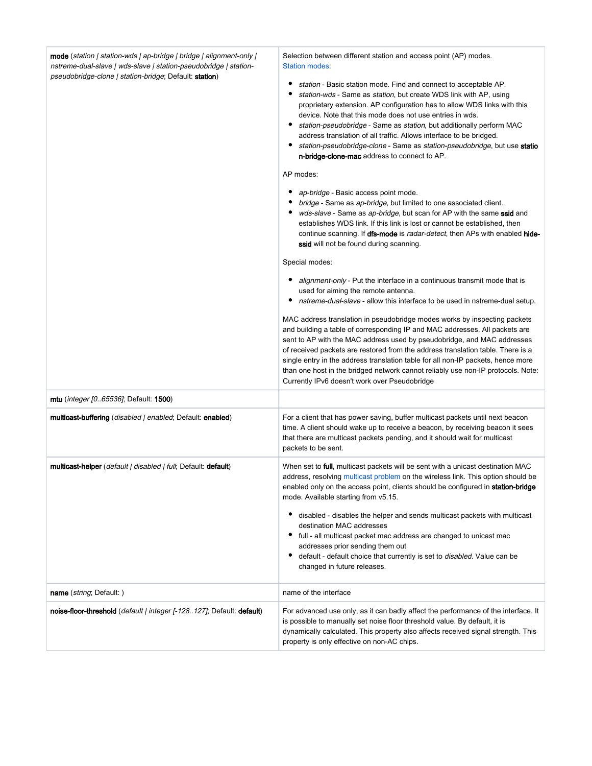| | |
|---|---|
| **mode** (*station \| station-wds \| ap-bridge \| bridge \| alignment-only \| nstreme-dual-slave \| wds-slave \| station-pseudobridge \| station-pseudobridge-clone \| station-bridge*; Default: **station**) | Selection between different station and access point (AP) modes.<br>Station modes:<br><br>• *station* - Basic station mode. Find and connect to acceptable AP.<br>• *station-wds* - Same as *station*, but create WDS link with AP, using proprietary extension. AP configuration has to allow WDS links with this device. Note that this mode does not use entries in wds.<br>• *station-pseudobridge* - Same as *station*, but additionally perform MAC address translation of all traffic. Allows interface to be bridged.<br>• *station-pseudobridge-clone* - Same as *station-pseudobridge*, but use **station-bridge-clone-mac** address to connect to AP.<br><br>AP modes:<br><br>• *ap-bridge* - Basic access point mode.<br>• *bridge* - Same as *ap-bridge*, but limited to one associated client.<br>• *wds-slave* - Same as *ap-bridge*, but scan for AP with the same **ssid** and establishes WDS link. If this link is lost or cannot be established, then continue scanning. If **dfs-mode** is *radar-detect*, then APs with enabled **hide-ssid** will not be found during scanning.<br><br>Special modes:<br><br>• *alignment-only* - Put the interface in a continuous transmit mode that is used for aiming the remote antenna.<br>• *nstreme-dual-slave* - allow this interface to be used in nstreme-dual setup.<br><br>MAC address translation in pseudobridge modes works by inspecting packets and building a table of corresponding IP and MAC addresses. All packets are sent to AP with the MAC address used by pseudobridge, and MAC addresses of received packets are restored from the address translation table. There is a single entry in the address translation table for all non-IP packets, hence more than one host in the bridged network cannot reliably use non-IP protocols. Note: Currently IPv6 doesn't work over Pseudobridge |
| **mtu** (*integer [0..65536]*; Default: **1500**) | |
| **multicast-buffering** (*disabled \| enabled*; Default: **enabled**) | For a client that has power saving, buffer multicast packets until next beacon time. A client should wake up to receive a beacon, by receiving beacon it sees that there are multicast packets pending, and it should wait for multicast packets to be sent. |
| **multicast-helper** (*default \| disabled \| full*; Default: **default**) | When set to **full**, multicast packets will be sent with a unicast destination MAC address, resolving multicast problem on the wireless link. This option should be enabled only on the access point, clients should be configured in **station-bridge** mode. Available starting from v5.15.<br><br>• disabled - disables the helper and sends multicast packets with multicast destination MAC addresses<br>• full - all multicast packet mac address are changed to unicast mac addresses prior sending them out<br>• default - default choice that currently is set to *disabled*. Value can be changed in future releases. |
| **name** (*string*; Default: ) | name of the interface |
| **noise-floor-threshold** (*default \| integer [-128..127]*; Default: **default**) | For advanced use only, as it can badly affect the performance of the interface. It is possible to manually set noise floor threshold value. By default, it is dynamically calculated. This property also affects received signal strength. This property is only effective on non-AC chips. |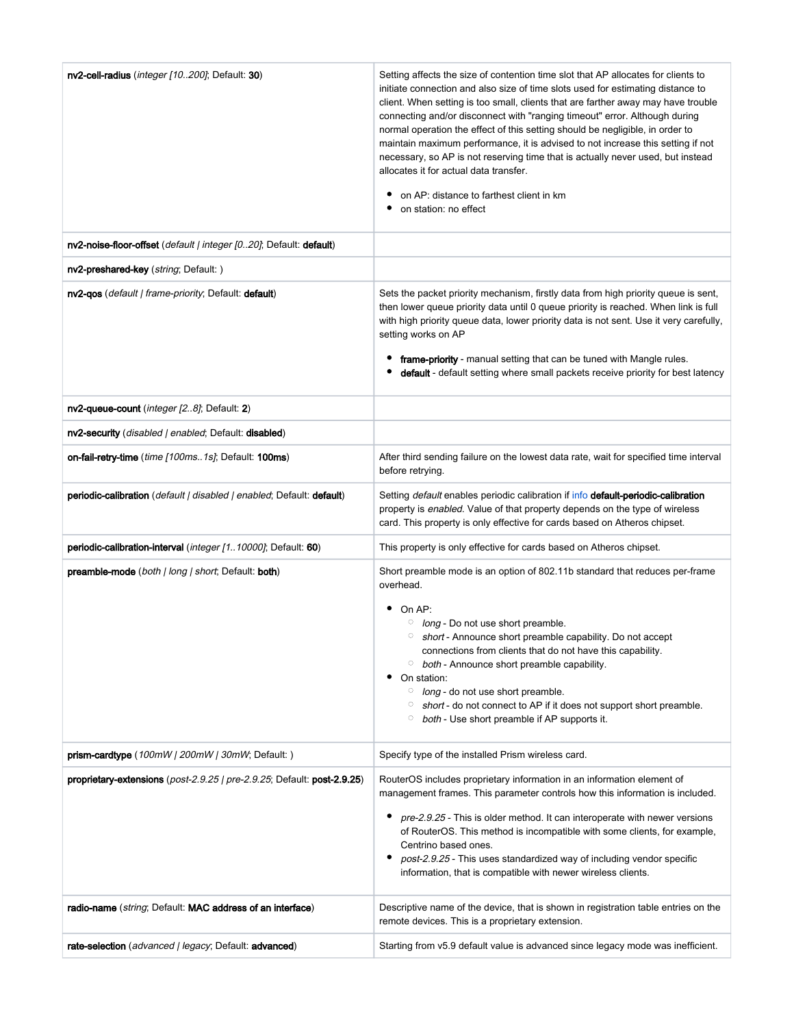| | |
|---|---|
| **nv2-cell-radius** (*integer [10..200]*; Default: **30**) | Setting affects the size of contention time slot that AP allocates for clients to initiate connection and also size of time slots used for estimating distance to client. When setting is too small, clients that are farther away may have trouble connecting and/or disconnect with "ranging timeout" error. Although during normal operation the effect of this setting should be negligible, in order to maintain maximum performance, it is advised to not increase this setting if not necessary, so AP is not reserving time that is actually never used, but instead allocates it for actual data transfer.<br><br>• on AP: distance to farthest client in km<br>• on station: no effect |
| **nv2-noise-floor-offset** (*default \| integer [0..20]*; Default: **default**) | |
| **nv2-preshared-key** (*string*; Default: ) | |
| **nv2-qos** (*default \| frame-priority*; Default: **default**) | Sets the packet priority mechanism, firstly data from high priority queue is sent, then lower queue priority data until 0 queue priority is reached. When link is full with high priority queue data, lower priority data is not sent. Use it very carefully, setting works on AP<br><br>• **frame-priority** - manual setting that can be tuned with Mangle rules.<br>• **default** - default setting where small packets receive priority for best latency |
| **nv2-queue-count** (*integer [2..8]*; Default: **2**) | |
| **nv2-security** (*disabled \| enabled*; Default: **disabled**) | |
| **on-fail-retry-time** (*time [100ms..1s]*; Default: **100ms**) | After third sending failure on the lowest data rate, wait for specified time interval before retrying. |
| **periodic-calibration** (*default \| disabled \| enabled*; Default: **default**) | Setting *default* enables periodic calibration if info **default-periodic-calibration** property is *enabled*. Value of that property depends on the type of wireless card. This property is only effective for cards based on Atheros chipset. |
| **periodic-calibration-interval** (*integer [1..10000]*; Default: **60**) | This property is only effective for cards based on Atheros chipset. |
| **preamble-mode** (*both \| long \| short*; Default: **both**) | Short preamble mode is an option of 802.11b standard that reduces per-frame overhead.<br><br>• On AP:<br>&nbsp;&nbsp;◦ *long* - Do not use short preamble.<br>&nbsp;&nbsp;◦ *short* - Announce short preamble capability. Do not accept connections from clients that do not have this capability.<br>&nbsp;&nbsp;◦ *both* - Announce short preamble capability.<br>• On station:<br>&nbsp;&nbsp;◦ *long* - do not use short preamble.<br>&nbsp;&nbsp;◦ *short* - do not connect to AP if it does not support short preamble.<br>&nbsp;&nbsp;◦ *both* - Use short preamble if AP supports it. |
| **prism-cardtype** (*100mW \| 200mW \| 30mW*; Default: ) | Specify type of the installed Prism wireless card. |
| **proprietary-extensions** (*post-2.9.25 \| pre-2.9.25*; Default: **post-2.9.25**) | RouterOS includes proprietary information in an information element of management frames. This parameter controls how this information is included.<br><br>• *pre-2.9.25* - This is older method. It can interoperate with newer versions of RouterOS. This method is incompatible with some clients, for example, Centrino based ones.<br>• *post-2.9.25* - This uses standardized way of including vendor specific information, that is compatible with newer wireless clients. |
| **radio-name** (*string*; Default: **MAC address of an interface**) | Descriptive name of the device, that is shown in registration table entries on the remote devices. This is a proprietary extension. |
| **rate-selection** (*advanced \| legacy*; Default: **advanced**) | Starting from v5.9 default value is advanced since legacy mode was inefficient. |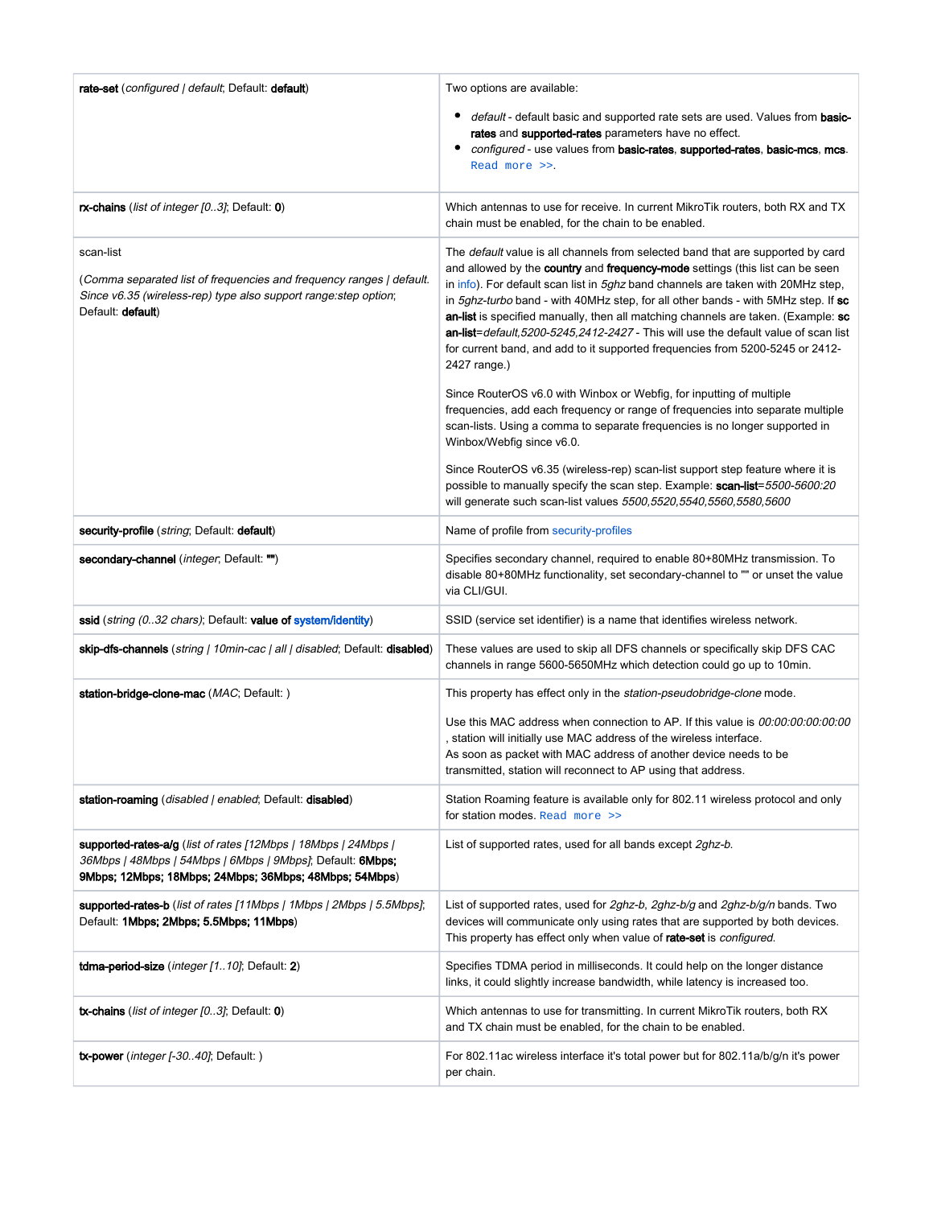| | |
|---|---|
| **rate-set** (*configured \| default*; Default: **default**) | Two options are available:<br>• *default* - default basic and supported rate sets are used. Values from **basic-rates** and **supported-rates** parameters have no effect.<br>• *configured* - use values from **basic-rates**, **supported-rates**, **basic-mcs**, **mcs**. Read more >>. |
| **rx-chains** (*list of integer [0..3]*; Default: **0**) | Which antennas to use for receive. In current MikroTik routers, both RX and TX chain must be enabled, for the chain to be enabled. |
| scan-list<br><br>(*Comma separated list of frequencies and frequency ranges \| default. Since v6.35 (wireless-rep) type also support range:step option*; Default: **default**) | The *default* value is all channels from selected band that are supported by card and allowed by the **country** and **frequency-mode** settings (this list can be seen in info). For default scan list in *5ghz* band channels are taken with 20MHz step, in *5ghz-turbo* band - with 40MHz step, for all other bands - with 5MHz step. If **scan-list** is specified manually, then all matching channels are taken. (Example: **scan-list**=*default,5200-5245,2412-2427* - This will use the default value of scan list for current band, and add to it supported frequencies from 5200-5245 or 2412-2427 range.)<br><br>Since RouterOS v6.0 with Winbox or Webfig, for inputting of multiple frequencies, add each frequency or range of frequencies into separate multiple scan-lists. Using a comma to separate frequencies is no longer supported in Winbox/Webfig since v6.0.<br><br>Since RouterOS v6.35 (wireless-rep) scan-list support step feature where it is possible to manually specify the scan step. Example: **scan-list**=*5500-5600:20* will generate such scan-list values *5500,5520,5540,5560,5580,5600* |
| **security-profile** (*string*; Default: **default**) | Name of profile from security-profiles |
| **secondary-channel** (*integer*; Default: **""**) | Specifies secondary channel, required to enable 80+80MHz transmission. To disable 80+80MHz functionality, set secondary-channel to "" or unset the value via CLI/GUI. |
| **ssid** (*string (0..32 chars)*; Default: **value of system/identity**) | SSID (service set identifier) is a name that identifies wireless network. |
| **skip-dfs-channels** (*string \| 10min-cac \| all \| disabled*; Default: **disabled**) | These values are used to skip all DFS channels or specifically skip DFS CAC channels in range 5600-5650MHz which detection could go up to 10min. |
| **station-bridge-clone-mac** (*MAC*; Default: ) | This property has effect only in the *station-pseudobridge-clone* mode.<br><br>Use this MAC address when connection to AP. If this value is *00:00:00:00:00:00*, station will initially use MAC address of the wireless interface.<br>As soon as packet with MAC address of another device needs to be transmitted, station will reconnect to AP using that address. |
| **station-roaming** (*disabled \| enabled*; Default: **disabled**) | Station Roaming feature is available only for 802.11 wireless protocol and only for station modes. Read more >> |
| **supported-rates-a/g** (*list of rates [12Mbps \| 18Mbps \| 24Mbps \| 36Mbps \| 48Mbps \| 54Mbps \| 6Mbps \| 9Mbps]*; Default: **6Mbps; 9Mbps; 12Mbps; 18Mbps; 24Mbps; 36Mbps; 48Mbps; 54Mbps**) | List of supported rates, used for all bands except *2ghz-b.* |
| **supported-rates-b** (*list of rates [11Mbps \| 1Mbps \| 2Mbps \| 5.5Mbps]*; Default: **1Mbps; 2Mbps; 5.5Mbps; 11Mbps**) | List of supported rates, used for *2ghz-b*, *2ghz-b/g* and *2ghz-b/g/n* bands. Two devices will communicate only using rates that are supported by both devices. This property has effect only when value of **rate-set** is *configured.* |
| **tdma-period-size** (*integer [1..10]*; Default: **2**) | Specifies TDMA period in milliseconds. It could help on the longer distance links, it could slightly increase bandwidth, while latency is increased too. |
| **tx-chains** (*list of integer [0..3]*; Default: **0**) | Which antennas to use for transmitting. In current MikroTik routers, both RX and TX chain must be enabled, for the chain to be enabled. |
| **tx-power** (*integer [-30..40]*; Default: ) | For 802.11ac wireless interface it's total power but for 802.11a/b/g/n it's power per chain. |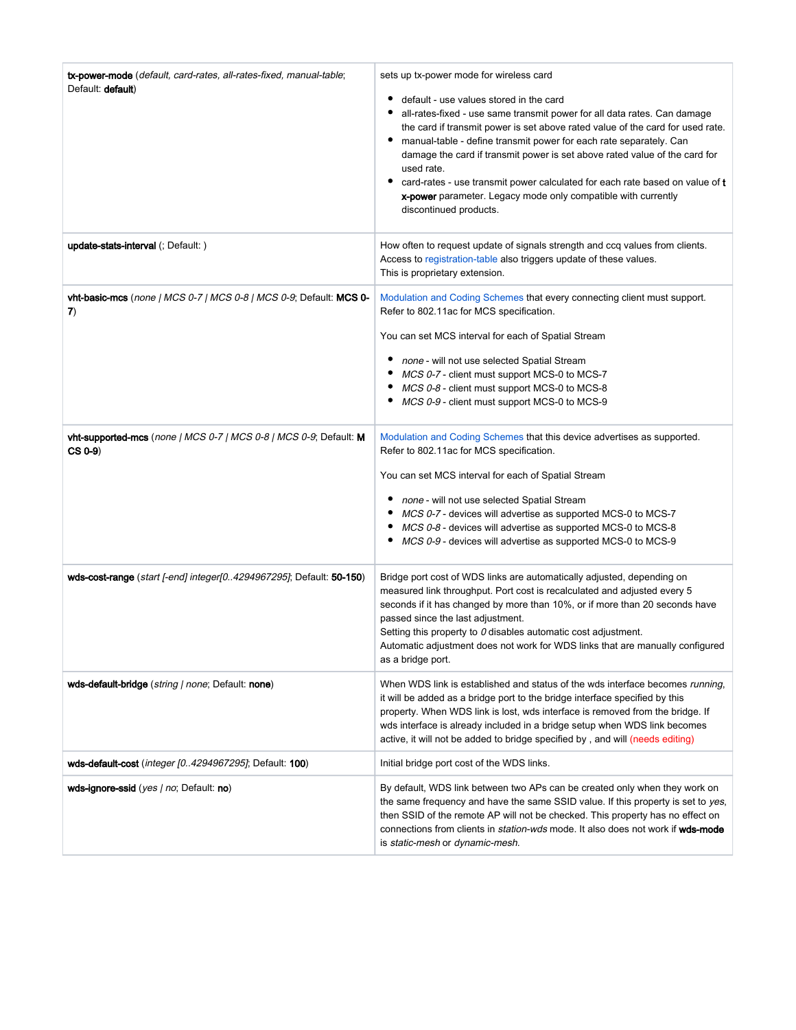| | |
|---|---|
| **tx-power-mode** (*default, card-rates, all-rates-fixed, manual-table*; Default: **default**) | sets up tx-power mode for wireless card<br><ul><li>default - use values stored in the card</li><li>all-rates-fixed - use same transmit power for all data rates. Can damage the card if transmit power is set above rated value of the card for used rate.</li><li>manual-table - define transmit power for each rate separately. Can damage the card if transmit power is set above rated value of the card for used rate.</li><li>card-rates - use transmit power calculated for each rate based on value of **tx-power** parameter. Legacy mode only compatible with currently discontinued products.</li></ul> |
| **update-stats-interval** (; Default: ) | How often to request update of signals strength and ccq values from clients. Access to registration-table also triggers update of these values.<br>This is proprietary extension. |
| **vht-basic-mcs** (*none \| MCS 0-7 \| MCS 0-8 \| MCS 0-9*; Default: **MCS 0-7**) | Modulation and Coding Schemes that every connecting client must support. Refer to 802.11ac for MCS specification.<br><br>You can set MCS interval for each of Spatial Stream<br><ul><li>*none* - will not use selected Spatial Stream</li><li>*MCS 0-7* - client must support MCS-0 to MCS-7</li><li>*MCS 0-8* - client must support MCS-0 to MCS-8</li><li>*MCS 0-9* - client must support MCS-0 to MCS-9</li></ul> |
| **vht-supported-mcs** (*none \| MCS 0-7 \| MCS 0-8 \| MCS 0-9*; Default: **MCS 0-9**) | Modulation and Coding Schemes that this device advertises as supported. Refer to 802.11ac for MCS specification.<br><br>You can set MCS interval for each of Spatial Stream<br><ul><li>*none* - will not use selected Spatial Stream</li><li>*MCS 0-7* - devices will advertise as supported MCS-0 to MCS-7</li><li>*MCS 0-8* - devices will advertise as supported MCS-0 to MCS-8</li><li>*MCS 0-9* - devices will advertise as supported MCS-0 to MCS-9</li></ul> |
| **wds-cost-range** (*start [-end] integer[0..4294967295]*; Default: **50-150**) | Bridge port cost of WDS links are automatically adjusted, depending on measured link throughput. Port cost is recalculated and adjusted every 5 seconds if it has changed by more than 10%, or if more than 20 seconds have passed since the last adjustment.<br>Setting this property to *0* disables automatic cost adjustment.<br>Automatic adjustment does not work for WDS links that are manually configured as a bridge port. |
| **wds-default-bridge** (*string \| none*; Default: **none**) | When WDS link is established and status of the wds interface becomes *running*, it will be added as a bridge port to the bridge interface specified by this property. When WDS link is lost, wds interface is removed from the bridge. If wds interface is already included in a bridge setup when WDS link becomes active, it will not be added to bridge specified by , and will (needs editing) |
| **wds-default-cost** (*integer [0..4294967295]*; Default: **100**) | Initial bridge port cost of the WDS links. |
| **wds-ignore-ssid** (*yes \| no*; Default: **no**) | By default, WDS link between two APs can be created only when they work on the same frequency and have the same SSID value. If this property is set to *yes*, then SSID of the remote AP will not be checked. This property has no effect on connections from clients in *station-wds* mode. It also does not work if **wds-mode** is *static-mesh* or *dynamic-mesh*. |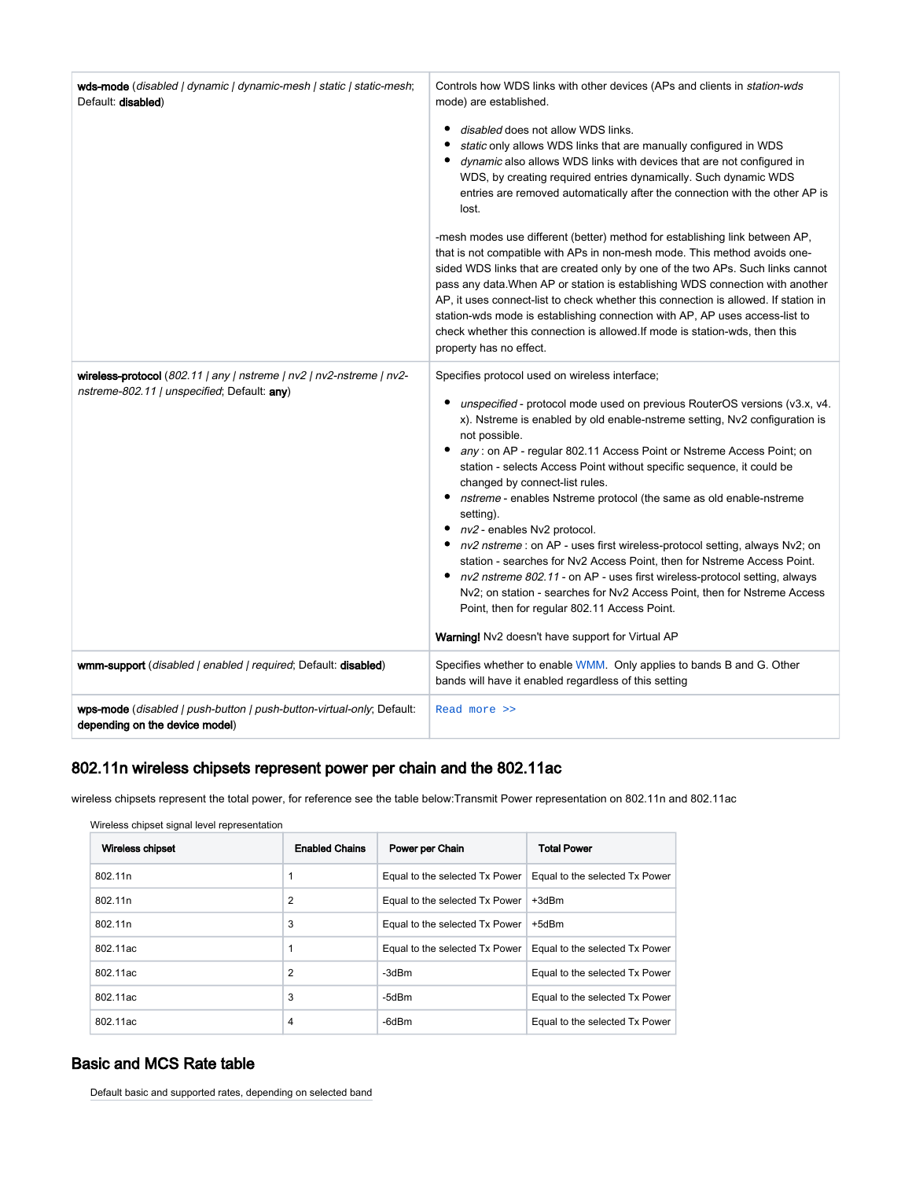| | |
|---|---|
| **wds-mode** (*disabled \| dynamic \| dynamic-mesh \| static \| static-mesh*; Default: **disabled**) | Controls how WDS links with other devices (APs and clients in *station-wds* mode) are established.<br><br>• *disabled* does not allow WDS links.<br>• *static* only allows WDS links that are manually configured in WDS<br>• *dynamic* also allows WDS links with devices that are not configured in WDS, by creating required entries dynamically. Such dynamic WDS entries are removed automatically after the connection with the other AP is lost.<br><br>-mesh modes use different (better) method for establishing link between AP, that is not compatible with APs in non-mesh mode. This method avoids one-sided WDS links that are created only by one of the two APs. Such links cannot pass any data.When AP or station is establishing WDS connection with another AP, it uses connect-list to check whether this connection is allowed. If station in station-wds mode is establishing connection with AP, AP uses access-list to check whether this connection is allowed.If mode is station-wds, then this property has no effect. |
| **wireless-protocol** (*802.11 \| any \| nstreme \| nv2 \| nv2-nstreme \| nv2-nstreme-802.11 \| unspecified*; Default: **any**) | Specifies protocol used on wireless interface;<br><br>• *unspecified* - protocol mode used on previous RouterOS versions (v3.x, v4.x). Nstreme is enabled by old enable-nstreme setting, Nv2 configuration is not possible.<br>• *any* : on AP - regular 802.11 Access Point or Nstreme Access Point; on station - selects Access Point without specific sequence, it could be changed by connect-list rules.<br>• *nstreme* - enables Nstreme protocol (the same as old enable-nstreme setting).<br>• *nv2* - enables Nv2 protocol.<br>• *nv2 nstreme* : on AP - uses first wireless-protocol setting, always Nv2; on station - searches for Nv2 Access Point, then for Nstreme Access Point.<br>• *nv2 nstreme 802.11* - on AP - uses first wireless-protocol setting, always Nv2; on station - searches for Nv2 Access Point, then for Nstreme Access Point, then for regular 802.11 Access Point.<br><br>**Warning!** Nv2 doesn't have support for Virtual AP |
| **wmm-support** (*disabled \| enabled \| required*; Default: **disabled**) | Specifies whether to enable WMM. Only applies to bands B and G. Other bands will have it enabled regardless of this setting |
| **wps-mode** (*disabled \| push-button \| push-button-virtual-only*; Default: **depending on the device model**) | Read more >> |

## 802.11n wireless chipsets represent power per chain and the 802.11ac

wireless chipsets represent the total power, for reference see the table below:Transmit Power representation on 802.11n and 802.11ac

Wireless chipset signal level representation

| Wireless chipset | Enabled Chains | Power per Chain | Total Power |
|---|---|---|---|
| 802.11n | 1 | Equal to the selected Tx Power | Equal to the selected Tx Power |
| 802.11n | 2 | Equal to the selected Tx Power | +3dBm |
| 802.11n | 3 | Equal to the selected Tx Power | +5dBm |
| 802.11ac | 1 | Equal to the selected Tx Power | Equal to the selected Tx Power |
| 802.11ac | 2 | -3dBm | Equal to the selected Tx Power |
| 802.11ac | 3 | -5dBm | Equal to the selected Tx Power |
| 802.11ac | 4 | -6dBm | Equal to the selected Tx Power |

## Basic and MCS Rate table

Default basic and supported rates, depending on selected band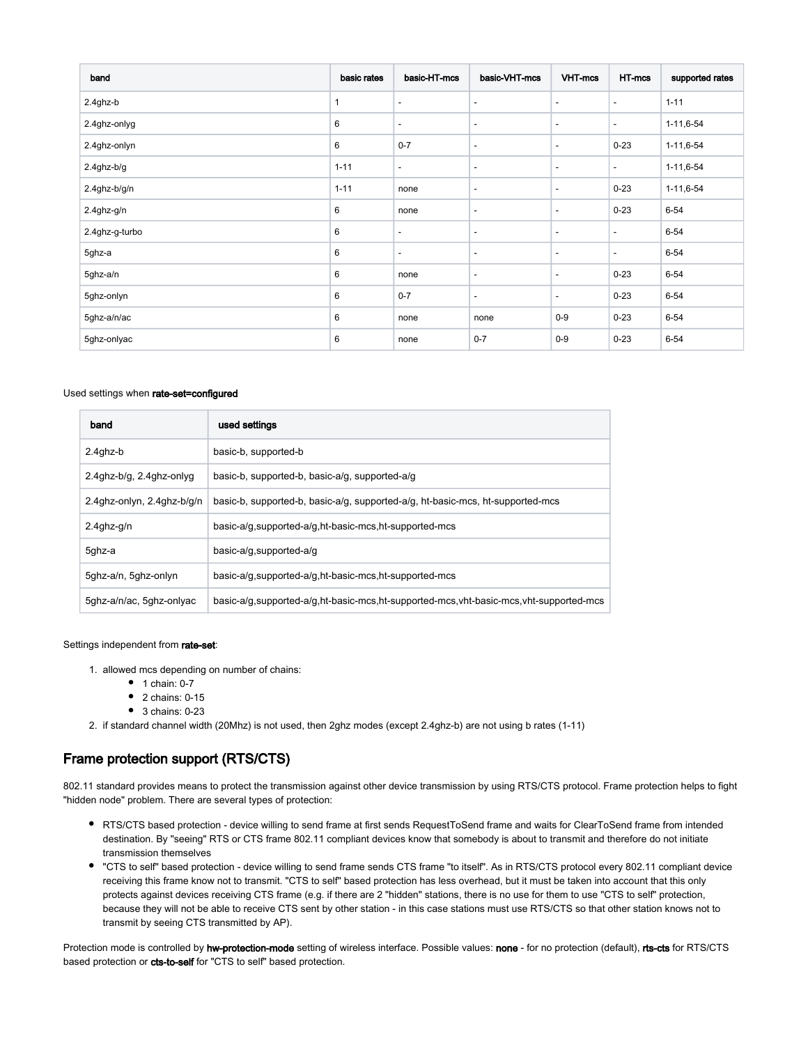| band | basic rates | basic-HT-mcs | basic-VHT-mcs | VHT-mcs | HT-mcs | supported rates |
|---|---|---|---|---|---|---|
| 2.4ghz-b | 1 | - | - | - | - | 1-11 |
| 2.4ghz-onlyg | 6 | - | - | - | - | 1-11,6-54 |
| 2.4ghz-onlyn | 6 | 0-7 | - | - | 0-23 | 1-11,6-54 |
| 2.4ghz-b/g | 1-11 | - | - | - | - | 1-11,6-54 |
| 2.4ghz-b/g/n | 1-11 | none | - | - | 0-23 | 1-11,6-54 |
| 2.4ghz-g/n | 6 | none | - | - | 0-23 | 6-54 |
| 2.4ghz-g-turbo | 6 | - | - | - | - | 6-54 |
| 5ghz-a | 6 | - | - | - | - | 6-54 |
| 5ghz-a/n | 6 | none | - | - | 0-23 | 6-54 |
| 5ghz-onlyn | 6 | 0-7 | - | - | 0-23 | 6-54 |
| 5ghz-a/n/ac | 6 | none | none | 0-9 | 0-23 | 6-54 |
| 5ghz-onlyac | 6 | none | 0-7 | 0-9 | 0-23 | 6-54 |

Used settings when **rate-set=configured**

| band | used settings |
|---|---|
| 2.4ghz-b | basic-b, supported-b |
| 2.4ghz-b/g, 2.4ghz-onlyg | basic-b, supported-b, basic-a/g, supported-a/g |
| 2.4ghz-onlyn, 2.4ghz-b/g/n | basic-b, supported-b, basic-a/g, supported-a/g, ht-basic-mcs, ht-supported-mcs |
| 2.4ghz-g/n | basic-a/g,supported-a/g,ht-basic-mcs,ht-supported-mcs |
| 5ghz-a | basic-a/g,supported-a/g |
| 5ghz-a/n, 5ghz-onlyn | basic-a/g,supported-a/g,ht-basic-mcs,ht-supported-mcs |
| 5ghz-a/n/ac, 5ghz-onlyac | basic-a/g,supported-a/g,ht-basic-mcs,ht-supported-mcs,vht-basic-mcs,vht-supported-mcs |

Settings independent from **rate-set**:

1. allowed mcs depending on number of chains:
   - 1 chain: 0-7
   - 2 chains: 0-15
   - 3 chains: 0-23
2. if standard channel width (20Mhz) is not used, then 2ghz modes (except 2.4ghz-b) are not using b rates (1-11)

## Frame protection support (RTS/CTS)

802.11 standard provides means to protect the transmission against other device transmission by using RTS/CTS protocol. Frame protection helps to fight "hidden node" problem. There are several types of protection:

- RTS/CTS based protection - device willing to send frame at first sends RequestToSend frame and waits for ClearToSend frame from intended destination. By "seeing" RTS or CTS frame 802.11 compliant devices know that somebody is about to transmit and therefore do not initiate transmission themselves
- "CTS to self" based protection - device willing to send frame sends CTS frame "to itself". As in RTS/CTS protocol every 802.11 compliant device receiving this frame know not to transmit. "CTS to self" based protection has less overhead, but it must be taken into account that this only protects against devices receiving CTS frame (e.g. if there are 2 "hidden" stations, there is no use for them to use "CTS to self" protection, because they will not be able to receive CTS sent by other station - in this case stations must use RTS/CTS so that other station knows not to transmit by seeing CTS transmitted by AP).

Protection mode is controlled by **hw-protection-mode** setting of wireless interface. Possible values: **none** - for no protection (default), **rts-cts** for RTS/CTS based protection or **cts-to-self** for "CTS to self" based protection.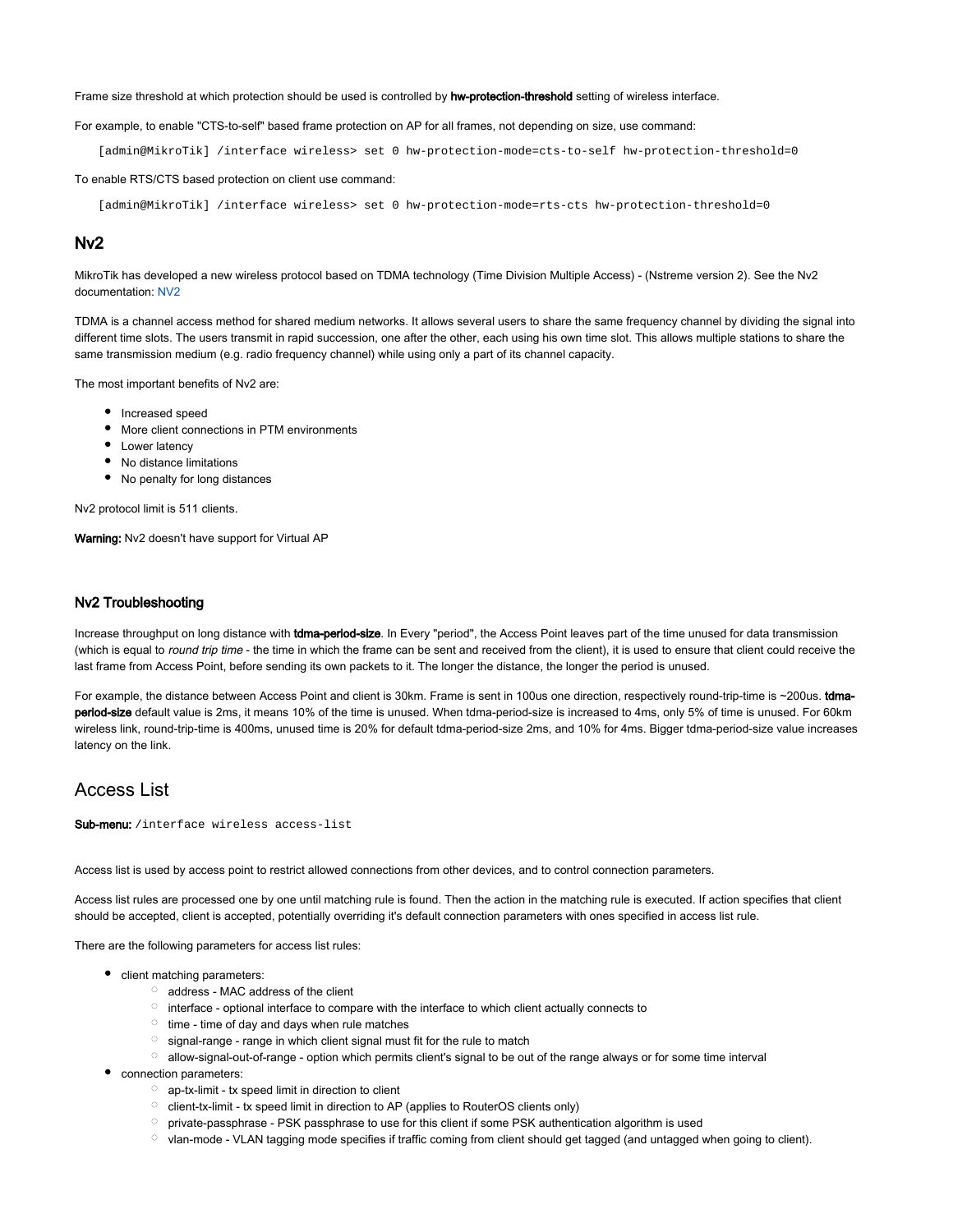Frame size threshold at which protection should be used is controlled by **hw-protection-threshold** setting of wireless interface.

For example, to enable "CTS-to-self" based frame protection on AP for all frames, not depending on size, use command:

```
[admin@MikroTik] /interface wireless> set 0 hw-protection-mode=cts-to-self hw-protection-threshold=0
```

To enable RTS/CTS based protection on client use command:

```
[admin@MikroTik] /interface wireless> set 0 hw-protection-mode=rts-cts hw-protection-threshold=0
```

## Nv2

MikroTik has developed a new wireless protocol based on TDMA technology (Time Division Multiple Access) - (Nstreme version 2). See the Nv2 documentation: NV2

TDMA is a channel access method for shared medium networks. It allows several users to share the same frequency channel by dividing the signal into different time slots. The users transmit in rapid succession, one after the other, each using his own time slot. This allows multiple stations to share the same transmission medium (e.g. radio frequency channel) while using only a part of its channel capacity.

The most important benefits of Nv2 are:

- Increased speed
- More client connections in PTM environments
- Lower latency
- No distance limitations
- No penalty for long distances

Nv2 protocol limit is 511 clients.

**Warning:** Nv2 doesn't have support for Virtual AP

### Nv2 Troubleshooting

Increase throughput on long distance with **tdma-period-size**. In Every "period", the Access Point leaves part of the time unused for data transmission (which is equal to *round trip time* - the time in which the frame can be sent and received from the client), it is used to ensure that client could receive the last frame from Access Point, before sending its own packets to it. The longer the distance, the longer the period is unused.

For example, the distance between Access Point and client is 30km. Frame is sent in 100us one direction, respectively round-trip-time is ~200us. **tdma-period-size** default value is 2ms, it means 10% of the time is unused. When tdma-period-size is increased to 4ms, only 5% of time is unused. For 60km wireless link, round-trip-time is 400ms, unused time is 20% for default tdma-period-size 2ms, and 10% for 4ms. Bigger tdma-period-size value increases latency on the link.

# Access List

**Sub-menu:** `/interface wireless access-list`

Access list is used by access point to restrict allowed connections from other devices, and to control connection parameters.

Access list rules are processed one by one until matching rule is found. Then the action in the matching rule is executed. If action specifies that client should be accepted, client is accepted, potentially overriding it's default connection parameters with ones specified in access list rule.

There are the following parameters for access list rules:

- client matching parameters:
  - address - MAC address of the client
  - interface - optional interface to compare with the interface to which client actually connects to
  - time - time of day and days when rule matches
  - signal-range - range in which client signal must fit for the rule to match
  - allow-signal-out-of-range - option which permits client's signal to be out of the range always or for some time interval
- connection parameters:
  - ap-tx-limit - tx speed limit in direction to client
  - client-tx-limit - tx speed limit in direction to AP (applies to RouterOS clients only)
  - private-passphrase - PSK passphrase to use for this client if some PSK authentication algorithm is used
  - vlan-mode - VLAN tagging mode specifies if traffic coming from client should get tagged (and untagged when going to client).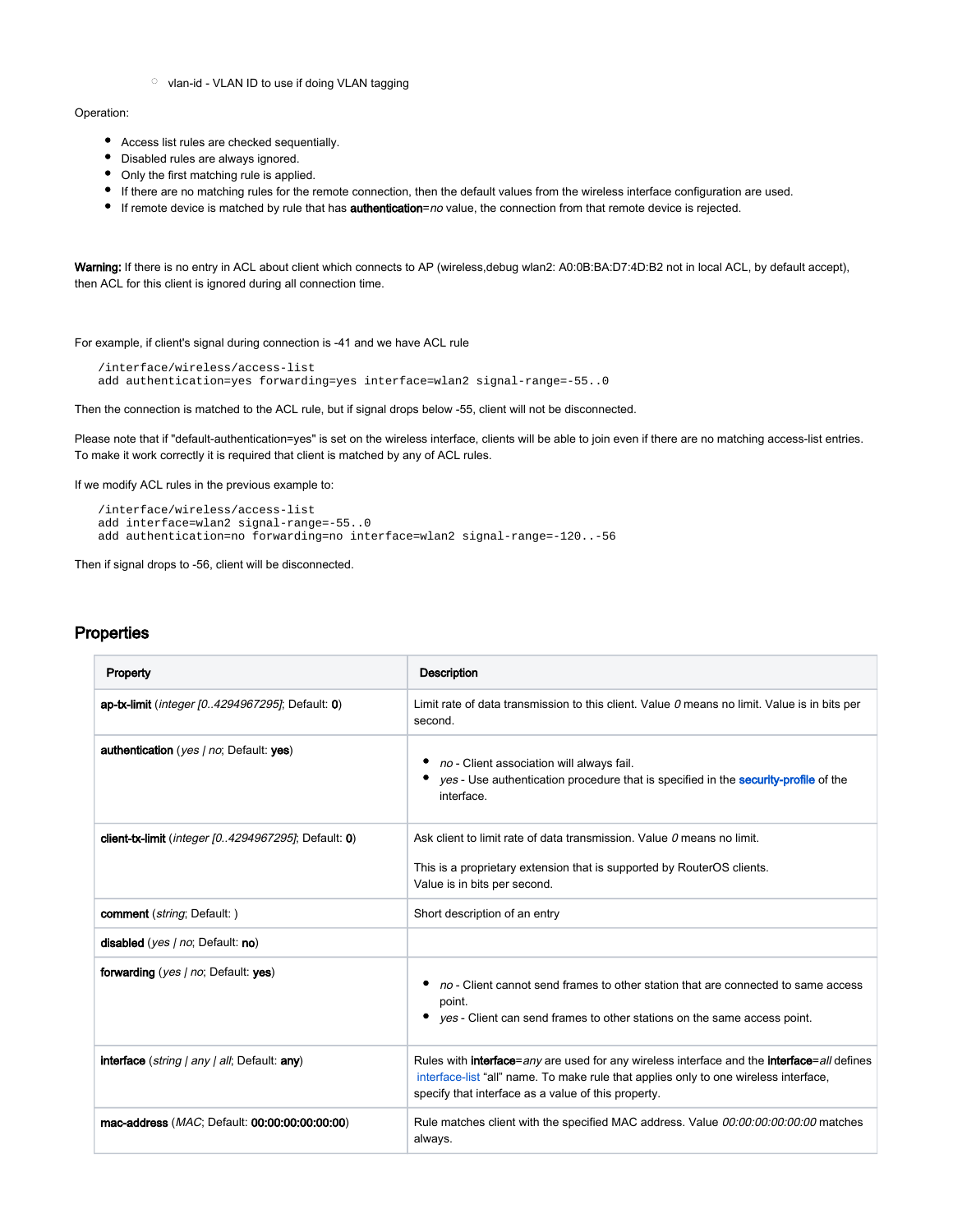- vlan-id - VLAN ID to use if doing VLAN tagging

Operation:

- Access list rules are checked sequentially.
- Disabled rules are always ignored.
- Only the first matching rule is applied.
- If there are no matching rules for the remote connection, then the default values from the wireless interface configuration are used.
- If remote device is matched by rule that has **authentication**=*no* value, the connection from that remote device is rejected.

**Warning:** If there is no entry in ACL about client which connects to AP (wireless,debug wlan2: A0:0B:BA:D7:4D:B2 not in local ACL, by default accept), then ACL for this client is ignored during all connection time.

For example, if client's signal during connection is -41 and we have ACL rule

```
/interface/wireless/access-list
add authentication=yes forwarding=yes interface=wlan2 signal-range=-55..0
```

Then the connection is matched to the ACL rule, but if signal drops below -55, client will not be disconnected.

Please note that if "default-authentication=yes" is set on the wireless interface, clients will be able to join even if there are no matching access-list entries. To make it work correctly it is required that client is matched by any of ACL rules.

If we modify ACL rules in the previous example to:

```
/interface/wireless/access-list
add interface=wlan2 signal-range=-55..0
add authentication=no forwarding=no interface=wlan2 signal-range=-120..-56
```

Then if signal drops to -56, client will be disconnected.

## Properties

| Property | Description |
|---|---|
| **ap-tx-limit** (*integer [0..4294967295]*; Default: **0**) | Limit rate of data transmission to this client. Value *0* means no limit. Value is in bits per second. |
| **authentication** (*yes \| no*; Default: **yes**) | <ul><li>*no* - Client association will always fail.</li><li>*yes* - Use authentication procedure that is specified in the **security-profile** of the interface.</li></ul> |
| **client-tx-limit** (*integer [0..4294967295]*; Default: **0**) | Ask client to limit rate of data transmission. Value *0* means no limit.<br><br>This is a proprietary extension that is supported by RouterOS clients.<br>Value is in bits per second. |
| **comment** (*string*; Default: ) | Short description of an entry |
| **disabled** (*yes \| no*; Default: **no**) | |
| **forwarding** (*yes \| no*; Default: **yes**) | <ul><li>*no* - Client cannot send frames to other station that are connected to same access point.</li><li>*yes* - Client can send frames to other stations on the same access point.</li></ul> |
| **interface** (*string \| any \| all*; Default: **any**) | Rules with **interface**=*any* are used for any wireless interface and the **interface**=*all* defines interface-list "all" name. To make rule that applies only to one wireless interface, specify that interface as a value of this property. |
| **mac-address** (*MAC*; Default: **00:00:00:00:00:00**) | Rule matches client with the specified MAC address. Value *00:00:00:00:00:00* matches always. |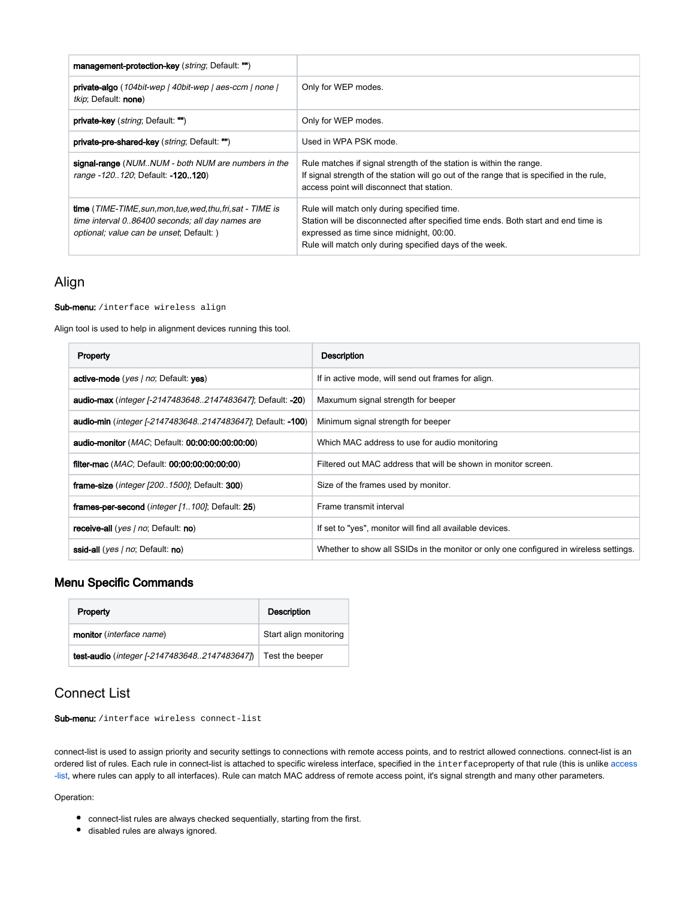| | |
|---|---|
| **management-protection-key** (*string*; Default: **""**) | |
| **private-algo** (*104bit-wep \| 40bit-wep \| aes-ccm \| none \| tkip*; Default: **none**) | Only for WEP modes. |
| **private-key** (*string*; Default: **""**) | Only for WEP modes. |
| **private-pre-shared-key** (*string*; Default: **""**) | Used in WPA PSK mode. |
| **signal-range** (*NUM..NUM - both NUM are numbers in the range -120..120*; Default: **-120..120**) | Rule matches if signal strength of the station is within the range.<br>If signal strength of the station will go out of the range that is specified in the rule, access point will disconnect that station. |
| **time** (*TIME-TIME,sun,mon,tue,wed,thu,fri,sat - TIME is time interval 0..86400 seconds; all day names are optional; value can be unset*; Default: ) | Rule will match only during specified time.<br>Station will be disconnected after specified time ends. Both start and end time is expressed as time since midnight, 00:00.<br>Rule will match only during specified days of the week. |

## Align

**Sub-menu:** `/interface wireless align`

Align tool is used to help in alignment devices running this tool.

| Property | Description |
|---|---|
| **active-mode** (*yes \| no*; Default: **yes**) | If in active mode, will send out frames for align. |
| **audio-max** (*integer [-2147483648..2147483647]*; Default: **-20**) | Maxumum signal strength for beeper |
| **audio-min** (*integer [-2147483648..2147483647]*; Default: **-100**) | Minimum signal strength for beeper |
| **audio-monitor** (*MAC*; Default: **00:00:00:00:00:00**) | Which MAC address to use for audio monitoring |
| **filter-mac** (*MAC*; Default: **00:00:00:00:00:00**) | Filtered out MAC address that will be shown in monitor screen. |
| **frame-size** (*integer [200..1500]*; Default: **300**) | Size of the frames used by monitor. |
| **frames-per-second** (*integer [1..100]*; Default: **25**) | Frame transmit interval |
| **receive-all** (*yes \| no*; Default: **no**) | If set to "yes", monitor will find all available devices. |
| **ssid-all** (*yes \| no*; Default: **no**) | Whether to show all SSIDs in the monitor or only one configured in wireless settings. |

### Menu Specific Commands

| Property | Description |
|---|---|
| **monitor** (*interface name*) | Start align monitoring |
| **test-audio** (*integer [-2147483648..2147483647]*) | Test the beeper |

## Connect List

**Sub-menu:** `/interface wireless connect-list`

connect-list is used to assign priority and security settings to connections with remote access points, and to restrict allowed connections. connect-list is an ordered list of rules. Each rule in connect-list is attached to specific wireless interface, specified in the `interface`property of that rule (this is unlike access -list, where rules can apply to all interfaces). Rule can match MAC address of remote access point, it's signal strength and many other parameters.

Operation:

- connect-list rules are always checked sequentially, starting from the first.
- disabled rules are always ignored.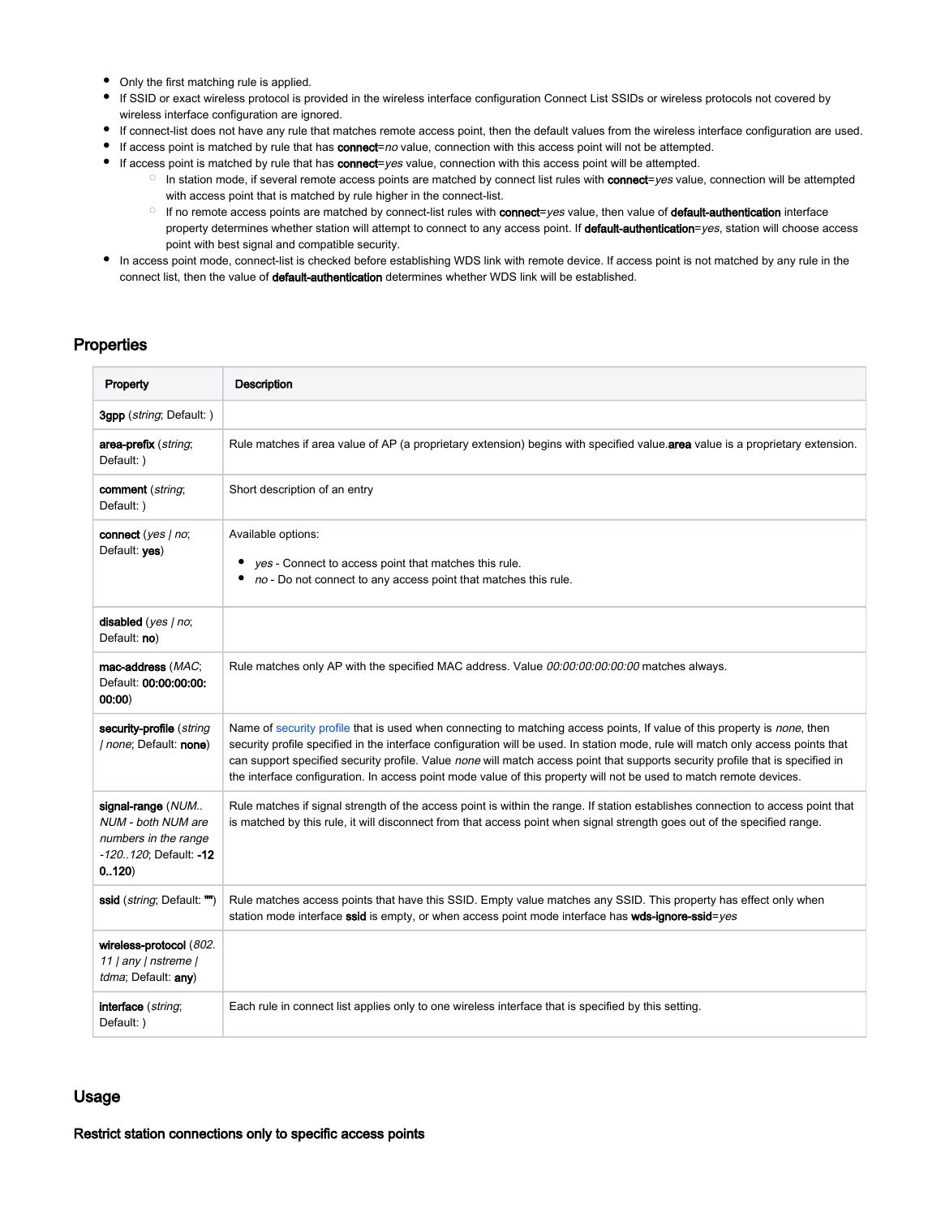- Only the first matching rule is applied.
- If SSID or exact wireless protocol is provided in the wireless interface configuration Connect List SSIDs or wireless protocols not covered by wireless interface configuration are ignored.
- If connect-list does not have any rule that matches remote access point, then the default values from the wireless interface configuration are used.
- If access point is matched by rule that has **connect**=*no* value, connection with this access point will not be attempted.
- If access point is matched by rule that has **connect**=*yes* value, connection with this access point will be attempted.
    - In station mode, if several remote access points are matched by connect list rules with **connect**=*yes* value, connection will be attempted with access point that is matched by rule higher in the connect-list.
    - If no remote access points are matched by connect-list rules with **connect**=*yes* value, then value of **default-authentication** interface property determines whether station will attempt to connect to any access point. If **default-authentication**=*yes*, station will choose access point with best signal and compatible security.
- In access point mode, connect-list is checked before establishing WDS link with remote device. If access point is not matched by any rule in the connect list, then the value of **default-authentication** determines whether WDS link will be established.

## Properties

| Property | Description |
|---|---|
| **3gpp** (*string*; Default: ) | |
| **area-prefix** (*string*; Default: ) | Rule matches if area value of AP (a proprietary extension) begins with specified value.**area** value is a proprietary extension. |
| **comment** (*string*; Default: ) | Short description of an entry |
| **connect** (*yes \| no*; Default: **yes**) | Available options:<br>• *yes* - Connect to access point that matches this rule.<br>• *no* - Do not connect to any access point that matches this rule. |
| **disabled** (*yes \| no*; Default: **no**) | |
| **mac-address** (*MAC*; Default: **00:00:00:00:00:00**) | Rule matches only AP with the specified MAC address. Value *00:00:00:00:00:00* matches always. |
| **security-profile** (*string \| none*; Default: **none**) | Name of security profile that is used when connecting to matching access points, If value of this property is *none*, then security profile specified in the interface configuration will be used. In station mode, rule will match only access points that can support specified security profile. Value *none* will match access point that supports security profile that is specified in the interface configuration. In access point mode value of this property will not be used to match remote devices. |
| **signal-range** (*NUM..NUM - both NUM are numbers in the range -120..120*; Default: **-120..120**) | Rule matches if signal strength of the access point is within the range. If station establishes connection to access point that is matched by this rule, it will disconnect from that access point when signal strength goes out of the specified range. |
| **ssid** (*string*; Default: **""**) | Rule matches access points that have this SSID. Empty value matches any SSID. This property has effect only when station mode interface **ssid** is empty, or when access point mode interface has **wds-ignore-ssid**=*yes* |
| **wireless-protocol** (*802.11 \| any \| nstreme \| tdma*; Default: **any**) | |
| **interface** (*string*; Default: ) | Each rule in connect list applies only to one wireless interface that is specified by this setting. |

## Usage

### Restrict station connections only to specific access points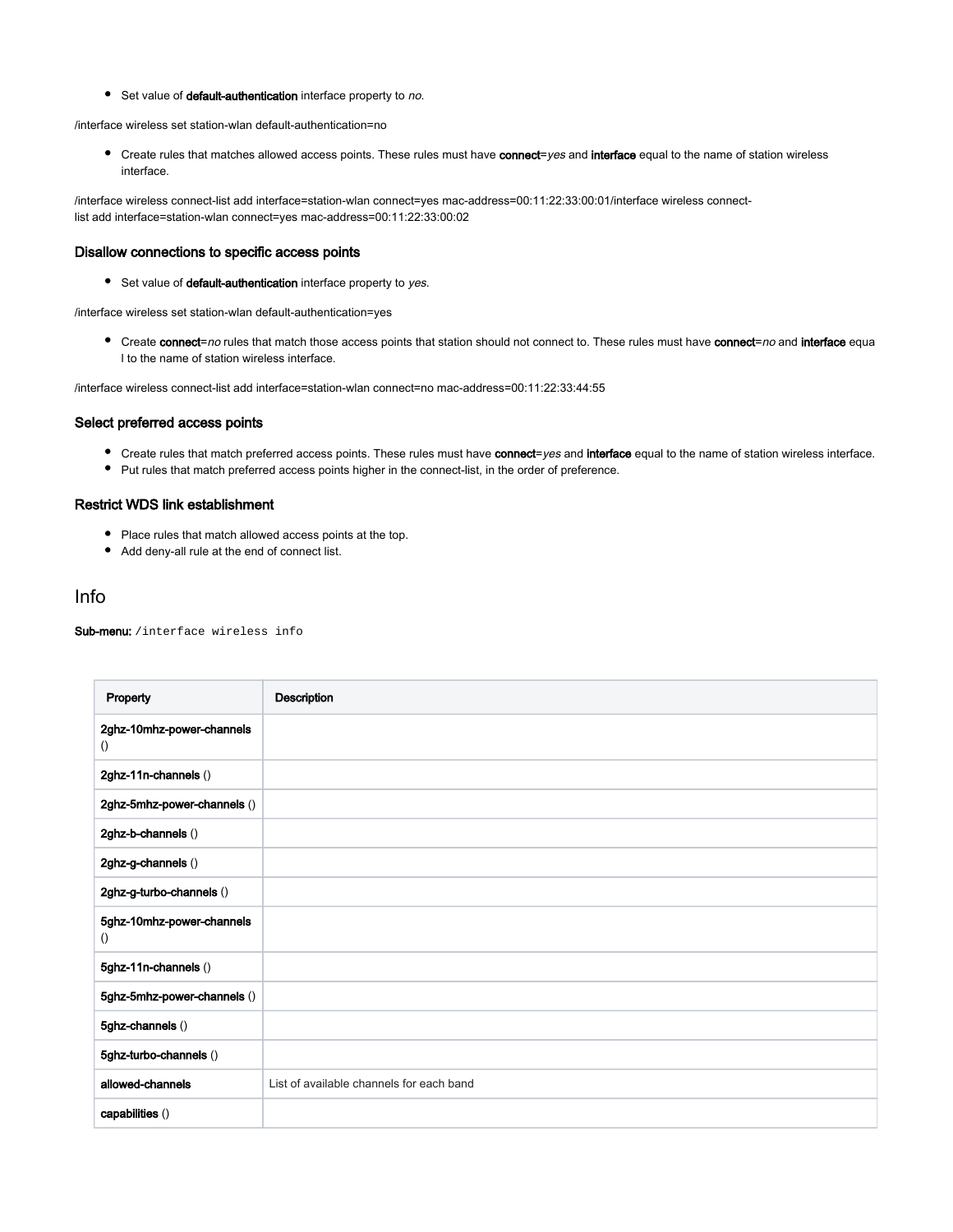- Set value of **default-authentication** interface property to *no.*

```
/interface wireless set station-wlan default-authentication=no
```

- Create rules that matches allowed access points. These rules must have **connect**=*yes* and **interface** equal to the name of station wireless interface.

```
/interface wireless connect-list add interface=station-wlan connect=yes mac-address=00:11:22:33:00:01/interface wireless connect-list add interface=station-wlan connect=yes mac-address=00:11:22:33:00:02
```

### Disallow connections to specific access points

- Set value of **default-authentication** interface property to *yes*.

```
/interface wireless set station-wlan default-authentication=yes
```

- Create **connect**=*no* rules that match those access points that station should not connect to. These rules must have **connect**=*no* and **interface** equal to the name of station wireless interface.

```
/interface wireless connect-list add interface=station-wlan connect=no mac-address=00:11:22:33:44:55
```

### Select preferred access points

- Create rules that match preferred access points. These rules must have **connect**=*yes* and **interface** equal to the name of station wireless interface.
- Put rules that match preferred access points higher in the connect-list, in the order of preference.

### Restrict WDS link establishment

- Place rules that match allowed access points at the top.
- Add deny-all rule at the end of connect list.

## Info

**Sub-menu:** `/interface wireless info`

| Property | Description |
|---|---|
| **2ghz-10mhz-power-channels** () | |
| **2ghz-11n-channels** () | |
| **2ghz-5mhz-power-channels** () | |
| **2ghz-b-channels** () | |
| **2ghz-g-channels** () | |
| **2ghz-g-turbo-channels** () | |
| **5ghz-10mhz-power-channels** () | |
| **5ghz-11n-channels** () | |
| **5ghz-5mhz-power-channels** () | |
| **5ghz-channels** () | |
| **5ghz-turbo-channels** () | |
| **allowed-channels** | List of available channels for each band |
| **capabilities** () | |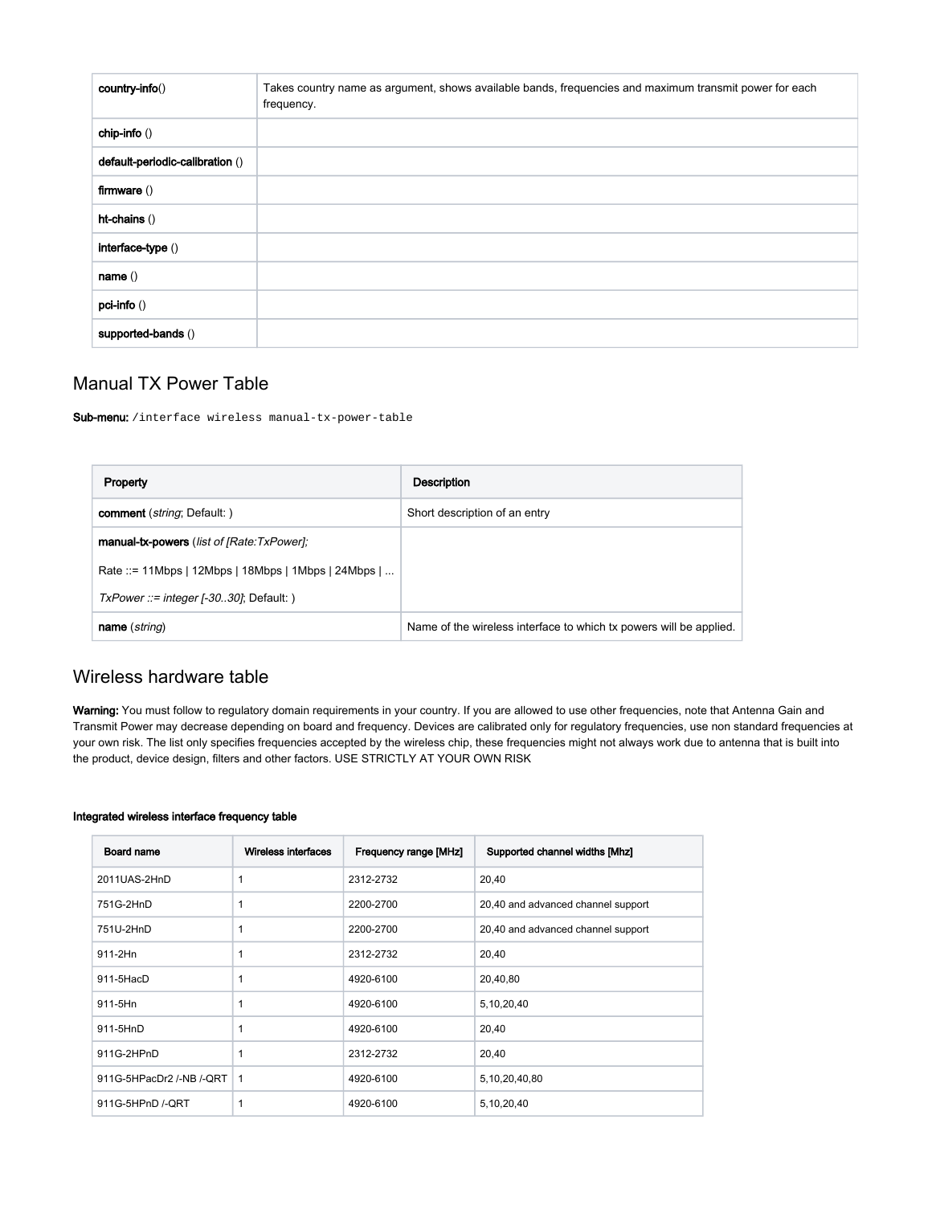| | |
|---|---|
| **country-info**() | Takes country name as argument, shows available bands, frequencies and maximum transmit power for each frequency. |
| **chip-info** () | |
| **default-periodic-calibration** () | |
| **firmware** () | |
| **ht-chains** () | |
| **interface-type** () | |
| **name** () | |
| **pci-info** () | |
| **supported-bands** () | |

## Manual TX Power Table

**Sub-menu:** `/interface wireless manual-tx-power-table`

| Property | Description |
|---|---|
| **comment** (*string*; Default: ) | Short description of an entry |
| **manual-tx-powers** (*list of [Rate:TxPower];* Rate ::= 11Mbps \| 12Mbps \| 18Mbps \| 1Mbps \| 24Mbps \| ... *TxPower ::= integer [-30..30]*; Default: ) | |
| **name** (*string*) | Name of the wireless interface to which tx powers will be applied. |

## Wireless hardware table

**Warning:** You must follow to regulatory domain requirements in your country. If you are allowed to use other frequencies, note that Antenna Gain and Transmit Power may decrease depending on board and frequency. Devices are calibrated only for regulatory frequencies, use non standard frequencies at your own risk. The list only specifies frequencies accepted by the wireless chip, these frequencies might not always work due to antenna that is built into the product, device design, filters and other factors. USE STRICTLY AT YOUR OWN RISK

#### Integrated wireless interface frequency table

| Board name | Wireless interfaces | Frequency range [MHz] | Supported channel widths [Mhz] |
|---|---|---|---|
| 2011UAS-2HnD | 1 | 2312-2732 | 20,40 |
| 751G-2HnD | 1 | 2200-2700 | 20,40 and advanced channel support |
| 751U-2HnD | 1 | 2200-2700 | 20,40 and advanced channel support |
| 911-2Hn | 1 | 2312-2732 | 20,40 |
| 911-5HacD | 1 | 4920-6100 | 20,40,80 |
| 911-5Hn | 1 | 4920-6100 | 5,10,20,40 |
| 911-5HnD | 1 | 4920-6100 | 20,40 |
| 911G-2HPnD | 1 | 2312-2732 | 20,40 |
| 911G-5HPacDr2 /-NB /-QRT | 1 | 4920-6100 | 5,10,20,40,80 |
| 911G-5HPnD /-QRT | 1 | 4920-6100 | 5,10,20,40 |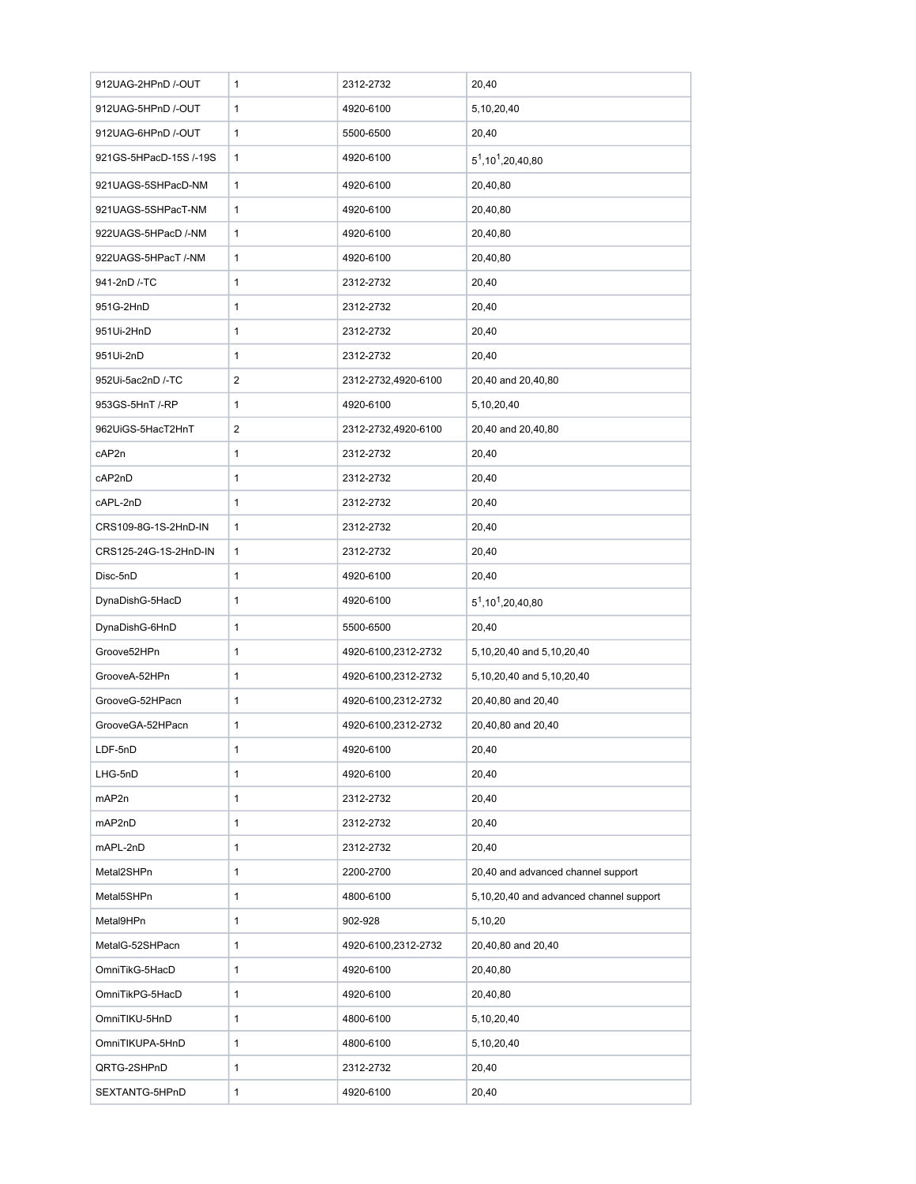| | | | |
|---|---|---|---|
| 912UAG-2HPnD /-OUT | 1 | 2312-2732 | 20,40 |
| 912UAG-5HPnD /-OUT | 1 | 4920-6100 | 5,10,20,40 |
| 912UAG-6HPnD /-OUT | 1 | 5500-6500 | 20,40 |
| 921GS-5HPacD-15S /-19S | 1 | 4920-6100 | 5[1],10[1],20,40,80 |
| 921UAGS-5SHPacD-NM | 1 | 4920-6100 | 20,40,80 |
| 921UAGS-5SHPacT-NM | 1 | 4920-6100 | 20,40,80 |
| 922UAGS-5HPacD /-NM | 1 | 4920-6100 | 20,40,80 |
| 922UAGS-5HPacT /-NM | 1 | 4920-6100 | 20,40,80 |
| 941-2nD /-TC | 1 | 2312-2732 | 20,40 |
| 951G-2HnD | 1 | 2312-2732 | 20,40 |
| 951Ui-2HnD | 1 | 2312-2732 | 20,40 |
| 951Ui-2nD | 1 | 2312-2732 | 20,40 |
| 952Ui-5ac2nD /-TC | 2 | 2312-2732,4920-6100 | 20,40 and 20,40,80 |
| 953GS-5HnT /-RP | 1 | 4920-6100 | 5,10,20,40 |
| 962UiGS-5HacT2HnT | 2 | 2312-2732,4920-6100 | 20,40 and 20,40,80 |
| cAP2n | 1 | 2312-2732 | 20,40 |
| cAP2nD | 1 | 2312-2732 | 20,40 |
| cAPL-2nD | 1 | 2312-2732 | 20,40 |
| CRS109-8G-1S-2HnD-IN | 1 | 2312-2732 | 20,40 |
| CRS125-24G-1S-2HnD-IN | 1 | 2312-2732 | 20,40 |
| Disc-5nD | 1 | 4920-6100 | 20,40 |
| DynaDishG-5HacD | 1 | 4920-6100 | 5[1],10[1],20,40,80 |
| DynaDishG-6HnD | 1 | 5500-6500 | 20,40 |
| Groove52HPn | 1 | 4920-6100,2312-2732 | 5,10,20,40 and 5,10,20,40 |
| GrooveA-52HPn | 1 | 4920-6100,2312-2732 | 5,10,20,40 and 5,10,20,40 |
| GrooveG-52HPacn | 1 | 4920-6100,2312-2732 | 20,40,80 and 20,40 |
| GrooveGA-52HPacn | 1 | 4920-6100,2312-2732 | 20,40,80 and 20,40 |
| LDF-5nD | 1 | 4920-6100 | 20,40 |
| LHG-5nD | 1 | 4920-6100 | 20,40 |
| mAP2n | 1 | 2312-2732 | 20,40 |
| mAP2nD | 1 | 2312-2732 | 20,40 |
| mAPL-2nD | 1 | 2312-2732 | 20,40 |
| Metal2SHPn | 1 | 2200-2700 | 20,40 and advanced channel support |
| Metal5SHPn | 1 | 4800-6100 | 5,10,20,40 and advanced channel support |
| Metal9HPn | 1 | 902-928 | 5,10,20 |
| MetalG-52SHPacn | 1 | 4920-6100,2312-2732 | 20,40,80 and 20,40 |
| OmniTikG-5HacD | 1 | 4920-6100 | 20,40,80 |
| OmniTikPG-5HacD | 1 | 4920-6100 | 20,40,80 |
| OmniTIKU-5HnD | 1 | 4800-6100 | 5,10,20,40 |
| OmniTIKUPA-5HnD | 1 | 4800-6100 | 5,10,20,40 |
| QRTG-2SHPnD | 1 | 2312-2732 | 20,40 |
| SEXTANTG-5HPnD | 1 | 4920-6100 | 20,40 |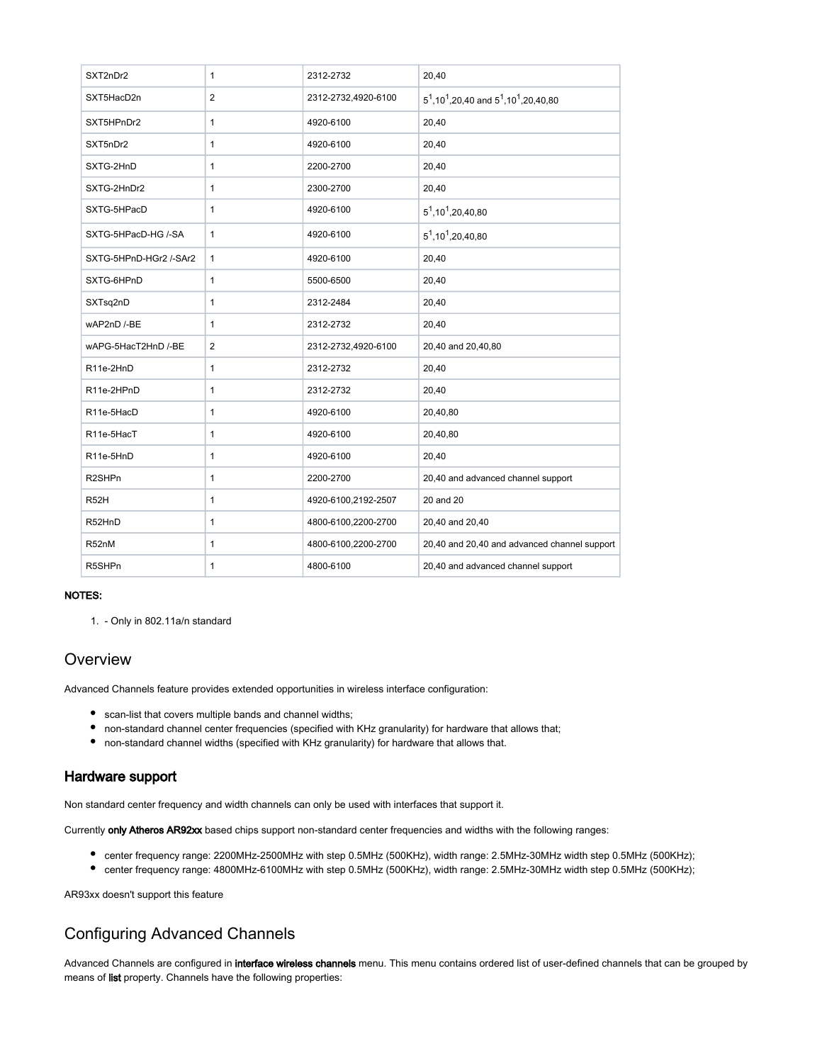| SXT2nDr2 | 1 | 2312-2732 | 20,40 |
|---|---|---|---|
| SXT5HacD2n | 2 | 2312-2732,4920-6100 | 5[1],10[1],20,40 and 5[1],10[1],20,40,80 |
| SXT5HPnDr2 | 1 | 4920-6100 | 20,40 |
| SXT5nDr2 | 1 | 4920-6100 | 20,40 |
| SXTG-2HnD | 1 | 2200-2700 | 20,40 |
| SXTG-2HnDr2 | 1 | 2300-2700 | 20,40 |
| SXTG-5HPacD | 1 | 4920-6100 | 5[1],10[1],20,40,80 |
| SXTG-5HPacD-HG /-SA | 1 | 4920-6100 | 5[1],10[1],20,40,80 |
| SXTG-5HPnD-HGr2 /-SAr2 | 1 | 4920-6100 | 20,40 |
| SXTG-6HPnD | 1 | 5500-6500 | 20,40 |
| SXTsq2nD | 1 | 2312-2484 | 20,40 |
| wAP2nD /-BE | 1 | 2312-2732 | 20,40 |
| wAPG-5HacT2HnD /-BE | 2 | 2312-2732,4920-6100 | 20,40 and 20,40,80 |
| R11e-2HnD | 1 | 2312-2732 | 20,40 |
| R11e-2HPnD | 1 | 2312-2732 | 20,40 |
| R11e-5HacD | 1 | 4920-6100 | 20,40,80 |
| R11e-5HacT | 1 | 4920-6100 | 20,40,80 |
| R11e-5HnD | 1 | 4920-6100 | 20,40 |
| R2SHPn | 1 | 2200-2700 | 20,40 and advanced channel support |
| R52H | 1 | 4920-6100,2192-2507 | 20 and 20 |
| R52HnD | 1 | 4800-6100,2200-2700 | 20,40 and 20,40 |
| R52nM | 1 | 4800-6100,2200-2700 | 20,40 and 20,40 and advanced channel support |
| R5SHPn | 1 | 4800-6100 | 20,40 and advanced channel support |

**NOTES:**

1. - Only in 802.11a/n standard

## Overview

Advanced Channels feature provides extended opportunities in wireless interface configuration:

- scan-list that covers multiple bands and channel widths;
- non-standard channel center frequencies (specified with KHz granularity) for hardware that allows that;
- non-standard channel widths (specified with KHz granularity) for hardware that allows that.

### Hardware support

Non standard center frequency and width channels can only be used with interfaces that support it.

Currently **only Atheros AR92xx** based chips support non-standard center frequencies and widths with the following ranges:

- center frequency range: 2200MHz-2500MHz with step 0.5MHz (500KHz), width range: 2.5MHz-30MHz width step 0.5MHz (500KHz);
- center frequency range: 4800MHz-6100MHz with step 0.5MHz (500KHz), width range: 2.5MHz-30MHz width step 0.5MHz (500KHz);

AR93xx doesn't support this feature

## Configuring Advanced Channels

Advanced Channels are configured in **interface wireless channels** menu. This menu contains ordered list of user-defined channels that can be grouped by means of **list** property. Channels have the following properties: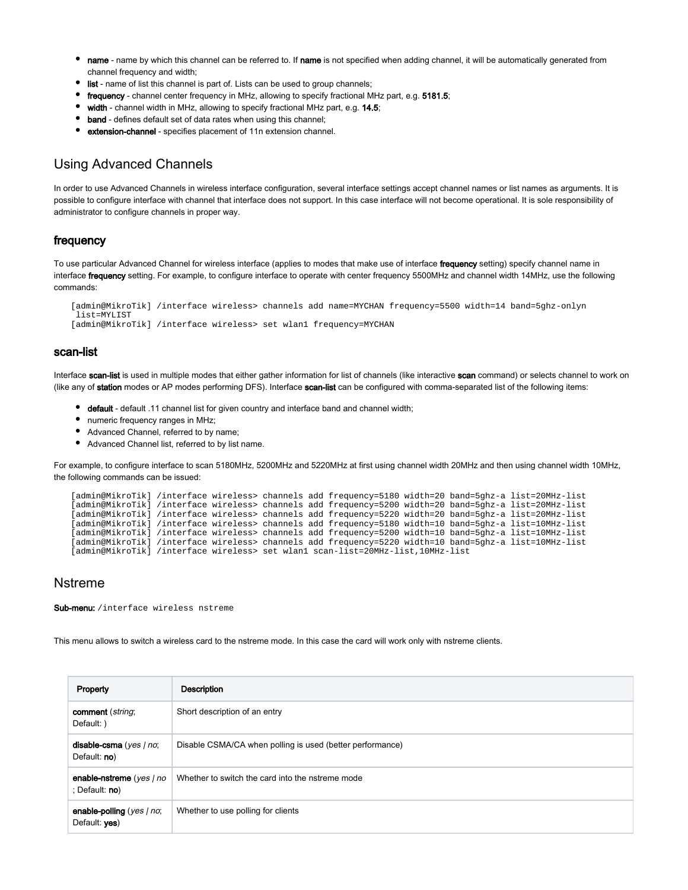- **name** - name by which this channel can be referred to. If **name** is not specified when adding channel, it will be automatically generated from channel frequency and width;
- **list** - name of list this channel is part of. Lists can be used to group channels;
- **frequency** - channel center frequency in MHz, allowing to specify fractional MHz part, e.g. **5181.5**;
- **width** - channel width in MHz, allowing to specify fractional MHz part, e.g. **14.5**;
- **band** - defines default set of data rates when using this channel;
- **extension-channel** - specifies placement of 11n extension channel.

## Using Advanced Channels

In order to use Advanced Channels in wireless interface configuration, several interface settings accept channel names or list names as arguments. It is possible to configure interface with channel that interface does not support. In this case interface will not become operational. It is sole responsibility of administrator to configure channels in proper way.

### frequency

To use particular Advanced Channel for wireless interface (applies to modes that make use of interface **frequency** setting) specify channel name in interface **frequency** setting. For example, to configure interface to operate with center frequency 5500MHz and channel width 14MHz, use the following commands:

```
[admin@MikroTik] /interface wireless> channels add name=MYCHAN frequency=5500 width=14 band=5ghz-onlyn
 list=MYLIST
[admin@MikroTik] /interface wireless> set wlan1 frequency=MYCHAN
```

### scan-list

Interface **scan-list** is used in multiple modes that either gather information for list of channels (like interactive **scan** command) or selects channel to work on (like any of **station** modes or AP modes performing DFS). Interface **scan-list** can be configured with comma-separated list of the following items:

- **default** - default .11 channel list for given country and interface band and channel width;
- numeric frequency ranges in MHz;
- Advanced Channel, referred to by name;
- Advanced Channel list, referred to by list name.

For example, to configure interface to scan 5180MHz, 5200MHz and 5220MHz at first using channel width 20MHz and then using channel width 10MHz, the following commands can be issued:

```
[admin@MikroTik] /interface wireless> channels add frequency=5180 width=20 band=5ghz-a list=20MHz-list
[admin@MikroTik] /interface wireless> channels add frequency=5200 width=20 band=5ghz-a list=20MHz-list
[admin@MikroTik] /interface wireless> channels add frequency=5220 width=20 band=5ghz-a list=20MHz-list
[admin@MikroTik] /interface wireless> channels add frequency=5180 width=10 band=5ghz-a list=10MHz-list
[admin@MikroTik] /interface wireless> channels add frequency=5200 width=10 band=5ghz-a list=10MHz-list
[admin@MikroTik] /interface wireless> channels add frequency=5220 width=10 band=5ghz-a list=10MHz-list
[admin@MikroTik] /interface wireless> set wlan1 scan-list=20MHz-list,10MHz-list
```

## Nstreme

**Sub-menu:** `/interface wireless nstreme`

This menu allows to switch a wireless card to the nstreme mode. In this case the card will work only with nstreme clients.

| Property | Description |
|---|---|
| **comment** (*string*; Default: ) | Short description of an entry |
| **disable-csma** (*yes \| no*; Default: **no**) | Disable CSMA/CA when polling is used (better performance) |
| **enable-nstreme** (*yes \| no* ; Default: **no**) | Whether to switch the card into the nstreme mode |
| **enable-polling** (*yes \| no*; Default: **yes**) | Whether to use polling for clients |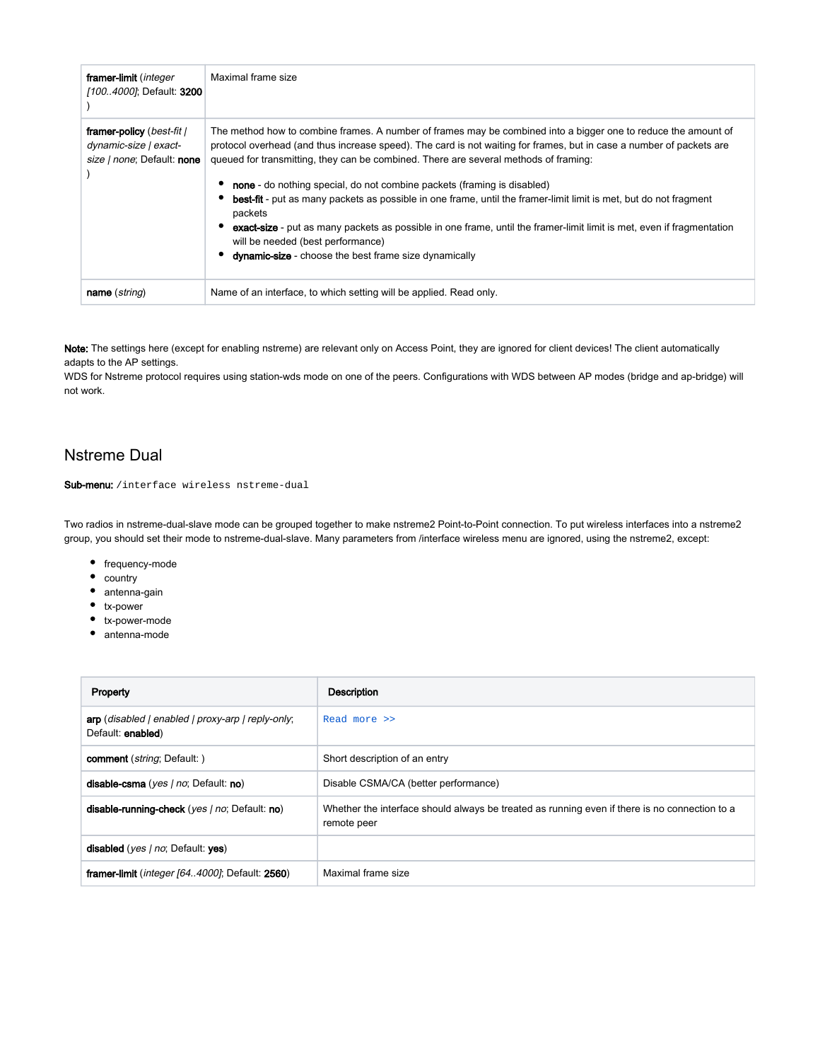| | |
|---|---|
| **framer-limit** (*integer [100..4000]*; Default: **3200** ) | Maximal frame size |
| **framer-policy** (*best-fit \| dynamic-size \| exact-size \| none*; Default: **none** ) | The method how to combine frames. A number of frames may be combined into a bigger one to reduce the amount of protocol overhead (and thus increase speed). The card is not waiting for frames, but in case a number of packets are queued for transmitting, they can be combined. There are several methods of framing:<br>• **none** - do nothing special, do not combine packets (framing is disabled)<br>• **best-fit** - put as many packets as possible in one frame, until the framer-limit limit is met, but do not fragment packets<br>• **exact-size** - put as many packets as possible in one frame, until the framer-limit limit is met, even if fragmentation will be needed (best performance)<br>• **dynamic-size** - choose the best frame size dynamically |
| **name** (*string*) | Name of an interface, to which setting will be applied. Read only. |

**Note:** The settings here (except for enabling nstreme) are relevant only on Access Point, they are ignored for client devices! The client automatically adapts to the AP settings.
WDS for Nstreme protocol requires using station-wds mode on one of the peers. Configurations with WDS between AP modes (bridge and ap-bridge) will not work.

## Nstreme Dual

**Sub-menu:** `/interface wireless nstreme-dual`

Two radios in nstreme-dual-slave mode can be grouped together to make nstreme2 Point-to-Point connection. To put wireless interfaces into a nstreme2 group, you should set their mode to nstreme-dual-slave. Many parameters from /interface wireless menu are ignored, using the nstreme2, except:

- frequency-mode
- country
- antenna-gain
- tx-power
- tx-power-mode
- antenna-mode

| Property | Description |
|---|---|
| **arp** (*disabled \| enabled \| proxy-arp \| reply-only*; Default: **enabled**) | Read more >> |
| **comment** (*string*; Default: ) | Short description of an entry |
| **disable-csma** (*yes \| no*; Default: **no**) | Disable CSMA/CA (better performance) |
| **disable-running-check** (*yes \| no*; Default: **no**) | Whether the interface should always be treated as running even if there is no connection to a remote peer |
| **disabled** (*yes \| no*; Default: **yes**) | |
| **framer-limit** (*integer [64..4000]*; Default: **2560**) | Maximal frame size |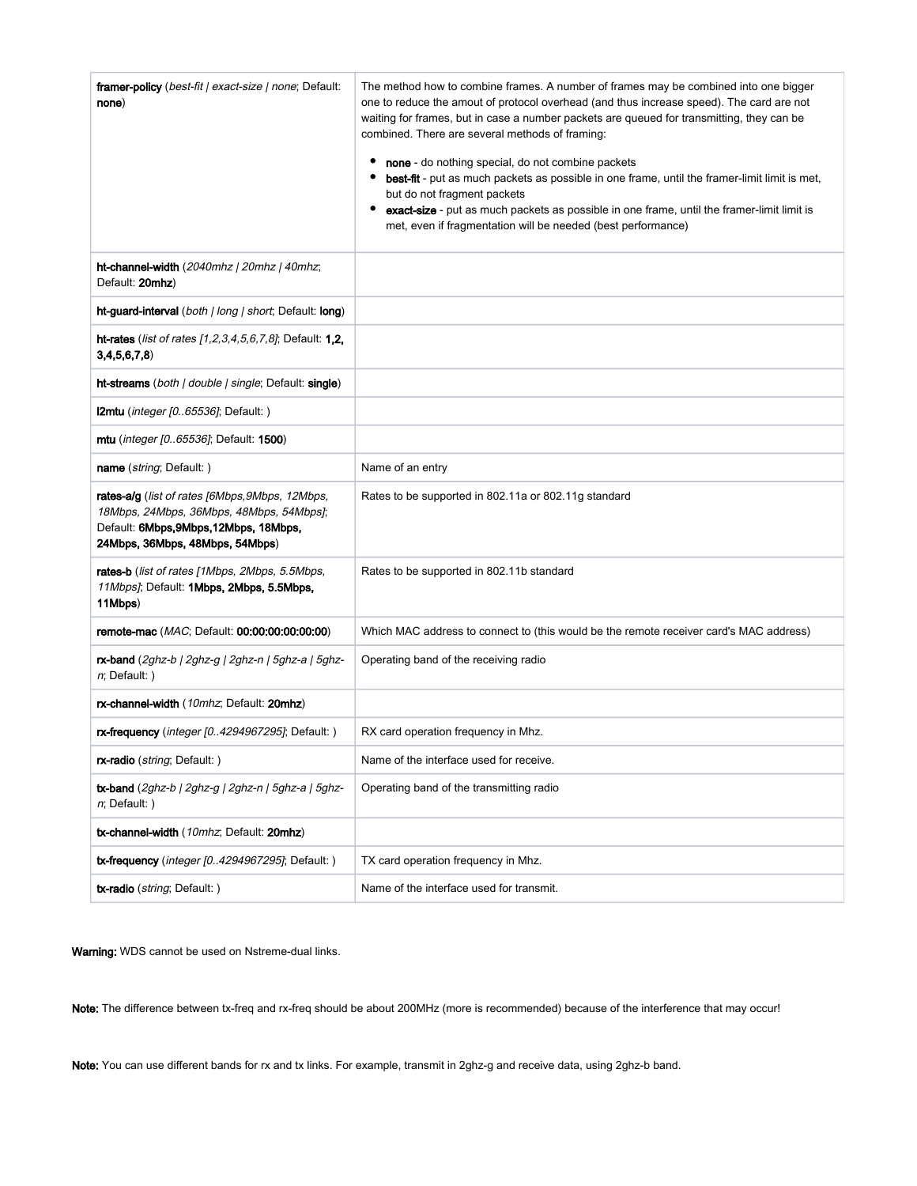| | |
|---|---|
| **framer-policy** (*best-fit \| exact-size \| none*; Default: **none**) | The method how to combine frames. A number of frames may be combined into one bigger one to reduce the amout of protocol overhead (and thus increase speed). The card are not waiting for frames, but in case a number packets are queued for transmitting, they can be combined. There are several methods of framing:<br>• **none** - do nothing special, do not combine packets<br>• **best-fit** - put as much packets as possible in one frame, until the framer-limit limit is met, but do not fragment packets<br>• **exact-size** - put as much packets as possible in one frame, until the framer-limit limit is met, even if fragmentation will be needed (best performance) |
| **ht-channel-width** (*2040mhz \| 20mhz \| 40mhz*; Default: **20mhz**) | |
| **ht-guard-interval** (*both \| long \| short*; Default: **long**) | |
| **ht-rates** (*list of rates [1,2,3,4,5,6,7,8]*; Default: **1,2, 3,4,5,6,7,8**) | |
| **ht-streams** (*both \| double \| single*; Default: **single**) | |
| **l2mtu** (*integer [0..65536]*; Default: ) | |
| **mtu** (*integer [0..65536]*; Default: **1500**) | |
| **name** (*string*; Default: ) | Name of an entry |
| **rates-a/g** (*list of rates [6Mbps,9Mbps, 12Mbps, 18Mbps, 24Mbps, 36Mbps, 48Mbps, 54Mbps]*; Default: **6Mbps,9Mbps,12Mbps, 18Mbps, 24Mbps, 36Mbps, 48Mbps, 54Mbps**) | Rates to be supported in 802.11a or 802.11g standard |
| **rates-b** (*list of rates [1Mbps, 2Mbps, 5.5Mbps, 11Mbps]*; Default: **1Mbps, 2Mbps, 5.5Mbps, 11Mbps**) | Rates to be supported in 802.11b standard |
| **remote-mac** (*MAC*; Default: **00:00:00:00:00:00**) | Which MAC address to connect to (this would be the remote receiver card's MAC address) |
| **rx-band** (*2ghz-b \| 2ghz-g \| 2ghz-n \| 5ghz-a \| 5ghz-n*; Default: ) | Operating band of the receiving radio |
| **rx-channel-width** (*10mhz*; Default: **20mhz**) | |
| **rx-frequency** (*integer [0..4294967295]*; Default: ) | RX card operation frequency in Mhz. |
| **rx-radio** (*string*; Default: ) | Name of the interface used for receive. |
| **tx-band** (*2ghz-b \| 2ghz-g \| 2ghz-n \| 5ghz-a \| 5ghz-n*; Default: ) | Operating band of the transmitting radio |
| **tx-channel-width** (*10mhz*; Default: **20mhz**) | |
| **tx-frequency** (*integer [0..4294967295]*; Default: ) | TX card operation frequency in Mhz. |
| **tx-radio** (*string*; Default: ) | Name of the interface used for transmit. |

**Warning:** WDS cannot be used on Nstreme-dual links.

**Note:** The difference between tx-freq and rx-freq should be about 200MHz (more is recommended) because of the interference that may occur!

**Note:** You can use different bands for rx and tx links. For example, transmit in 2ghz-g and receive data, using 2ghz-b band.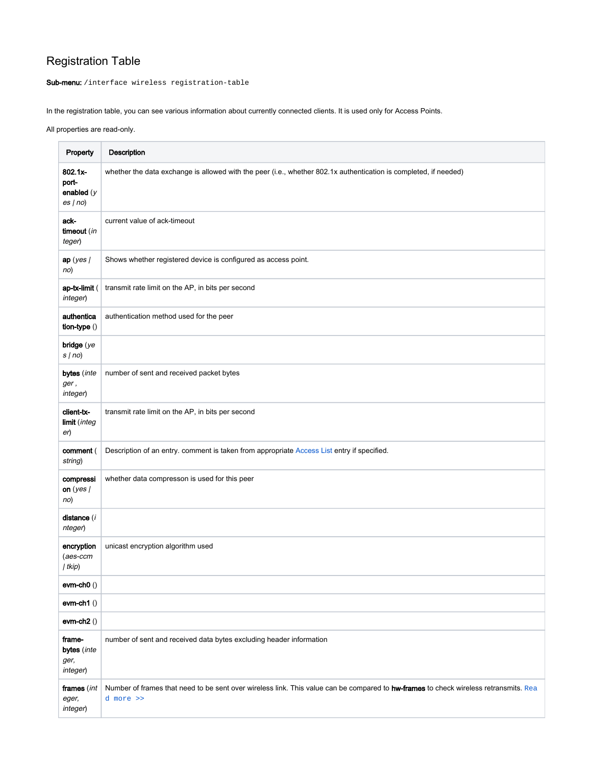## Registration Table

**Sub-menu:** `/interface wireless registration-table`

In the registration table, you can see various information about currently connected clients. It is used only for Access Points.

All properties are read-only.

| Property | Description |
|---|---|
| **802.1x-port-enabled** (*yes \| no*) | whether the data exchange is allowed with the peer (i.e., whether 802.1x authentication is completed, if needed) |
| **ack-timeout** (*integer*) | current value of ack-timeout |
| **ap** (*yes \| no*) | Shows whether registered device is configured as access point. |
| **ap-tx-limit** (*integer*) | transmit rate limit on the AP, in bits per second |
| **authentication-type** () | authentication method used for the peer |
| **bridge** (*yes \| no*) | |
| **bytes** (*integer , integer*) | number of sent and received packet bytes |
| **client-tx-limit** (*integer*) | transmit rate limit on the AP, in bits per second |
| **comment** (*string*) | Description of an entry. comment is taken from appropriate Access List entry if specified. |
| **compression** (*yes \| no*) | whether data compresson is used for this peer |
| **distance** (*integer*) | |
| **encryption** (*aes-ccm \| tkip*) | unicast encryption algorithm used |
| **evm-ch0** () | |
| **evm-ch1** () | |
| **evm-ch2** () | |
| **frame-bytes** (*integer, integer*) | number of sent and received data bytes excluding header information |
| **frames** (*integer, integer*) | Number of frames that need to be sent over wireless link. This value can be compared to **hw-frames** to check wireless retransmits. Read more >> |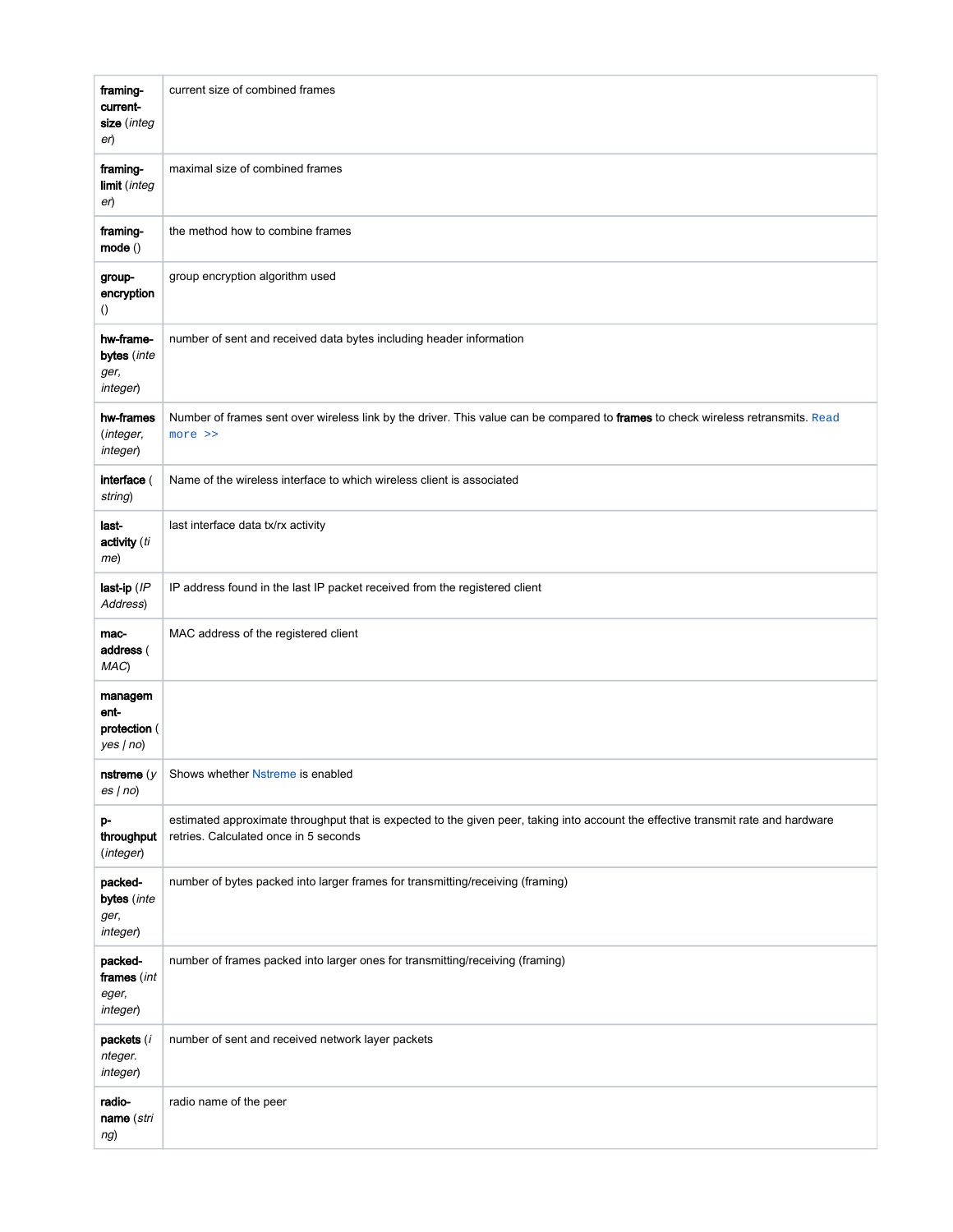| | |
|---|---|
| **framing-current-size** (*integer*) | current size of combined frames |
| **framing-limit** (*integer*) | maximal size of combined frames |
| **framing-mode** () | the method how to combine frames |
| **group-encryption** () | group encryption algorithm used |
| **hw-frame-bytes** (*integer, integer*) | number of sent and received data bytes including header information |
| **hw-frames** (*integer, integer*) | Number of frames sent over wireless link by the driver. This value can be compared to **frames** to check wireless retransmits. Read more >> |
| **interface** (*string*) | Name of the wireless interface to which wireless client is associated |
| **last-activity** (*time*) | last interface data tx/rx activity |
| **last-ip** (*IP Address*) | IP address found in the last IP packet received from the registered client |
| **mac-address** (*MAC*) | MAC address of the registered client |
| **management-protection** (*yes \| no*) | |
| **nstreme** (*yes \| no*) | Shows whether Nstreme is enabled |
| **p-throughput** (*integer*) | estimated approximate throughput that is expected to the given peer, taking into account the effective transmit rate and hardware retries. Calculated once in 5 seconds |
| **packed-bytes** (*integer, integer*) | number of bytes packed into larger frames for transmitting/receiving (framing) |
| **packed-frames** (*integer, integer*) | number of frames packed into larger ones for transmitting/receiving (framing) |
| **packets** (*integer. integer*) | number of sent and received network layer packets |
| **radio-name** (*string*) | radio name of the peer |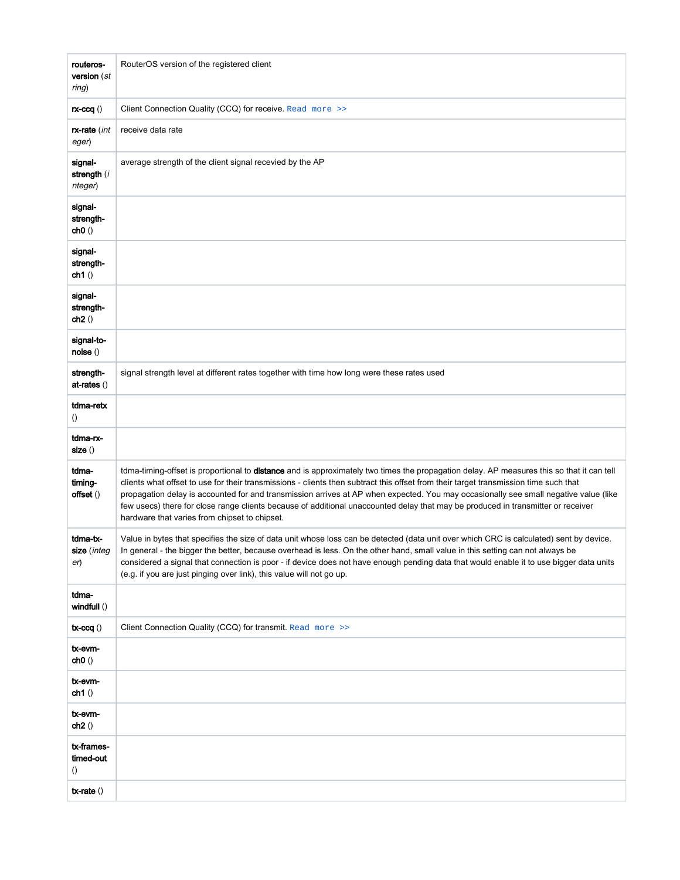| | |
|---|---|
| **routeros-version** (*string*) | RouterOS version of the registered client |
| **rx-ccq** () | Client Connection Quality (CCQ) for receive. Read more >> |
| **rx-rate** (*integer*) | receive data rate |
| **signal-strength** (*integer*) | average strength of the client signal recevied by the AP |
| **signal-strength-ch0** () | |
| **signal-strength-ch1** () | |
| **signal-strength-ch2** () | |
| **signal-to-noise** () | |
| **strength-at-rates** () | signal strength level at different rates together with time how long were these rates used |
| **tdma-retx** () | |
| **tdma-rx-size** () | |
| **tdma-timing-offset** () | tdma-timing-offset is proportional to **distance** and is approximately two times the propagation delay. AP measures this so that it can tell clients what offset to use for their transmissions - clients then subtract this offset from their target transmission time such that propagation delay is accounted for and transmission arrives at AP when expected. You may occasionally see small negative value (like few usecs) there for close range clients because of additional unaccounted delay that may be produced in transmitter or receiver hardware that varies from chipset to chipset. |
| **tdma-tx-size** (*integer*) | Value in bytes that specifies the size of data unit whose loss can be detected (data unit over which CRC is calculated) sent by device. In general - the bigger the better, because overhead is less. On the other hand, small value in this setting can not always be considered a signal that connection is poor - if device does not have enough pending data that would enable it to use bigger data units (e.g. if you are just pinging over link), this value will not go up. |
| **tdma-windfull** () | |
| **tx-ccq** () | Client Connection Quality (CCQ) for transmit. Read more >> |
| **tx-evm-ch0** () | |
| **tx-evm-ch1** () | |
| **tx-evm-ch2** () | |
| **tx-frames-timed-out** () | |
| **tx-rate** () | |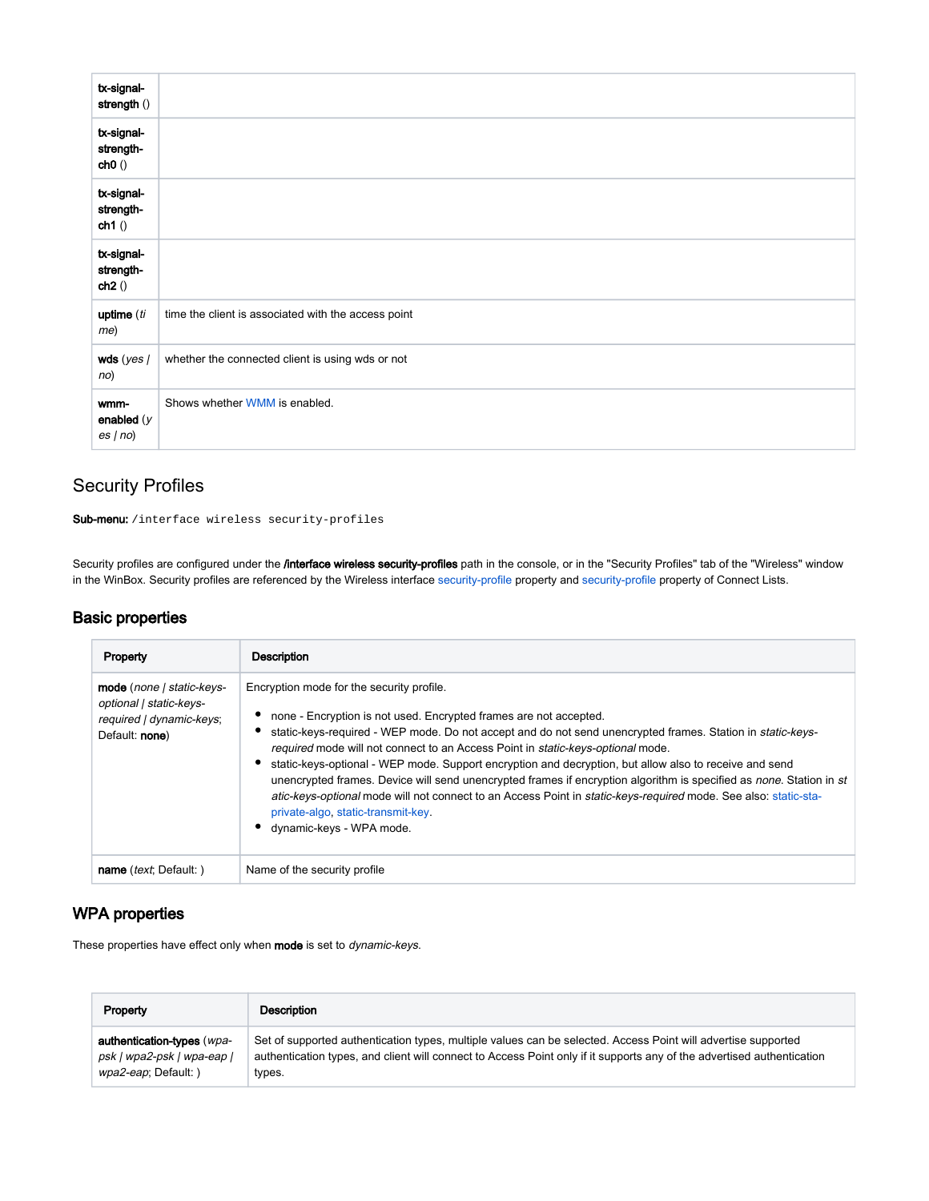| | |
|---|---|
| **tx-signal-strength** () | |
| **tx-signal-strength-ch0** () | |
| **tx-signal-strength-ch1** () | |
| **tx-signal-strength-ch2** () | |
| **uptime** (*time*) | time the client is associated with the access point |
| **wds** (*yes \| no*) | whether the connected client is using wds or not |
| **wmm-enabled** (*yes \| no*) | Shows whether WMM is enabled. |

## Security Profiles

**Sub-menu:** `/interface wireless security-profiles`

Security profiles are configured under the **/interface wireless security-profiles** path in the console, or in the "Security Profiles" tab of the "Wireless" window in the WinBox. Security profiles are referenced by the Wireless interface security-profile property and security-profile property of Connect Lists.

### Basic properties

| Property | Description |
|---|---|
| **mode** (*none \| static-keys-optional \| static-keys-required \| dynamic-keys*; Default: **none**) | Encryption mode for the security profile.<br>• none - Encryption is not used. Encrypted frames are not accepted.<br>• static-keys-required - WEP mode. Do not accept and do not send unencrypted frames. Station in *static-keys-required* mode will not connect to an Access Point in *static-keys-optional* mode.<br>• static-keys-optional - WEP mode. Support encryption and decryption, but allow also to receive and send unencrypted frames. Device will send unencrypted frames if encryption algorithm is specified as *none*. Station in *static-keys-optional* mode will not connect to an Access Point in *static-keys-required* mode. See also: static-sta-private-algo, static-transmit-key.<br>• dynamic-keys - WPA mode. |
| **name** (*text*; Default: ) | Name of the security profile |

### WPA properties

These properties have effect only when **mode** is set to *dynamic-keys*.

| Property | Description |
|---|---|
| **authentication-types** (*wpa-psk \| wpa2-psk \| wpa-eap \| wpa2-eap*; Default: ) | Set of supported authentication types, multiple values can be selected. Access Point will advertise supported authentication types, and client will connect to Access Point only if it supports any of the advertised authentication types. |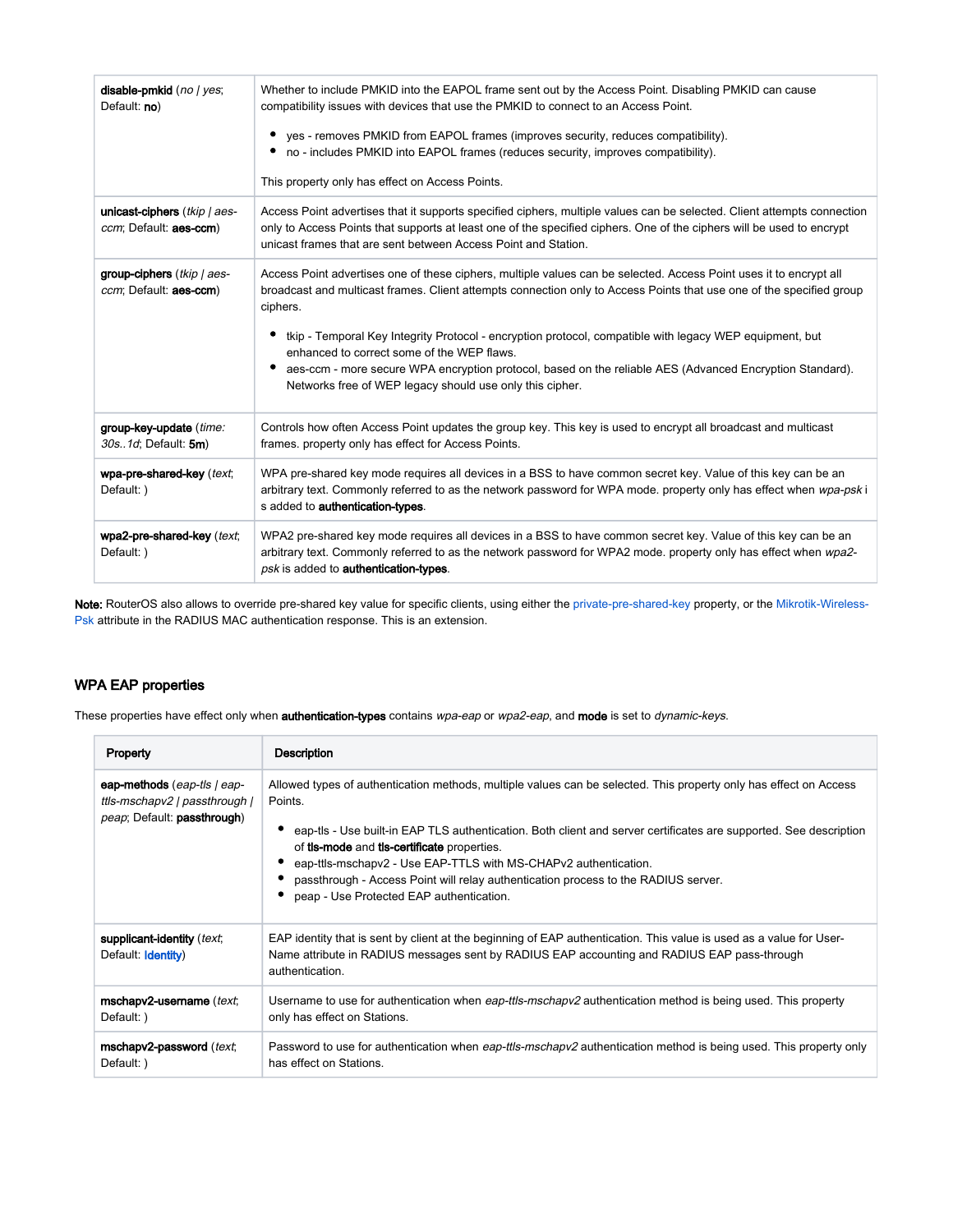| | |
|---|---|
| **disable-pmkid** (*no \| yes*; Default: **no**) | Whether to include PMKID into the EAPOL frame sent out by the Access Point. Disabling PMKID can cause compatibility issues with devices that use the PMKID to connect to an Access Point.<br><br>• yes - removes PMKID from EAPOL frames (improves security, reduces compatibility).<br>• no - includes PMKID into EAPOL frames (reduces security, improves compatibility).<br><br>This property only has effect on Access Points. |
| **unicast-ciphers** (*tkip \| aes-ccm*; Default: **aes-ccm**) | Access Point advertises that it supports specified ciphers, multiple values can be selected. Client attempts connection only to Access Points that supports at least one of the specified ciphers. One of the ciphers will be used to encrypt unicast frames that are sent between Access Point and Station. |
| **group-ciphers** (*tkip \| aes-ccm*; Default: **aes-ccm**) | Access Point advertises one of these ciphers, multiple values can be selected. Access Point uses it to encrypt all broadcast and multicast frames. Client attempts connection only to Access Points that use one of the specified group ciphers.<br><br>• tkip - Temporal Key Integrity Protocol - encryption protocol, compatible with legacy WEP equipment, but enhanced to correct some of the WEP flaws.<br>• aes-ccm - more secure WPA encryption protocol, based on the reliable AES (Advanced Encryption Standard). Networks free of WEP legacy should use only this cipher. |
| **group-key-update** (*time: 30s..1d*; Default: **5m**) | Controls how often Access Point updates the group key. This key is used to encrypt all broadcast and multicast frames. property only has effect for Access Points. |
| **wpa-pre-shared-key** (*text*; Default: ) | WPA pre-shared key mode requires all devices in a BSS to have common secret key. Value of this key can be an arbitrary text. Commonly referred to as the network password for WPA mode. property only has effect when *wpa-psk* is added to **authentication-types**. |
| **wpa2-pre-shared-key** (*text*; Default: ) | WPA2 pre-shared key mode requires all devices in a BSS to have common secret key. Value of this key can be an arbitrary text. Commonly referred to as the network password for WPA2 mode. property only has effect when *wpa2-psk* is added to **authentication-types**. |

**Note:** RouterOS also allows to override pre-shared key value for specific clients, using either the private-pre-shared-key property, or the Mikrotik-Wireless-Psk attribute in the RADIUS MAC authentication response. This is an extension.

### WPA EAP properties

These properties have effect only when **authentication-types** contains *wpa-eap* or *wpa2-eap*, and **mode** is set to *dynamic-keys*.

| Property | Description |
|---|---|
| **eap-methods** (*eap-tls \| eap-ttls-mschapv2 \| passthrough \| peap*; Default: **passthrough**) | Allowed types of authentication methods, multiple values can be selected. This property only has effect on Access Points.<br><br>• eap-tls - Use built-in EAP TLS authentication. Both client and server certificates are supported. See description of **tls-mode** and **tls-certificate** properties.<br>• eap-ttls-mschapv2 - Use EAP-TTLS with MS-CHAPv2 authentication.<br>• passthrough - Access Point will relay authentication process to the RADIUS server.<br>• peap - Use Protected EAP authentication. |
| **supplicant-identity** (*text*; Default: **Identity**) | EAP identity that is sent by client at the beginning of EAP authentication. This value is used as a value for User-Name attribute in RADIUS messages sent by RADIUS EAP accounting and RADIUS EAP pass-through authentication. |
| **mschapv2-username** (*text*; Default: ) | Username to use for authentication when *eap-ttls-mschapv2* authentication method is being used. This property only has effect on Stations. |
| **mschapv2-password** (*text*; Default: ) | Password to use for authentication when *eap-ttls-mschapv2* authentication method is being used. This property only has effect on Stations. |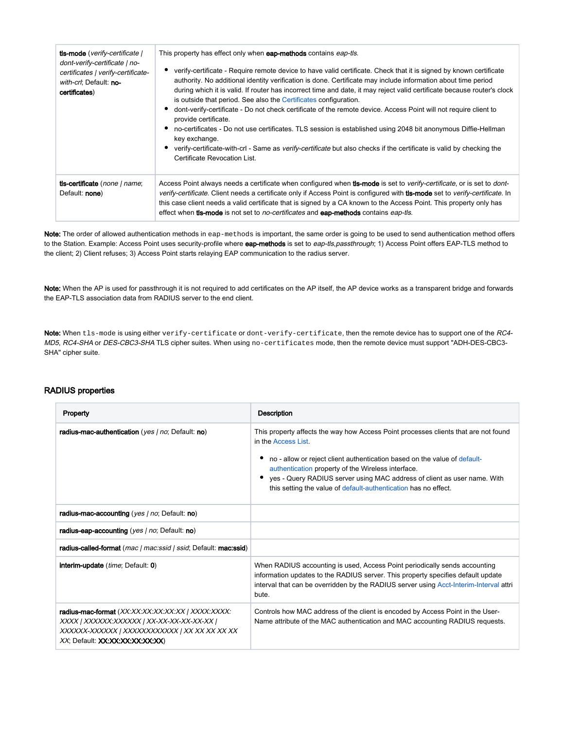| | |
|---|---|
| **tls-mode** (*verify-certificate \| dont-verify-certificate \| no-certificates \| verify-certificate-with-crl*; Default: **no-certificates**) | This property has effect only when **eap-methods** contains *eap-tls*.<br><br>• verify-certificate - Require remote device to have valid certificate. Check that it is signed by known certificate authority. No additional identity verification is done. Certificate may include information about time period during which it is valid. If router has incorrect time and date, it may reject valid certificate because router's clock is outside that period. See also the Certificates configuration.<br>• dont-verify-certificate - Do not check certificate of the remote device. Access Point will not require client to provide certificate.<br>• no-certificates - Do not use certificates. TLS session is established using 2048 bit anonymous Diffie-Hellman key exchange.<br>• verify-certificate-with-crl - Same as *verify-certificate* but also checks if the certificate is valid by checking the Certificate Revocation List. |
| **tls-certificate** (*none \| name*; Default: **none**) | Access Point always needs a certificate when configured when **tls-mode** is set to *verify-certificate*, or is set to *dont-verify-certificate*. Client needs a certificate only if Access Point is configured with **tls-mode** set to *verify-certificate*. In this case client needs a valid certificate that is signed by a CA known to the Access Point. This property only has effect when **tls-mode** is not set to *no-certificates* and **eap-methods** contains *eap-tls*. |

**Note:** The order of allowed authentication methods in `eap-methods` is important, the same order is going to be used to send authentication method offers to the Station. Example: Access Point uses security-profile where **eap-methods** is set to *eap-tls,passthrough*; 1) Access Point offers EAP-TLS method to the client; 2) Client refuses; 3) Access Point starts relaying EAP communication to the radius server.

**Note:** When the AP is used for passthrough it is not required to add certificates on the AP itself, the AP device works as a transparent bridge and forwards the EAP-TLS association data from RADIUS server to the end client.

**Note:** When `tls-mode` is using either `verify-certificate` or `dont-verify-certificate`, then the remote device has to support one of the *RC4-MD5*, *RC4-SHA* or *DES-CBC3-SHA* TLS cipher suites. When using `no-certificates` mode, then the remote device must support "ADH-DES-CBC3-SHA" cipher suite.

### RADIUS properties

| Property | Description |
|---|---|
| **radius-mac-authentication** (*yes \| no*; Default: **no**) | This property affects the way how Access Point processes clients that are not found in the Access List.<br><br>• no - allow or reject client authentication based on the value of default-authentication property of the Wireless interface.<br>• yes - Query RADIUS server using MAC address of client as user name. With this setting the value of default-authentication has no effect. |
| **radius-mac-accounting** (*yes \| no*; Default: **no**) | |
| **radius-eap-accounting** (*yes \| no*; Default: **no**) | |
| **radius-called-format** (*mac \| mac:ssid \| ssid*; Default: **mac:ssid**) | |
| **interim-update** (*time*; Default: **0**) | When RADIUS accounting is used, Access Point periodically sends accounting information updates to the RADIUS server. This property specifies default update interval that can be overridden by the RADIUS server using Acct-Interim-Interval attribute. |
| **radius-mac-format** (*XX:XX:XX:XX:XX:XX \| XXXX:XXXX:XXXX \| XXXXXX:XXXXXX \| XX-XX-XX-XX-XX-XX \| XXXXXX-XXXXXX \| XXXXXXXXXXXX \| XX XX XX XX XX XX*; Default: **XX:XX:XX:XX:XX:XX**) | Controls how MAC address of the client is encoded by Access Point in the User-Name attribute of the MAC authentication and MAC accounting RADIUS requests. |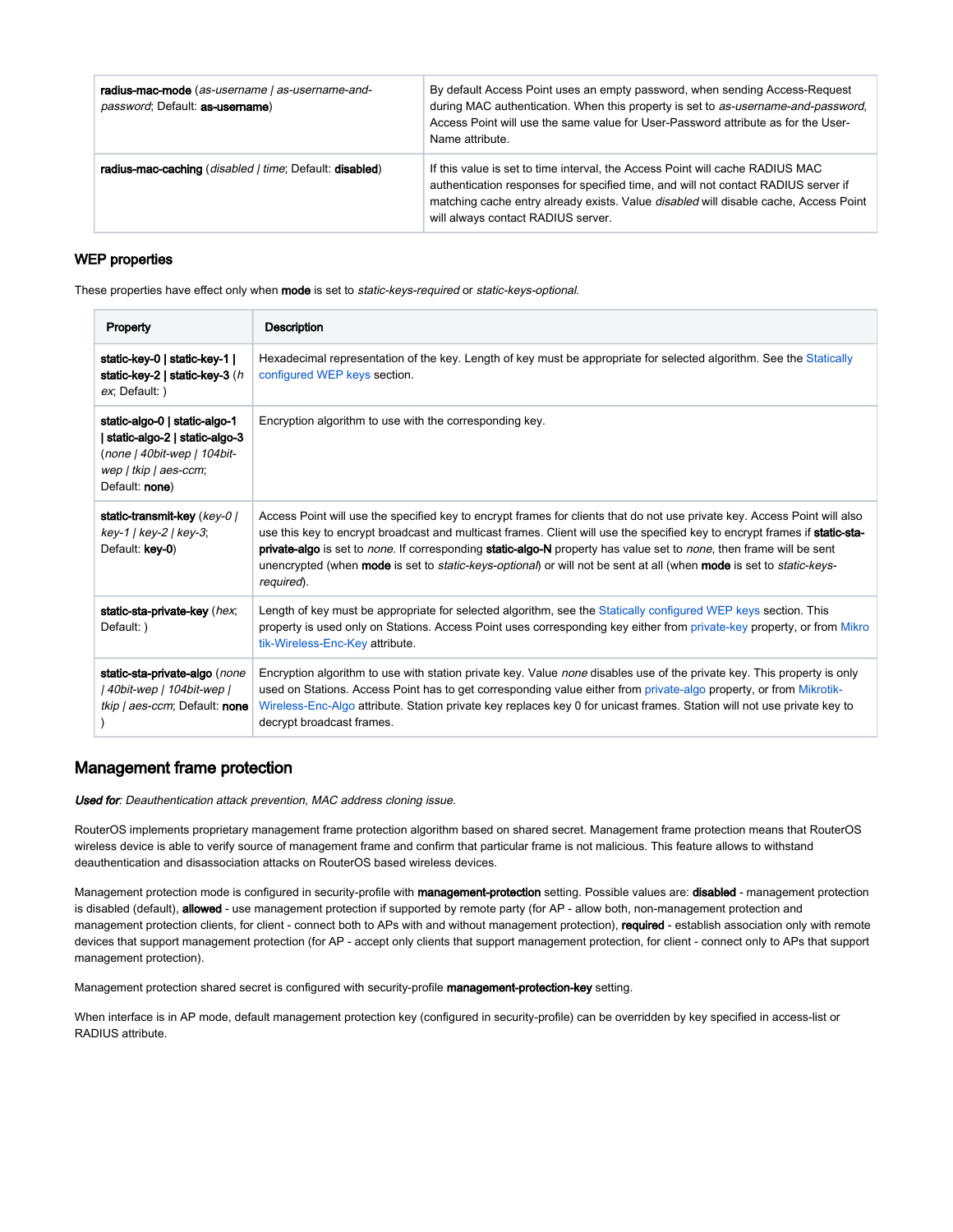| | |
|---|---|
| **radius-mac-mode** (*as-username \| as-username-and-password*; Default: **as-username**) | By default Access Point uses an empty password, when sending Access-Request during MAC authentication. When this property is set to *as-username-and-password*, Access Point will use the same value for User-Password attribute as for the User-Name attribute. |
| **radius-mac-caching** (*disabled \| time*; Default: **disabled**) | If this value is set to time interval, the Access Point will cache RADIUS MAC authentication responses for specified time, and will not contact RADIUS server if matching cache entry already exists. Value *disabled* will disable cache, Access Point will always contact RADIUS server. |

### WEP properties

These properties have effect only when **mode** is set to *static-keys-required* or *static-keys-optional*.

| Property | Description |
|---|---|
| **static-key-0 \| static-key-1 \| static-key-2 \| static-key-3** (*hex*; Default: ) | Hexadecimal representation of the key. Length of key must be appropriate for selected algorithm. See the Statically configured WEP keys section. |
| **static-algo-0 \| static-algo-1 \| static-algo-2 \| static-algo-3** (*none \| 40bit-wep \| 104bit-wep \| tkip \| aes-ccm*; Default: **none**) | Encryption algorithm to use with the corresponding key. |
| **static-transmit-key** (*key-0 \| key-1 \| key-2 \| key-3*; Default: **key-0**) | Access Point will use the specified key to encrypt frames for clients that do not use private key. Access Point will also use this key to encrypt broadcast and multicast frames. Client will use the specified key to encrypt frames if **static-sta-private-algo** is set to *none*. If corresponding **static-algo-N** property has value set to *none*, then frame will be sent unencrypted (when **mode** is set to *static-keys-optional*) or will not be sent at all (when **mode** is set to *static-keys-required*). |
| **static-sta-private-key** (*hex*; Default: ) | Length of key must be appropriate for selected algorithm, see the Statically configured WEP keys section. This property is used only on Stations. Access Point uses corresponding key either from private-key property, or from Mikrotik-Wireless-Enc-Key attribute. |
| **static-sta-private-algo** (*none \| 40bit-wep \| 104bit-wep \| tkip \| aes-ccm*; Default: **none**) | Encryption algorithm to use with station private key. Value *none* disables use of the private key. This property is only used on Stations. Access Point has to get corresponding value either from private-algo property, or from Mikrotik-Wireless-Enc-Algo attribute. Station private key replaces key 0 for unicast frames. Station will not use private key to decrypt broadcast frames. |

## Management frame protection

***Used for**: Deauthentication attack prevention, MAC address cloning issue.*

RouterOS implements proprietary management frame protection algorithm based on shared secret. Management frame protection means that RouterOS wireless device is able to verify source of management frame and confirm that particular frame is not malicious. This feature allows to withstand deauthentication and disassociation attacks on RouterOS based wireless devices.

Management protection mode is configured in security-profile with **management-protection** setting. Possible values are: **disabled** - management protection is disabled (default), **allowed** - use management protection if supported by remote party (for AP - allow both, non-management protection and management protection clients, for client - connect both to APs with and without management protection), **required** - establish association only with remote devices that support management protection (for AP - accept only clients that support management protection, for client - connect only to APs that support management protection).

Management protection shared secret is configured with security-profile **management-protection-key** setting.

When interface is in AP mode, default management protection key (configured in security-profile) can be overridden by key specified in access-list or RADIUS attribute.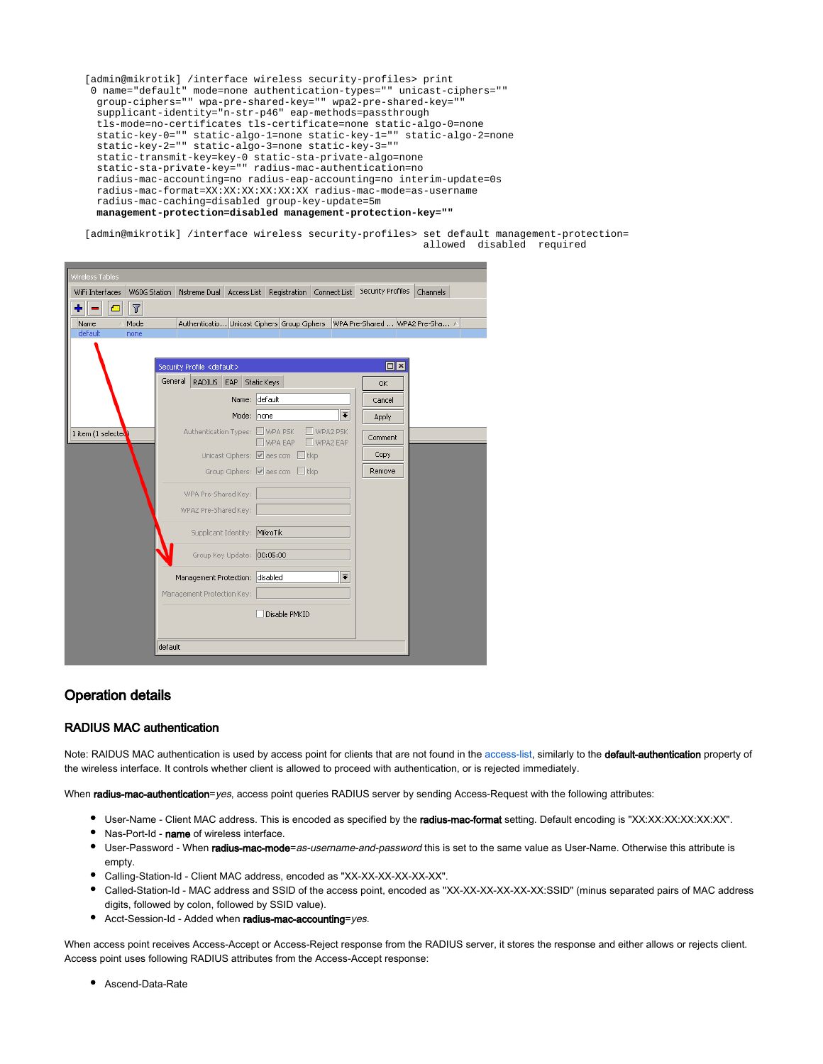```
[admin@mikrotik] /interface wireless security-profiles> print
 0 name="default" mode=none authentication-types="" unicast-ciphers=""
  group-ciphers="" wpa-pre-shared-key="" wpa2-pre-shared-key=""
  supplicant-identity="n-str-p46" eap-methods=passthrough
  tls-mode=no-certificates tls-certificate=none static-algo-0=none
  static-key-0="" static-algo-1=none static-key-1="" static-algo-2=none
  static-key-2="" static-algo-3=none static-key-3=""
  static-transmit-key=key-0 static-sta-private-algo=none
  static-sta-private-key="" radius-mac-authentication=no
  radius-mac-accounting=no radius-eap-accounting=no interim-update=0s
  radius-mac-format=XX:XX:XX:XX:XX:XX radius-mac-mode=as-username
  radius-mac-caching=disabled group-key-update=5m
  management-protection=disabled management-protection-key=""

[admin@mikrotik] /interface wireless security-profiles> set default management-protection=
                                                        allowed  disabled  required
```

## Operation details

### RADIUS MAC authentication

Note: RAIDUS MAC authentication is used by access point for clients that are not found in the access-list, similarly to the **default-authentication** property of the wireless interface. It controls whether client is allowed to proceed with authentication, or is rejected immediately.

When **radius-mac-authentication**=*yes*, access point queries RADIUS server by sending Access-Request with the following attributes:

- User-Name - Client MAC address. This is encoded as specified by the **radius-mac-format** setting. Default encoding is "XX:XX:XX:XX:XX:XX".
- Nas-Port-Id - **name** of wireless interface.
- User-Password - When **radius-mac-mode**=*as-username-and-password* this is set to the same value as User-Name. Otherwise this attribute is empty.
- Calling-Station-Id - Client MAC address, encoded as "XX-XX-XX-XX-XX-XX".
- Called-Station-Id - MAC address and SSID of the access point, encoded as "XX-XX-XX-XX-XX-XX:SSID" (minus separated pairs of MAC address digits, followed by colon, followed by SSID value).
- Acct-Session-Id - Added when **radius-mac-accounting**=*yes*.

When access point receives Access-Accept or Access-Reject response from the RADIUS server, it stores the response and either allows or rejects client. Access point uses following RADIUS attributes from the Access-Accept response:

- Ascend-Data-Rate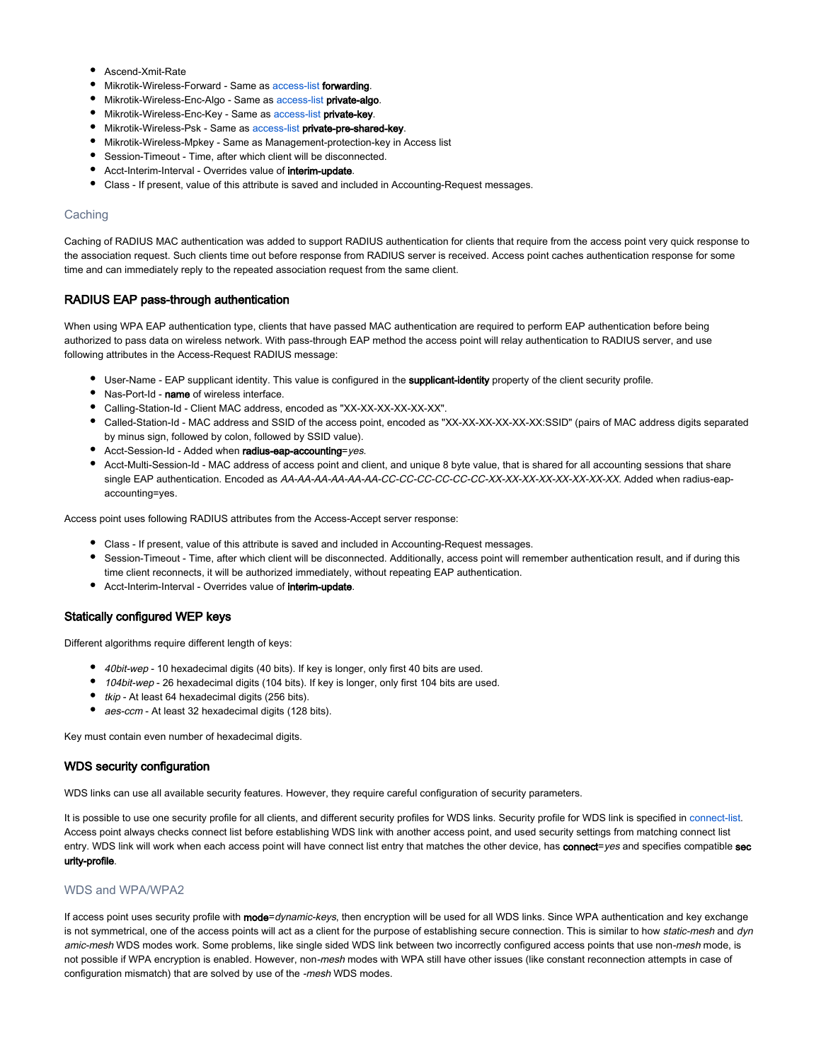- Ascend-Xmit-Rate
- Mikrotik-Wireless-Forward - Same as access-list **forwarding**.
- Mikrotik-Wireless-Enc-Algo - Same as access-list **private-algo**.
- Mikrotik-Wireless-Enc-Key - Same as access-list **private-key**.
- Mikrotik-Wireless-Psk - Same as access-list **private-pre-shared-key**.
- Mikrotik-Wireless-Mpkey - Same as Management-protection-key in Access list
- Session-Timeout - Time, after which client will be disconnected.
- Acct-Interim-Interval - Overrides value of **interim-update**.
- Class - If present, value of this attribute is saved and included in Accounting-Request messages.

#### Caching

Caching of RADIUS MAC authentication was added to support RADIUS authentication for clients that require from the access point very quick response to the association request. Such clients time out before response from RADIUS server is received. Access point caches authentication response for some time and can immediately reply to the repeated association request from the same client.

### RADIUS EAP pass-through authentication

When using WPA EAP authentication type, clients that have passed MAC authentication are required to perform EAP authentication before being authorized to pass data on wireless network. With pass-through EAP method the access point will relay authentication to RADIUS server, and use following attributes in the Access-Request RADIUS message:

- User-Name - EAP supplicant identity. This value is configured in the **supplicant-identity** property of the client security profile.
- Nas-Port-Id - **name** of wireless interface.
- Calling-Station-Id - Client MAC address, encoded as "XX-XX-XX-XX-XX-XX".
- Called-Station-Id - MAC address and SSID of the access point, encoded as "XX-XX-XX-XX-XX-XX:SSID" (pairs of MAC address digits separated by minus sign, followed by colon, followed by SSID value).
- Acct-Session-Id - Added when **radius-eap-accounting**=*yes*.
- Acct-Multi-Session-Id - MAC address of access point and client, and unique 8 byte value, that is shared for all accounting sessions that share single EAP authentication. Encoded as *AA-AA-AA-AA-AA-AA-CC-CC-CC-CC-CC-CC-XX-XX-XX-XX-XX-XX-XX-XX*. Added when radius-eap-accounting=yes.

Access point uses following RADIUS attributes from the Access-Accept server response:

- Class - If present, value of this attribute is saved and included in Accounting-Request messages.
- Session-Timeout - Time, after which client will be disconnected. Additionally, access point will remember authentication result, and if during this time client reconnects, it will be authorized immediately, without repeating EAP authentication.
- Acct-Interim-Interval - Overrides value of **interim-update**.

### Statically configured WEP keys

Different algorithms require different length of keys:

- *40bit-wep* - 10 hexadecimal digits (40 bits). If key is longer, only first 40 bits are used.
- *104bit-wep* - 26 hexadecimal digits (104 bits). If key is longer, only first 104 bits are used.
- *tkip* - At least 64 hexadecimal digits (256 bits).
- *aes-ccm* - At least 32 hexadecimal digits (128 bits).

Key must contain even number of hexadecimal digits.

### WDS security configuration

WDS links can use all available security features. However, they require careful configuration of security parameters.

It is possible to use one security profile for all clients, and different security profiles for WDS links. Security profile for WDS link is specified in connect-list. Access point always checks connect list before establishing WDS link with another access point, and used security settings from matching connect list entry. WDS link will work when each access point will have connect list entry that matches the other device, has **connect**=*yes* and specifies compatible **security-profile**.

#### WDS and WPA/WPA2

If access point uses security profile with **mode**=*dynamic-keys*, then encryption will be used for all WDS links. Since WPA authentication and key exchange is not symmetrical, one of the access points will act as a client for the purpose of establishing secure connection. This is similar to how *static-mesh* and *dynamic-mesh* WDS modes work. Some problems, like single sided WDS link between two incorrectly configured access points that use non-*mesh* mode, is not possible if WPA encryption is enabled. However, non-*mesh* modes with WPA still have other issues (like constant reconnection attempts in case of configuration mismatch) that are solved by use of the *-mesh* WDS modes.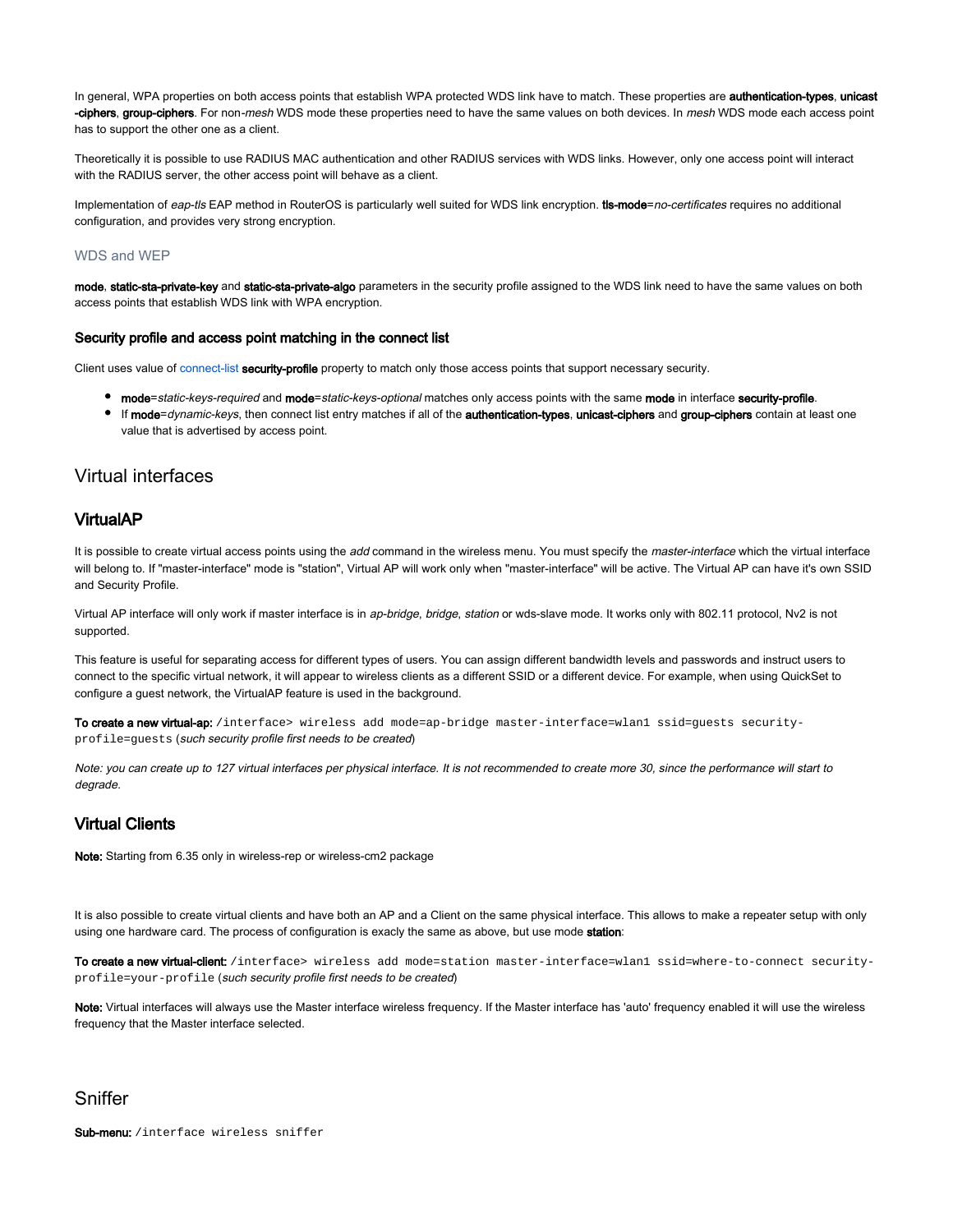In general, WPA properties on both access points that establish WPA protected WDS link have to match. These properties are **authentication-types**, **unicast-ciphers**, **group-ciphers**. For non-*mesh* WDS mode these properties need to have the same values on both devices. In *mesh* WDS mode each access point has to support the other one as a client.

Theoretically it is possible to use RADIUS MAC authentication and other RADIUS services with WDS links. However, only one access point will interact with the RADIUS server, the other access point will behave as a client.

Implementation of *eap-tls* EAP method in RouterOS is particularly well suited for WDS link encryption. **tls-mode**=*no-certificates* requires no additional configuration, and provides very strong encryption.

#### WDS and WEP

**mode**, **static-sta-private-key** and **static-sta-private-algo** parameters in the security profile assigned to the WDS link need to have the same values on both access points that establish WDS link with WPA encryption.

### Security profile and access point matching in the connect list

Client uses value of connect-list **security-profile** property to match only those access points that support necessary security.

- **mode**=*static-keys-required* and **mode**=*static-keys-optional* matches only access points with the same **mode** in interface **security-profile**.
- If **mode**=*dynamic-keys*, then connect list entry matches if all of the **authentication-types**, **unicast-ciphers** and **group-ciphers** contain at least one value that is advertised by access point.

## Virtual interfaces

### VirtualAP

It is possible to create virtual access points using the *add* command in the wireless menu. You must specify the *master-interface* which the virtual interface will belong to. If "master-interface" mode is "station", Virtual AP will work only when "master-interface" will be active. The Virtual AP can have it's own SSID and Security Profile.

Virtual AP interface will only work if master interface is in *ap-bridge*, *bridge*, *station* or wds-slave mode. It works only with 802.11 protocol, Nv2 is not supported.

This feature is useful for separating access for different types of users. You can assign different bandwidth levels and passwords and instruct users to connect to the specific virtual network, it will appear to wireless clients as a different SSID or a different device. For example, when using QuickSet to configure a guest network, the VirtualAP feature is used in the background.

**To create a new virtual-ap:** `/interface> wireless add mode=ap-bridge master-interface=wlan1 ssid=guests security-profile=guests` (*such security profile first needs to be created*)

*Note: you can create up to 127 virtual interfaces per physical interface. It is not recommended to create more 30, since the performance will start to degrade.*

### Virtual Clients

**Note:** Starting from 6.35 only in wireless-rep or wireless-cm2 package

It is also possible to create virtual clients and have both an AP and a Client on the same physical interface. This allows to make a repeater setup with only using one hardware card. The process of configuration is exacly the same as above, but use mode **station**:

**To create a new virtual-client:** `/interface> wireless add mode=station master-interface=wlan1 ssid=where-to-connect security-profile=your-profile` (*such security profile first needs to be created*)

**Note:** Virtual interfaces will always use the Master interface wireless frequency. If the Master interface has 'auto' frequency enabled it will use the wireless frequency that the Master interface selected.

## Sniffer

**Sub-menu:** `/interface wireless sniffer`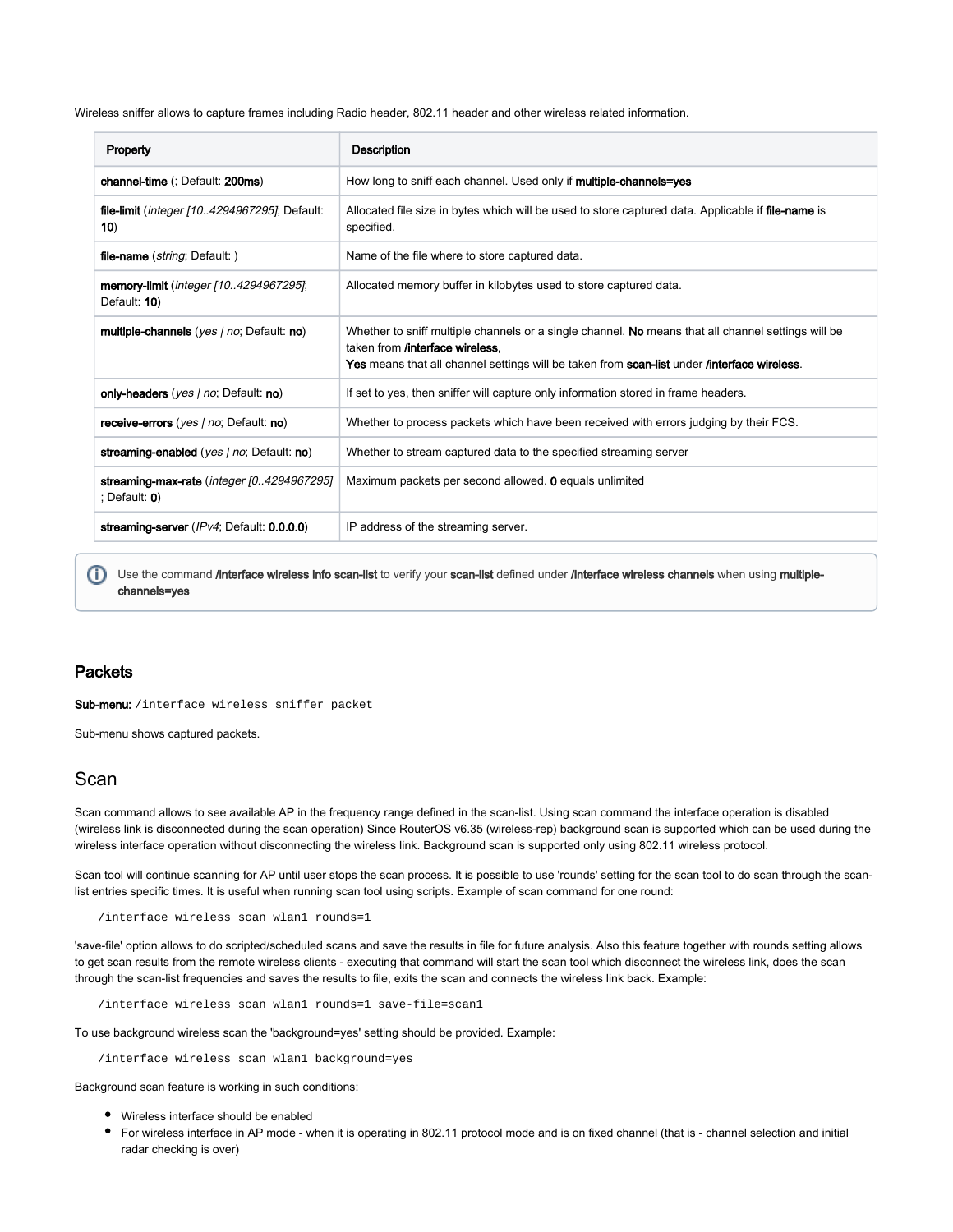Wireless sniffer allows to capture frames including Radio header, 802.11 header and other wireless related information.

| Property | Description |
|---|---|
| **channel-time** (; Default: **200ms**) | How long to sniff each channel. Used only if **multiple-channels=yes** |
| **file-limit** (*integer [10..4294967295]*; Default: **10**) | Allocated file size in bytes which will be used to store captured data. Applicable if **file-name** is specified. |
| **file-name** (*string*; Default: ) | Name of the file where to store captured data. |
| **memory-limit** (*integer [10..4294967295]*; Default: **10**) | Allocated memory buffer in kilobytes used to store captured data. |
| **multiple-channels** (*yes \| no*; Default: **no**) | Whether to sniff multiple channels or a single channel. **No** means that all channel settings will be taken from **/interface wireless**, **Yes** means that all channel settings will be taken from **scan-list** under **/interface wireless**. |
| **only-headers** (*yes \| no*; Default: **no**) | If set to yes, then sniffer will capture only information stored in frame headers. |
| **receive-errors** (*yes \| no*; Default: **no**) | Whether to process packets which have been received with errors judging by their FCS. |
| **streaming-enabled** (*yes \| no*; Default: **no**) | Whether to stream captured data to the specified streaming server |
| **streaming-max-rate** (*integer [0..4294967295]* ; Default: **0**) | Maximum packets per second allowed. **0** equals unlimited |
| **streaming-server** (*IPv4*; Default: **0.0.0.0**) | IP address of the streaming server. |

Use the command **/interface wireless info scan-list** to verify your **scan-list** defined under **/interface wireless channels** when using **multiple-channels=yes**

### Packets

**Sub-menu:** `/interface wireless sniffer packet`

Sub-menu shows captured packets.

## Scan

Scan command allows to see available AP in the frequency range defined in the scan-list. Using scan command the interface operation is disabled (wireless link is disconnected during the scan operation) Since RouterOS v6.35 (wireless-rep) background scan is supported which can be used during the wireless interface operation without disconnecting the wireless link. Background scan is supported only using 802.11 wireless protocol.

Scan tool will continue scanning for AP until user stops the scan process. It is possible to use 'rounds' setting for the scan tool to do scan through the scan-list entries specific times. It is useful when running scan tool using scripts. Example of scan command for one round:

```
/interface wireless scan wlan1 rounds=1
```

'save-file' option allows to do scripted/scheduled scans and save the results in file for future analysis. Also this feature together with rounds setting allows to get scan results from the remote wireless clients - executing that command will start the scan tool which disconnect the wireless link, does the scan through the scan-list frequencies and saves the results to file, exits the scan and connects the wireless link back. Example:

```
/interface wireless scan wlan1 rounds=1 save-file=scan1
```

To use background wireless scan the 'background=yes' setting should be provided. Example:

```
/interface wireless scan wlan1 background=yes
```

Background scan feature is working in such conditions:

- Wireless interface should be enabled
- For wireless interface in AP mode - when it is operating in 802.11 protocol mode and is on fixed channel (that is - channel selection and initial radar checking is over)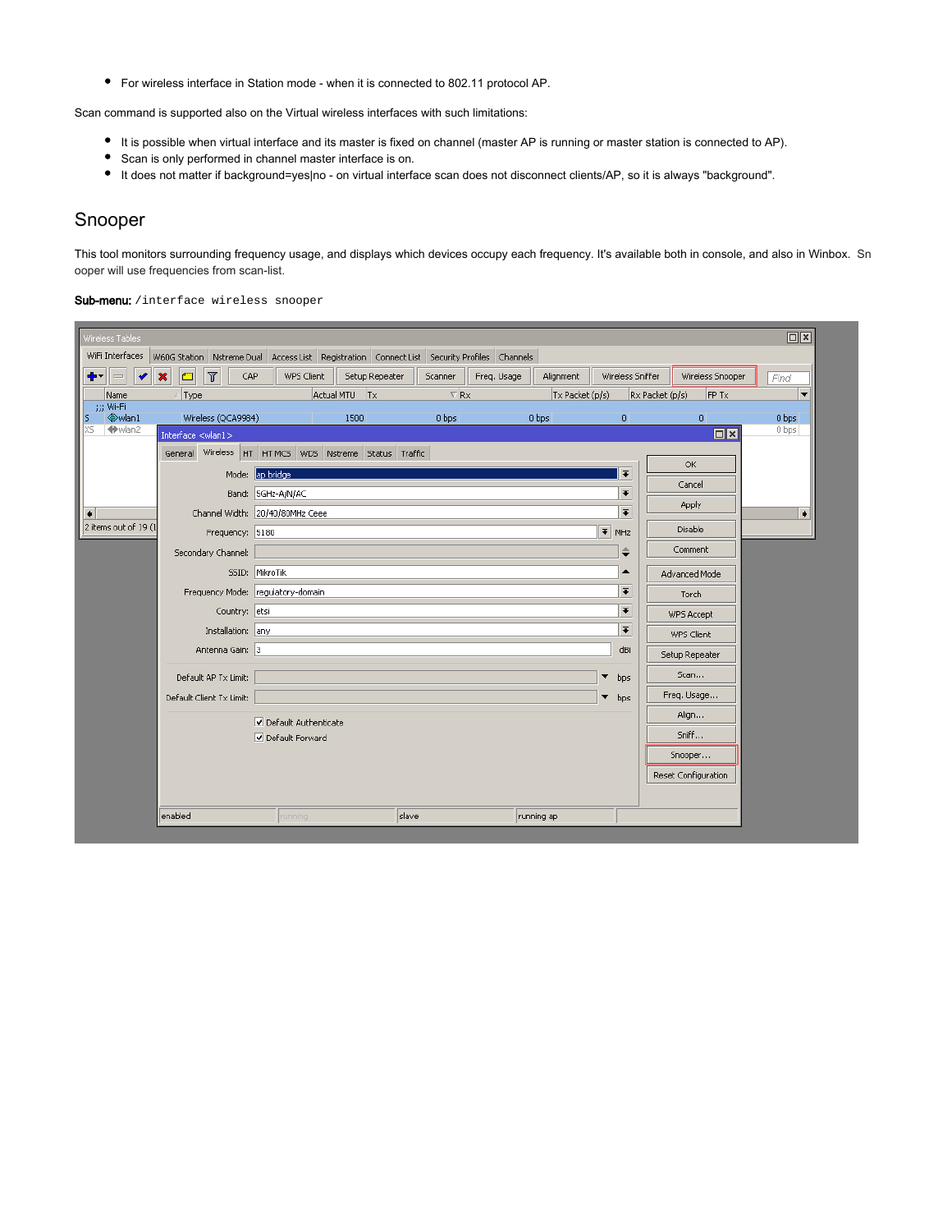- For wireless interface in Station mode - when it is connected to 802.11 protocol AP.

Scan command is supported also on the Virtual wireless interfaces with such limitations:

- It is possible when virtual interface and its master is fixed on channel (master AP is running or master station is connected to AP).
- Scan is only performed in channel master interface is on.
- It does not matter if background=yes|no - on virtual interface scan does not disconnect clients/AP, so it is always "background".

## Snooper

This tool monitors surrounding frequency usage, and displays which devices occupy each frequency. It's available both in console, and also in Winbox. Snooper will use frequencies from scan-list.

**Sub-menu:** `/interface wireless snooper`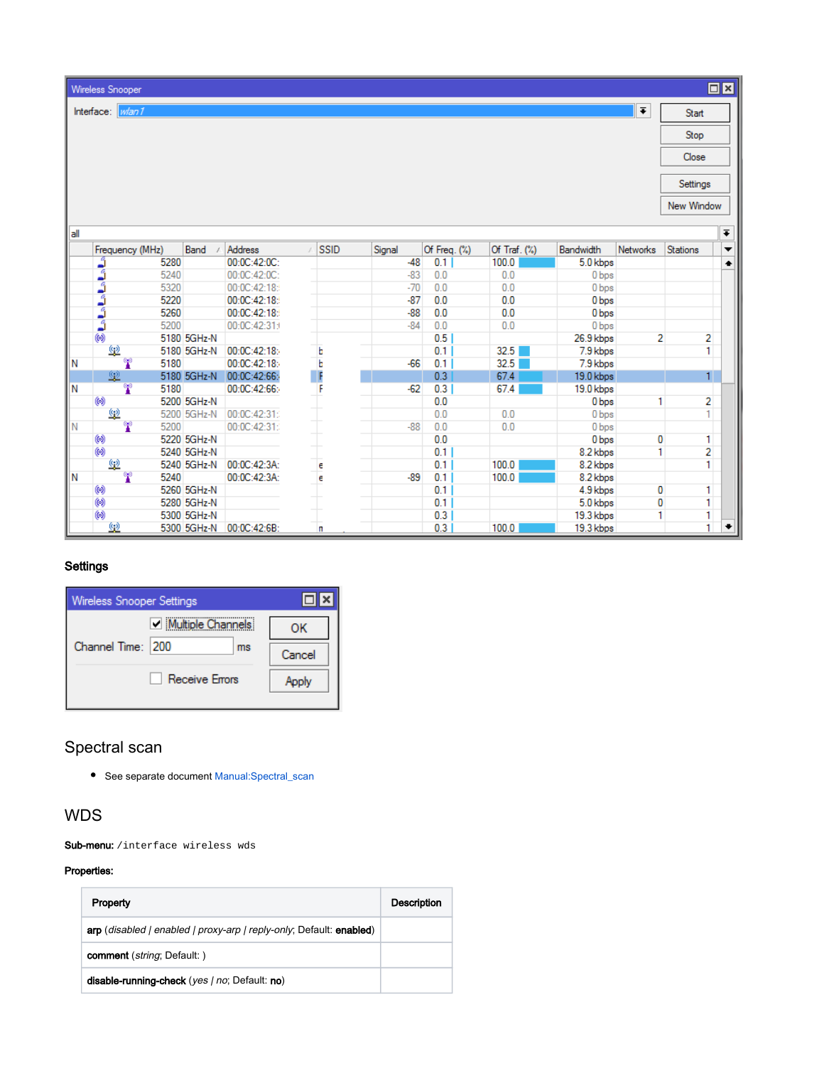**Settings**

## Spectral scan

- See separate document Manual:Spectral_scan

## WDS

**Sub-menu:** `/interface wireless wds`

**Properties:**

| Property | Description |
|---|---|
| **arp** (*disabled \| enabled \| proxy-arp \| reply-only*; Default: **enabled**) | |
| **comment** (*string*; Default: ) | |
| **disable-running-check** (*yes \| no*; Default: **no**) | |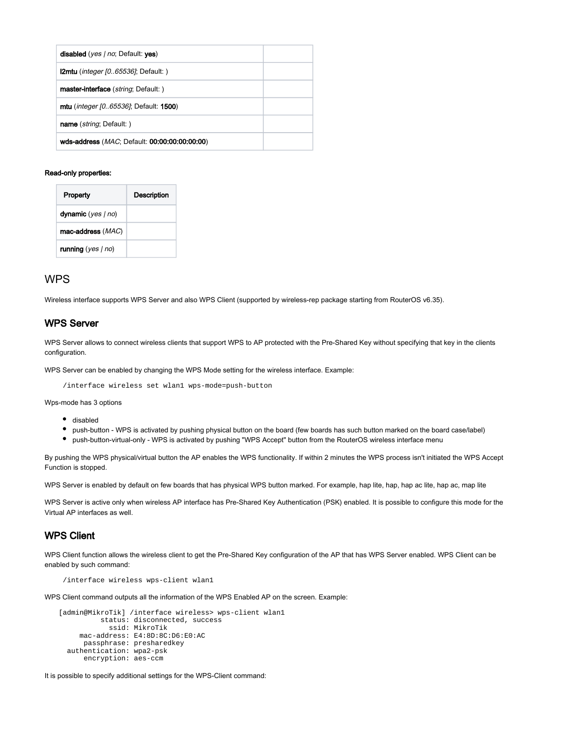| | |
|---|---|
| **disabled** (*yes \| no*; Default: **yes**) | |
| **l2mtu** (*integer [0..65536]*; Default: ) | |
| **master-interface** (*string*; Default: ) | |
| **mtu** (*integer [0..65536]*; Default: **1500**) | |
| **name** (*string*; Default: ) | |
| **wds-address** (*MAC*; Default: **00:00:00:00:00:00**) | |

**Read-only properties:**

| Property | Description |
|---|---|
| **dynamic** (*yes \| no*) | |
| **mac-address** (*MAC*) | |
| **running** (*yes \| no*) | |

# WPS

Wireless interface supports WPS Server and also WPS Client (supported by wireless-rep package starting from RouterOS v6.35).

## WPS Server

WPS Server allows to connect wireless clients that support WPS to AP protected with the Pre-Shared Key without specifying that key in the clients configuration.

WPS Server can be enabled by changing the WPS Mode setting for the wireless interface. Example:

```
/interface wireless set wlan1 wps-mode=push-button
```

Wps-mode has 3 options

- disabled
- push-button - WPS is activated by pushing physical button on the board (few boards has such button marked on the board case/label)
- push-button-virtual-only - WPS is activated by pushing "WPS Accept" button from the RouterOS wireless interface menu

By pushing the WPS physical/virtual button the AP enables the WPS functionality. If within 2 minutes the WPS process isn't initiated the WPS Accept Function is stopped.

WPS Server is enabled by default on few boards that has physical WPS button marked. For example, hap lite, hap, hap ac lite, hap ac, map lite

WPS Server is active only when wireless AP interface has Pre-Shared Key Authentication (PSK) enabled. It is possible to configure this mode for the Virtual AP interfaces as well.

## WPS Client

WPS Client function allows the wireless client to get the Pre-Shared Key configuration of the AP that has WPS Server enabled. WPS Client can be enabled by such command:

```
/interface wireless wps-client wlan1
```

WPS Client command outputs all the information of the WPS Enabled AP on the screen. Example:

```
[admin@MikroTik] /interface wireless> wps-client wlan1
          status: disconnected, success
            ssid: MikroTik
     mac-address: E4:8D:8C:D6:E0:AC
      passphrase: presharedkey
  authentication: wpa2-psk
      encryption: aes-ccm
```

It is possible to specify additional settings for the WPS-Client command: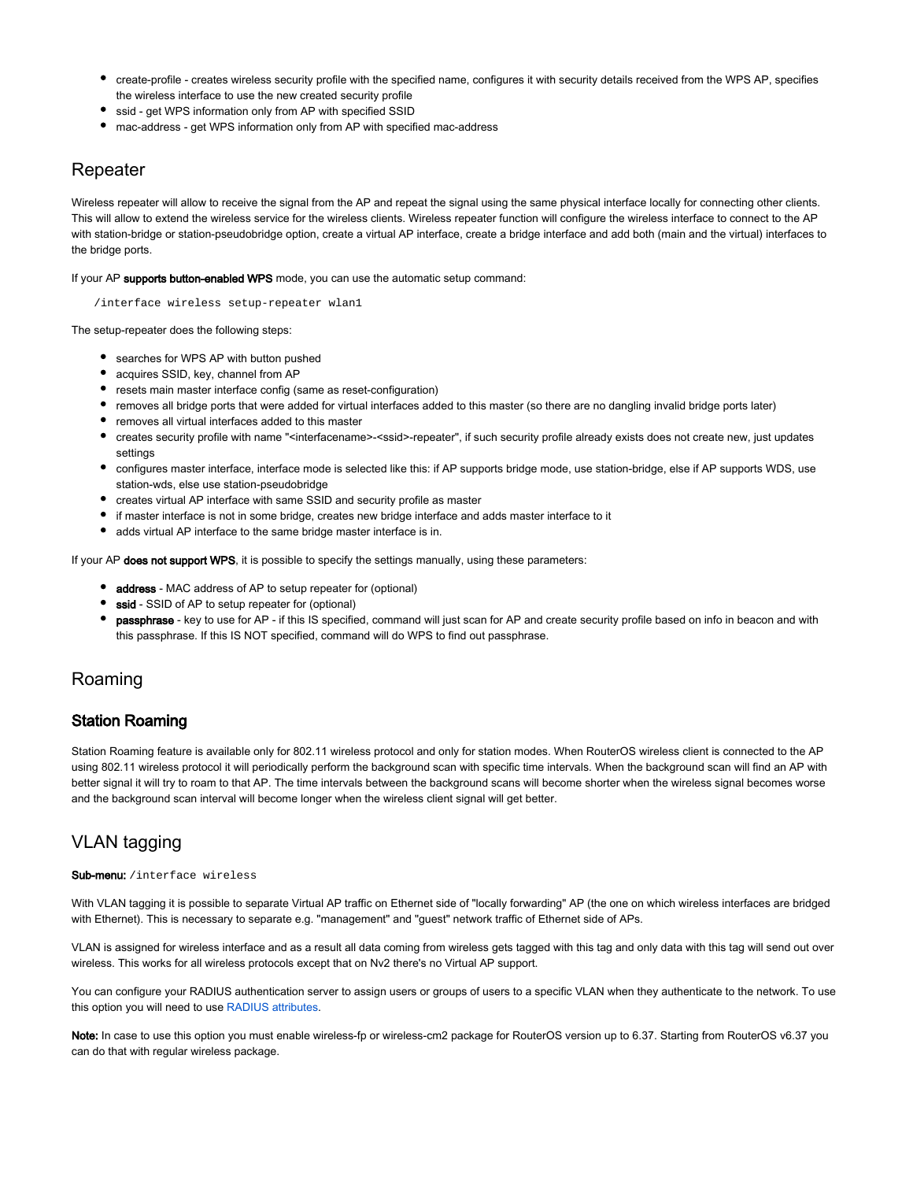- create-profile - creates wireless security profile with the specified name, configures it with security details received from the WPS AP, specifies the wireless interface to use the new created security profile
- ssid - get WPS information only from AP with specified SSID
- mac-address - get WPS information only from AP with specified mac-address

## Repeater

Wireless repeater will allow to receive the signal from the AP and repeat the signal using the same physical interface locally for connecting other clients. This will allow to extend the wireless service for the wireless clients. Wireless repeater function will configure the wireless interface to connect to the AP with station-bridge or station-pseudobridge option, create a virtual AP interface, create a bridge interface and add both (main and the virtual) interfaces to the bridge ports.

If your AP **supports button-enabled WPS** mode, you can use the automatic setup command:

```
/interface wireless setup-repeater wlan1
```

The setup-repeater does the following steps:

- searches for WPS AP with button pushed
- acquires SSID, key, channel from AP
- resets main master interface config (same as reset-configuration)
- removes all bridge ports that were added for virtual interfaces added to this master (so there are no dangling invalid bridge ports later)
- removes all virtual interfaces added to this master
- creates security profile with name "<interfacename>-<ssid>-repeater", if such security profile already exists does not create new, just updates settings
- configures master interface, interface mode is selected like this: if AP supports bridge mode, use station-bridge, else if AP supports WDS, use station-wds, else use station-pseudobridge
- creates virtual AP interface with same SSID and security profile as master
- if master interface is not in some bridge, creates new bridge interface and adds master interface to it
- adds virtual AP interface to the same bridge master interface is in.

If your AP **does not support WPS**, it is possible to specify the settings manually, using these parameters:

- **address** - MAC address of AP to setup repeater for (optional)
- **ssid** - SSID of AP to setup repeater for (optional)
- **passphrase** - key to use for AP - if this IS specified, command will just scan for AP and create security profile based on info in beacon and with this passphrase. If this IS NOT specified, command will do WPS to find out passphrase.

## Roaming

### Station Roaming

Station Roaming feature is available only for 802.11 wireless protocol and only for station modes. When RouterOS wireless client is connected to the AP using 802.11 wireless protocol it will periodically perform the background scan with specific time intervals. When the background scan will find an AP with better signal it will try to roam to that AP. The time intervals between the background scans will become shorter when the wireless signal becomes worse and the background scan interval will become longer when the wireless client signal will get better.

## VLAN tagging

**Sub-menu:** `/interface wireless`

With VLAN tagging it is possible to separate Virtual AP traffic on Ethernet side of "locally forwarding" AP (the one on which wireless interfaces are bridged with Ethernet). This is necessary to separate e.g. "management" and "guest" network traffic of Ethernet side of APs.

VLAN is assigned for wireless interface and as a result all data coming from wireless gets tagged with this tag and only data with this tag will send out over wireless. This works for all wireless protocols except that on Nv2 there's no Virtual AP support.

You can configure your RADIUS authentication server to assign users or groups of users to a specific VLAN when they authenticate to the network. To use this option you will need to use RADIUS attributes.

**Note:** In case to use this option you must enable wireless-fp or wireless-cm2 package for RouterOS version up to 6.37. Starting from RouterOS v6.37 you can do that with regular wireless package.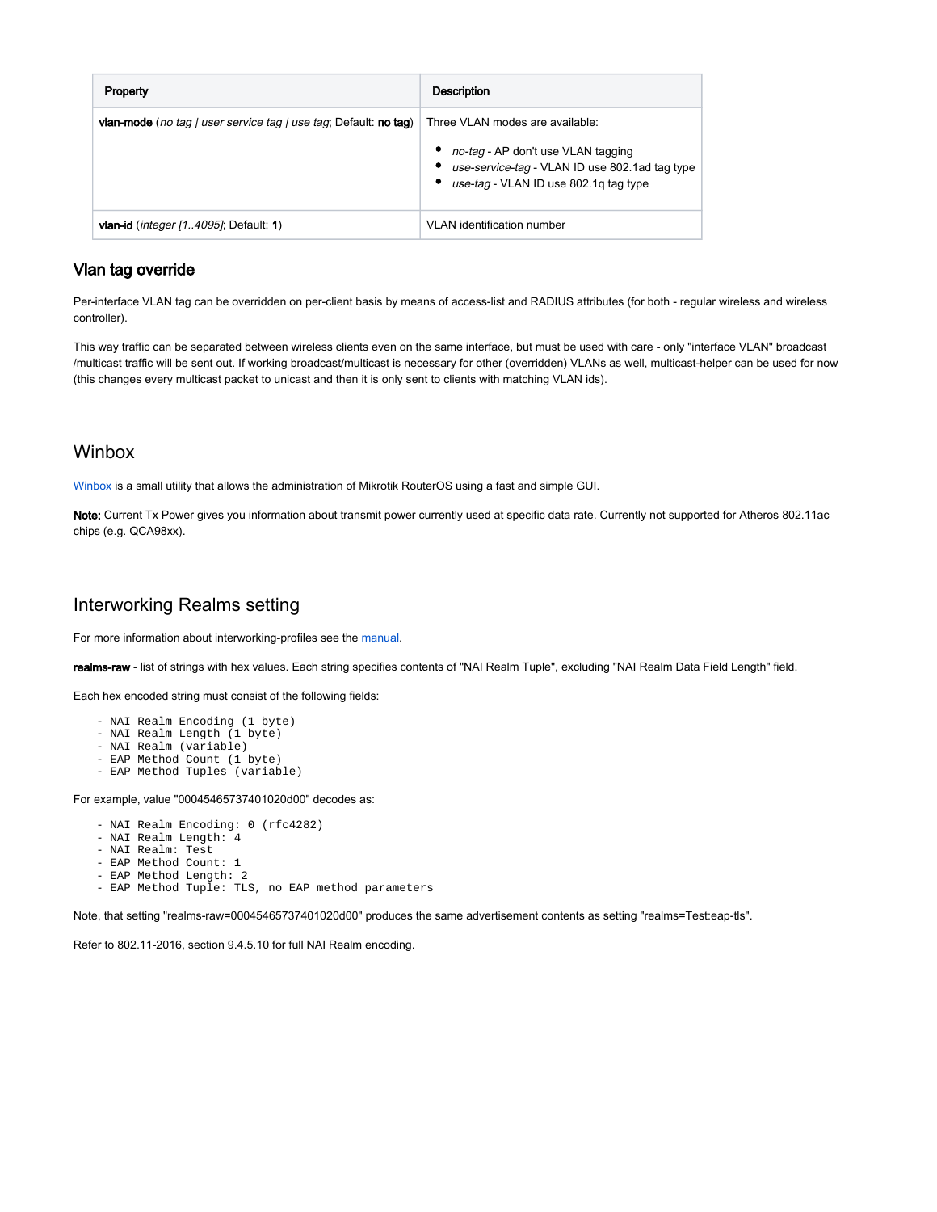| Property | Description |
| --- | --- |
| **vlan-mode** (*no tag \| user service tag \| use tag*; Default: **no tag**) | Three VLAN modes are available:<br>• *no-tag* - AP don't use VLAN tagging<br>• *use-service-tag* - VLAN ID use 802.1ad tag type<br>• *use-tag* - VLAN ID use 802.1q tag type |
| **vlan-id** (*integer [1..4095]*; Default: **1**) | VLAN identification number |

### Vlan tag override

Per-interface VLAN tag can be overridden on per-client basis by means of access-list and RADIUS attributes (for both - regular wireless and wireless controller).

This way traffic can be separated between wireless clients even on the same interface, but must be used with care - only "interface VLAN" broadcast /multicast traffic will be sent out. If working broadcast/multicast is necessary for other (overridden) VLANs as well, multicast-helper can be used for now (this changes every multicast packet to unicast and then it is only sent to clients with matching VLAN ids).

## Winbox

Winbox is a small utility that allows the administration of Mikrotik RouterOS using a fast and simple GUI.

**Note:** Current Tx Power gives you information about transmit power currently used at specific data rate. Currently not supported for Atheros 802.11ac chips (e.g. QCA98xx).

## Interworking Realms setting

For more information about interworking-profiles see the manual.

**realms-raw** - list of strings with hex values. Each string specifies contents of "NAI Realm Tuple", excluding "NAI Realm Data Field Length" field.

Each hex encoded string must consist of the following fields:

```
- NAI Realm Encoding (1 byte)
- NAI Realm Length (1 byte)
- NAI Realm (variable)
- EAP Method Count (1 byte)
- EAP Method Tuples (variable)
```

For example, value "00045465737401020d00" decodes as:

```
- NAI Realm Encoding: 0 (rfc4282)
- NAI Realm Length: 4
- NAI Realm: Test
- EAP Method Count: 1
- EAP Method Length: 2
- EAP Method Tuple: TLS, no EAP method parameters
```

Note, that setting "realms-raw=00045465737401020d00" produces the same advertisement contents as setting "realms=Test:eap-tls".

Refer to 802.11-2016, section 9.4.5.10 for full NAI Realm encoding.